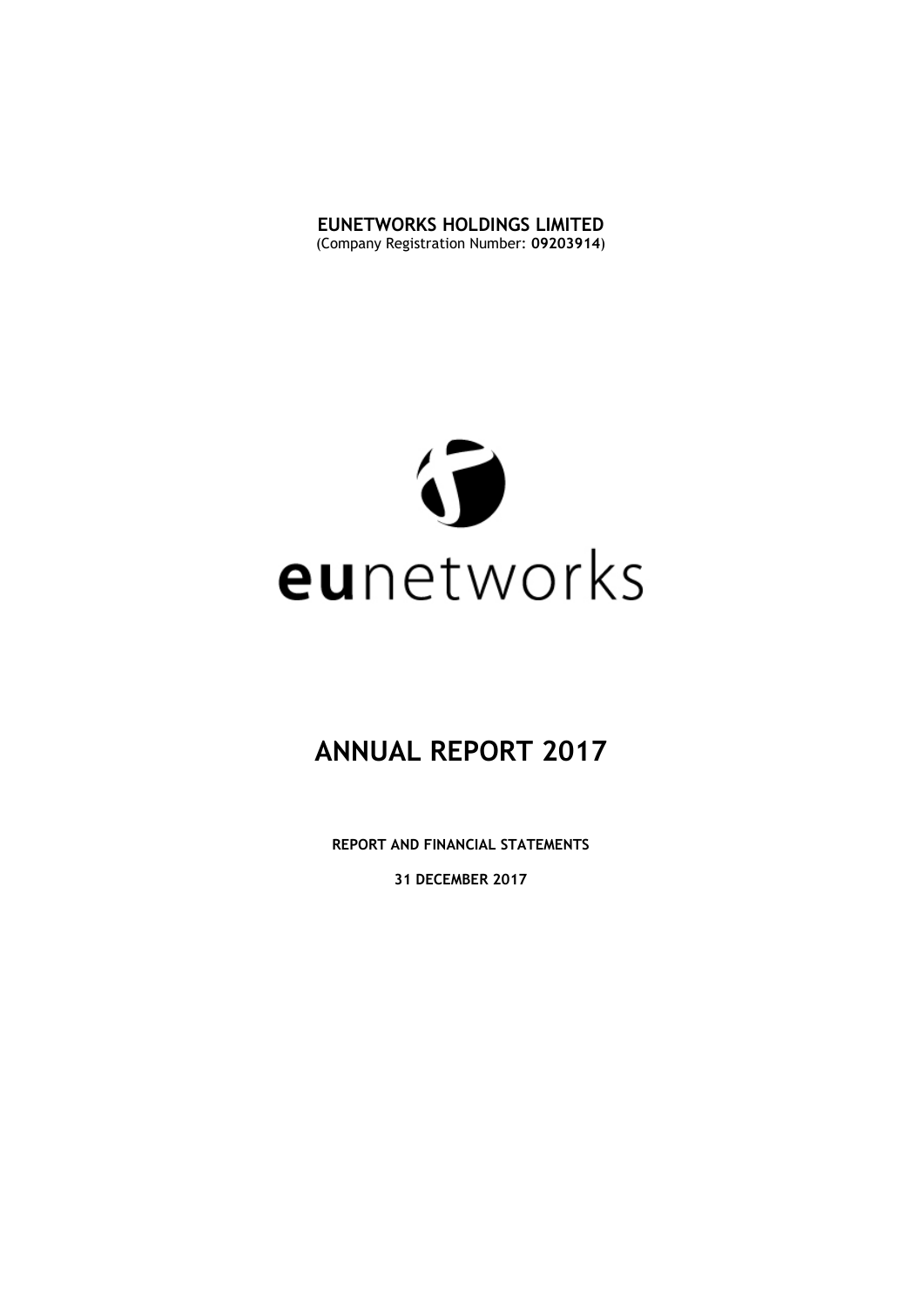**EUNETWORKS HOLDINGS LIMITED**
(Company Registration Number: **09203914**)

**eu**networks

# ANNUAL REPORT 2017

**REPORT AND FINANCIAL STATEMENTS**

**31 DECEMBER 2017**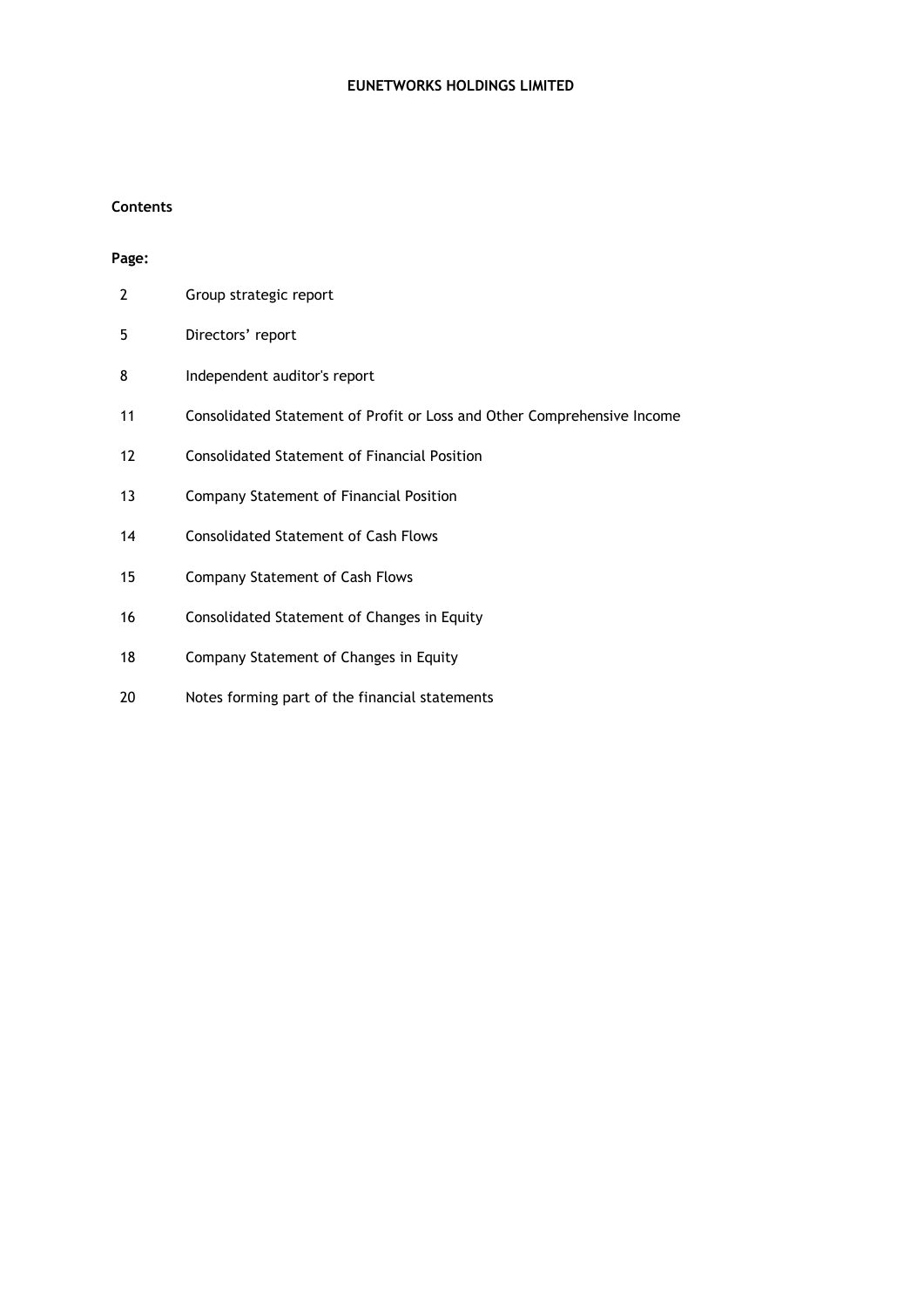**EUNETWORKS HOLDINGS LIMITED**

**Contents**

**Page:**

| | |
|---|---|
| 2 | Group strategic report |
| 5 | Directors' report |
| 8 | Independent auditor's report |
| 11 | Consolidated Statement of Profit or Loss and Other Comprehensive Income |
| 12 | Consolidated Statement of Financial Position |
| 13 | Company Statement of Financial Position |
| 14 | Consolidated Statement of Cash Flows |
| 15 | Company Statement of Cash Flows |
| 16 | Consolidated Statement of Changes in Equity |
| 18 | Company Statement of Changes in Equity |
| 20 | Notes forming part of the financial statements |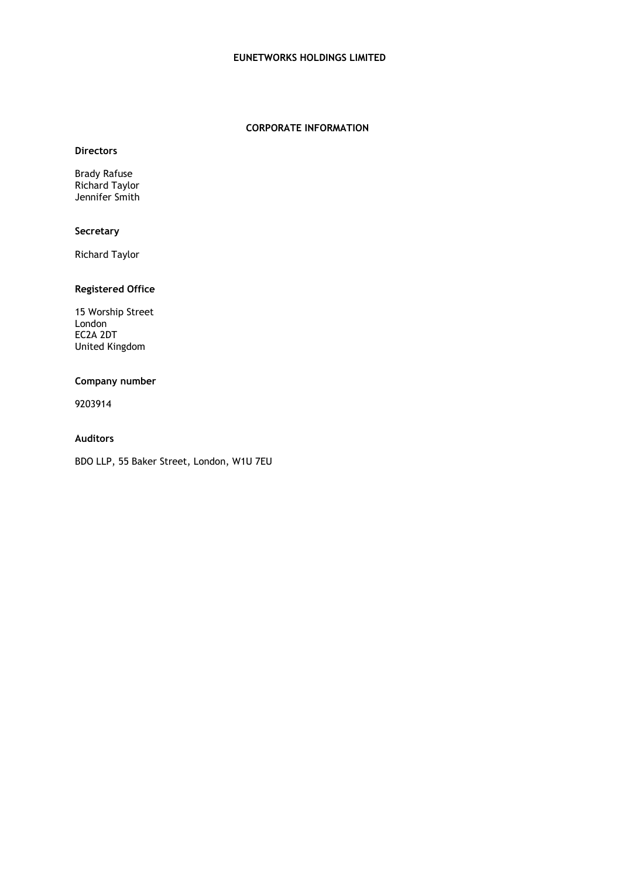# EUNETWORKS HOLDINGS LIMITED

## CORPORATE INFORMATION

**Directors**

Brady Rafuse
Richard Taylor
Jennifer Smith

**Secretary**

Richard Taylor

**Registered Office**

15 Worship Street
London
EC2A 2DT
United Kingdom

**Company number**

9203914

**Auditors**

BDO LLP, 55 Baker Street, London, W1U 7EU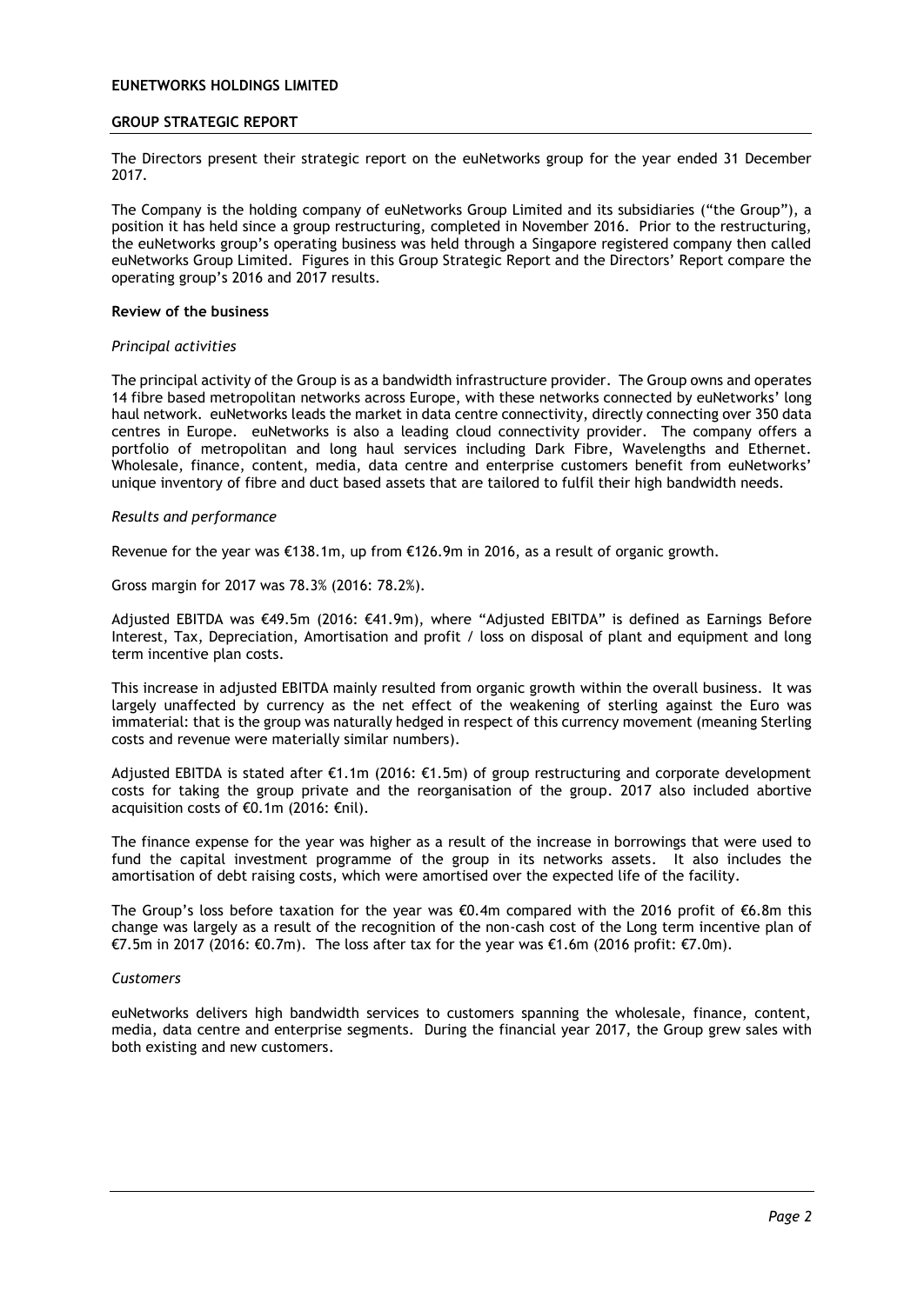**EUNETWORKS HOLDINGS LIMITED**

**GROUP STRATEGIC REPORT**

The Directors present their strategic report on the euNetworks group for the year ended 31 December 2017.

The Company is the holding company of euNetworks Group Limited and its subsidiaries ("the Group"), a position it has held since a group restructuring, completed in November 2016. Prior to the restructuring, the euNetworks group's operating business was held through a Singapore registered company then called euNetworks Group Limited. Figures in this Group Strategic Report and the Directors' Report compare the operating group's 2016 and 2017 results.

**Review of the business**

*Principal activities*

The principal activity of the Group is as a bandwidth infrastructure provider. The Group owns and operates 14 fibre based metropolitan networks across Europe, with these networks connected by euNetworks' long haul network. euNetworks leads the market in data centre connectivity, directly connecting over 350 data centres in Europe. euNetworks is also a leading cloud connectivity provider. The company offers a portfolio of metropolitan and long haul services including Dark Fibre, Wavelengths and Ethernet. Wholesale, finance, content, media, data centre and enterprise customers benefit from euNetworks' unique inventory of fibre and duct based assets that are tailored to fulfil their high bandwidth needs.

*Results and performance*

Revenue for the year was €138.1m, up from €126.9m in 2016, as a result of organic growth.

Gross margin for 2017 was 78.3% (2016: 78.2%).

Adjusted EBITDA was €49.5m (2016: €41.9m), where "Adjusted EBITDA" is defined as Earnings Before Interest, Tax, Depreciation, Amortisation and profit / loss on disposal of plant and equipment and long term incentive plan costs.

This increase in adjusted EBITDA mainly resulted from organic growth within the overall business. It was largely unaffected by currency as the net effect of the weakening of sterling against the Euro was immaterial: that is the group was naturally hedged in respect of this currency movement (meaning Sterling costs and revenue were materially similar numbers).

Adjusted EBITDA is stated after €1.1m (2016: €1.5m) of group restructuring and corporate development costs for taking the group private and the reorganisation of the group. 2017 also included abortive acquisition costs of €0.1m (2016: €nil).

The finance expense for the year was higher as a result of the increase in borrowings that were used to fund the capital investment programme of the group in its networks assets. It also includes the amortisation of debt raising costs, which were amortised over the expected life of the facility.

The Group's loss before taxation for the year was €0.4m compared with the 2016 profit of €6.8m this change was largely as a result of the recognition of the non-cash cost of the Long term incentive plan of €7.5m in 2017 (2016: €0.7m). The loss after tax for the year was €1.6m (2016 profit: €7.0m).

*Customers*

euNetworks delivers high bandwidth services to customers spanning the wholesale, finance, content, media, data centre and enterprise segments. During the financial year 2017, the Group grew sales with both existing and new customers.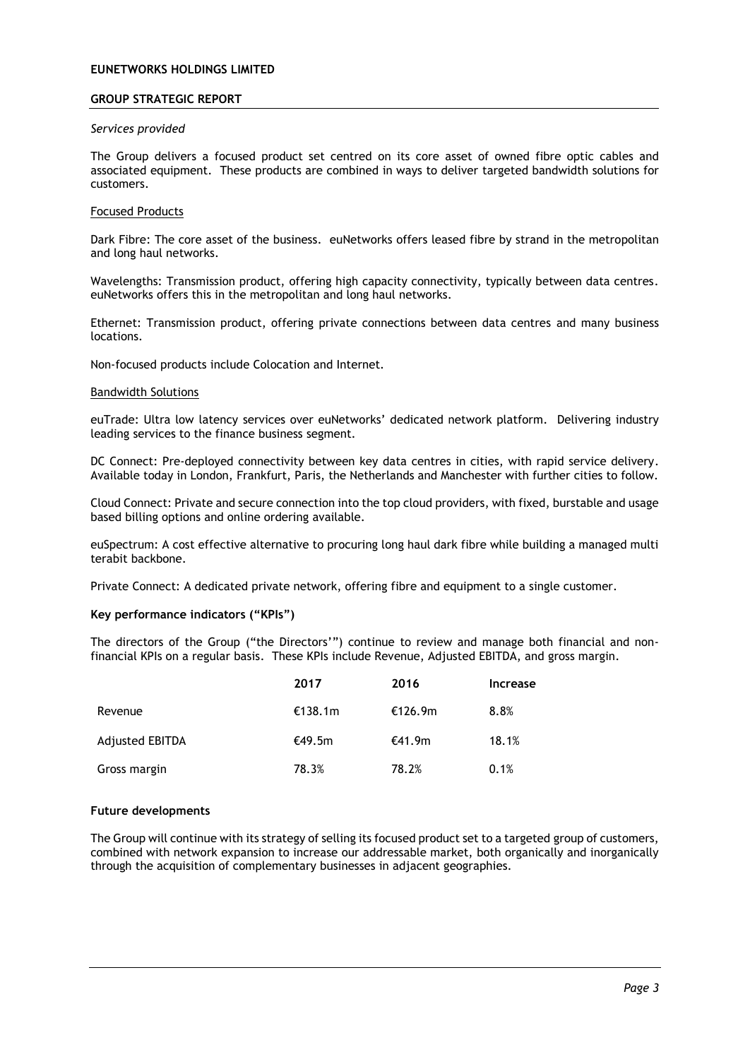# EUNETWORKS HOLDINGS LIMITED

## GROUP STRATEGIC REPORT

*Services provided*

The Group delivers a focused product set centred on its core asset of owned fibre optic cables and associated equipment. These products are combined in ways to deliver targeted bandwidth solutions for customers.

Focused Products

Dark Fibre: The core asset of the business. euNetworks offers leased fibre by strand in the metropolitan and long haul networks.

Wavelengths: Transmission product, offering high capacity connectivity, typically between data centres. euNetworks offers this in the metropolitan and long haul networks.

Ethernet: Transmission product, offering private connections between data centres and many business locations.

Non-focused products include Colocation and Internet.

Bandwidth Solutions

euTrade: Ultra low latency services over euNetworks' dedicated network platform. Delivering industry leading services to the finance business segment.

DC Connect: Pre-deployed connectivity between key data centres in cities, with rapid service delivery. Available today in London, Frankfurt, Paris, the Netherlands and Manchester with further cities to follow.

Cloud Connect: Private and secure connection into the top cloud providers, with fixed, burstable and usage based billing options and online ordering available.

euSpectrum: A cost effective alternative to procuring long haul dark fibre while building a managed multi terabit backbone.

Private Connect: A dedicated private network, offering fibre and equipment to a single customer.

### Key performance indicators ("KPIs")

The directors of the Group ("the Directors'") continue to review and manage both financial and non-financial KPIs on a regular basis. These KPIs include Revenue, Adjusted EBITDA, and gross margin.

| | 2017 | 2016 | Increase |
|---|---|---|---|
| Revenue | €138.1m | €126.9m | 8.8% |
| Adjusted EBITDA | €49.5m | €41.9m | 18.1% |
| Gross margin | 78.3% | 78.2% | 0.1% |

### Future developments

The Group will continue with its strategy of selling its focused product set to a targeted group of customers, combined with network expansion to increase our addressable market, both organically and inorganically through the acquisition of complementary businesses in adjacent geographies.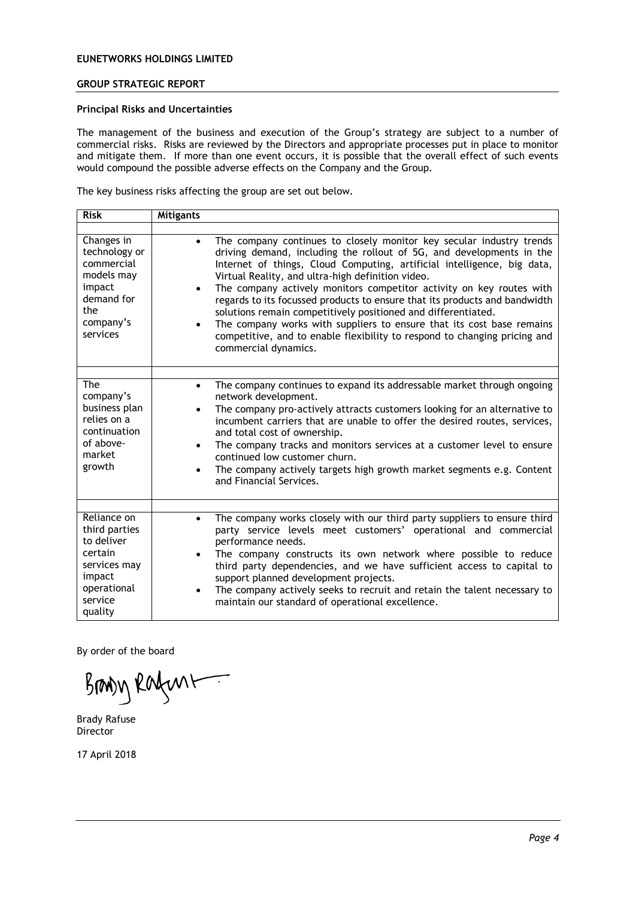**EUNETWORKS HOLDINGS LIMITED**

**GROUP STRATEGIC REPORT**

**Principal Risks and Uncertainties**

The management of the business and execution of the Group's strategy are subject to a number of commercial risks. Risks are reviewed by the Directors and appropriate processes put in place to monitor and mitigate them. If more than one event occurs, it is possible that the overall effect of such events would compound the possible adverse effects on the Company and the Group.

The key business risks affecting the group are set out below.

| Risk | Mitigants |
|---|---|
| Changes in technology or commercial models may impact demand for the company's services | • The company continues to closely monitor key secular industry trends driving demand, including the rollout of 5G, and developments in the Internet of things, Cloud Computing, artificial intelligence, big data, Virtual Reality, and ultra-high definition video.<br>• The company actively monitors competitor activity on key routes with regards to its focussed products to ensure that its products and bandwidth solutions remain competitively positioned and differentiated.<br>• The company works with suppliers to ensure that its cost base remains competitive, and to enable flexibility to respond to changing pricing and commercial dynamics. |
| The company's business plan relies on a continuation of above-market growth | • The company continues to expand its addressable market through ongoing network development.<br>• The company pro-actively attracts customers looking for an alternative to incumbent carriers that are unable to offer the desired routes, services, and total cost of ownership.<br>• The company tracks and monitors services at a customer level to ensure continued low customer churn.<br>• The company actively targets high growth market segments e.g. Content and Financial Services. |
| Reliance on third parties to deliver certain services may impact operational service quality | • The company works closely with our third party suppliers to ensure third party service levels meet customers' operational and commercial performance needs.<br>• The company constructs its own network where possible to reduce third party dependencies, and we have sufficient access to capital to support planned development projects.<br>• The company actively seeks to recruit and retain the talent necessary to maintain our standard of operational excellence. |

By order of the board

Brady Rafuse
Director

17 April 2018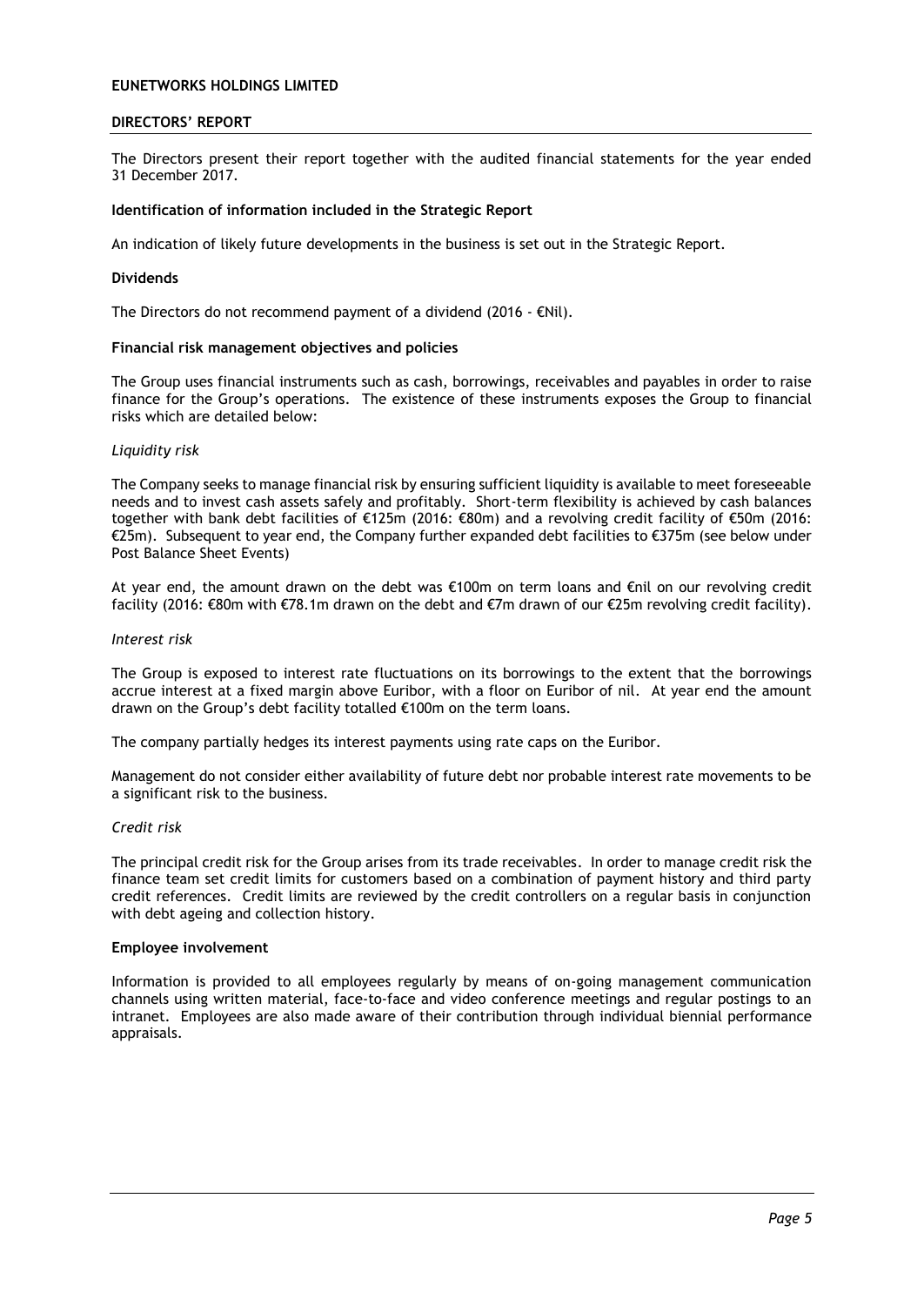**EUNETWORKS HOLDINGS LIMITED**

## DIRECTORS' REPORT

The Directors present their report together with the audited financial statements for the year ended 31 December 2017.

### Identification of information included in the Strategic Report

An indication of likely future developments in the business is set out in the Strategic Report.

### Dividends

The Directors do not recommend payment of a dividend (2016 - €Nil).

### Financial risk management objectives and policies

The Group uses financial instruments such as cash, borrowings, receivables and payables in order to raise finance for the Group's operations. The existence of these instruments exposes the Group to financial risks which are detailed below:

*Liquidity risk*

The Company seeks to manage financial risk by ensuring sufficient liquidity is available to meet foreseeable needs and to invest cash assets safely and profitably. Short-term flexibility is achieved by cash balances together with bank debt facilities of €125m (2016: €80m) and a revolving credit facility of €50m (2016: €25m). Subsequent to year end, the Company further expanded debt facilities to €375m (see below under Post Balance Sheet Events)

At year end, the amount drawn on the debt was €100m on term loans and €nil on our revolving credit facility (2016: €80m with €78.1m drawn on the debt and €7m drawn of our €25m revolving credit facility).

*Interest risk*

The Group is exposed to interest rate fluctuations on its borrowings to the extent that the borrowings accrue interest at a fixed margin above Euribor, with a floor on Euribor of nil. At year end the amount drawn on the Group's debt facility totalled €100m on the term loans.

The company partially hedges its interest payments using rate caps on the Euribor.

Management do not consider either availability of future debt nor probable interest rate movements to be a significant risk to the business.

*Credit risk*

The principal credit risk for the Group arises from its trade receivables. In order to manage credit risk the finance team set credit limits for customers based on a combination of payment history and third party credit references. Credit limits are reviewed by the credit controllers on a regular basis in conjunction with debt ageing and collection history.

### Employee involvement

Information is provided to all employees regularly by means of on-going management communication channels using written material, face-to-face and video conference meetings and regular postings to an intranet. Employees are also made aware of their contribution through individual biennial performance appraisals.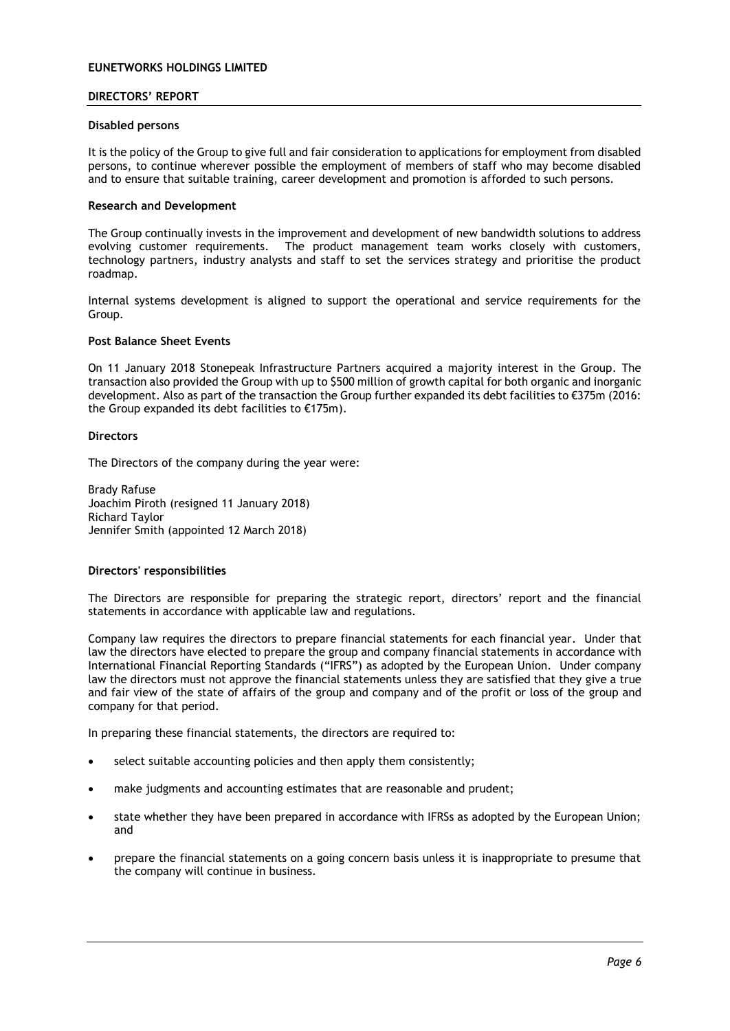## DIRECTORS' REPORT

### Disabled persons

It is the policy of the Group to give full and fair consideration to applications for employment from disabled persons, to continue wherever possible the employment of members of staff who may become disabled and to ensure that suitable training, career development and promotion is afforded to such persons.

### Research and Development

The Group continually invests in the improvement and development of new bandwidth solutions to address evolving customer requirements. The product management team works closely with customers, technology partners, industry analysts and staff to set the services strategy and prioritise the product roadmap.

Internal systems development is aligned to support the operational and service requirements for the Group.

### Post Balance Sheet Events

On 11 January 2018 Stonepeak Infrastructure Partners acquired a majority interest in the Group. The transaction also provided the Group with up to $500 million of growth capital for both organic and inorganic development. Also as part of the transaction the Group further expanded its debt facilities to €375m (2016: the Group expanded its debt facilities to €175m).

### Directors

The Directors of the company during the year were:

Brady Rafuse
Joachim Piroth (resigned 11 January 2018)
Richard Taylor
Jennifer Smith (appointed 12 March 2018)

### Directors' responsibilities

The Directors are responsible for preparing the strategic report, directors' report and the financial statements in accordance with applicable law and regulations.

Company law requires the directors to prepare financial statements for each financial year. Under that law the directors have elected to prepare the group and company financial statements in accordance with International Financial Reporting Standards ("IFRS") as adopted by the European Union. Under company law the directors must not approve the financial statements unless they are satisfied that they give a true and fair view of the state of affairs of the group and company and of the profit or loss of the group and company for that period.

In preparing these financial statements, the directors are required to:

- select suitable accounting policies and then apply them consistently;
- make judgments and accounting estimates that are reasonable and prudent;
- state whether they have been prepared in accordance with IFRSs as adopted by the European Union; and
- prepare the financial statements on a going concern basis unless it is inappropriate to presume that the company will continue in business.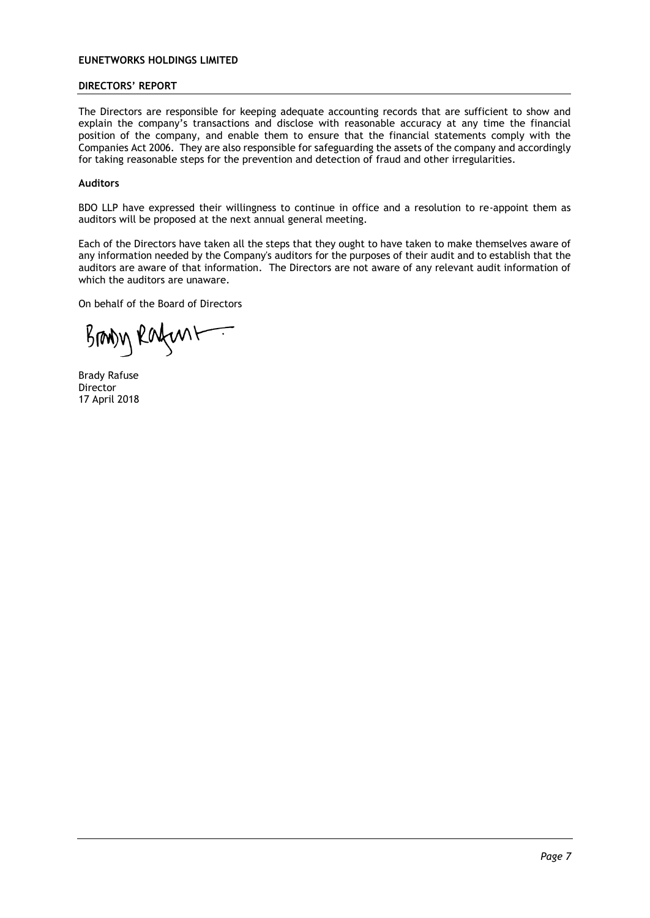**EUNETWORKS HOLDINGS LIMITED**

**DIRECTORS' REPORT**

The Directors are responsible for keeping adequate accounting records that are sufficient to show and explain the company's transactions and disclose with reasonable accuracy at any time the financial position of the company, and enable them to ensure that the financial statements comply with the Companies Act 2006. They are also responsible for safeguarding the assets of the company and accordingly for taking reasonable steps for the prevention and detection of fraud and other irregularities.

**Auditors**

BDO LLP have expressed their willingness to continue in office and a resolution to re-appoint them as auditors will be proposed at the next annual general meeting.

Each of the Directors have taken all the steps that they ought to have taken to make themselves aware of any information needed by the Company's auditors for the purposes of their audit and to establish that the auditors are aware of that information. The Directors are not aware of any relevant audit information of which the auditors are unaware.

On behalf of the Board of Directors

Brady Rafuse
Director
17 April 2018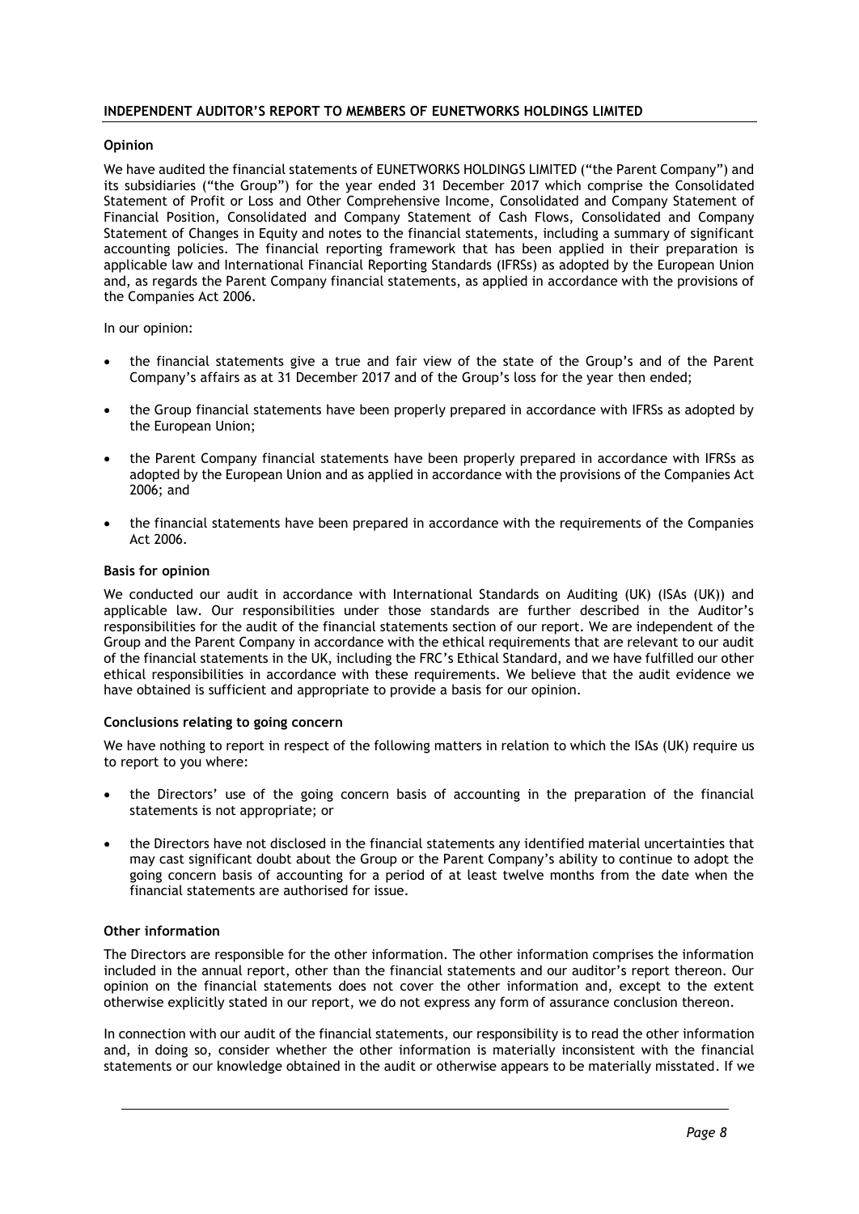## INDEPENDENT AUDITOR'S REPORT TO MEMBERS OF EUNETWORKS HOLDINGS LIMITED

### Opinion

We have audited the financial statements of EUNETWORKS HOLDINGS LIMITED ("the Parent Company") and its subsidiaries ("the Group") for the year ended 31 December 2017 which comprise the Consolidated Statement of Profit or Loss and Other Comprehensive Income, Consolidated and Company Statement of Financial Position, Consolidated and Company Statement of Cash Flows, Consolidated and Company Statement of Changes in Equity and notes to the financial statements, including a summary of significant accounting policies. The financial reporting framework that has been applied in their preparation is applicable law and International Financial Reporting Standards (IFRSs) as adopted by the European Union and, as regards the Parent Company financial statements, as applied in accordance with the provisions of the Companies Act 2006.

In our opinion:

- the financial statements give a true and fair view of the state of the Group's and of the Parent Company's affairs as at 31 December 2017 and of the Group's loss for the year then ended;
- the Group financial statements have been properly prepared in accordance with IFRSs as adopted by the European Union;
- the Parent Company financial statements have been properly prepared in accordance with IFRSs as adopted by the European Union and as applied in accordance with the provisions of the Companies Act 2006; and
- the financial statements have been prepared in accordance with the requirements of the Companies Act 2006.

### Basis for opinion

We conducted our audit in accordance with International Standards on Auditing (UK) (ISAs (UK)) and applicable law. Our responsibilities under those standards are further described in the Auditor's responsibilities for the audit of the financial statements section of our report. We are independent of the Group and the Parent Company in accordance with the ethical requirements that are relevant to our audit of the financial statements in the UK, including the FRC's Ethical Standard, and we have fulfilled our other ethical responsibilities in accordance with these requirements. We believe that the audit evidence we have obtained is sufficient and appropriate to provide a basis for our opinion.

### Conclusions relating to going concern

We have nothing to report in respect of the following matters in relation to which the ISAs (UK) require us to report to you where:

- the Directors' use of the going concern basis of accounting in the preparation of the financial statements is not appropriate; or
- the Directors have not disclosed in the financial statements any identified material uncertainties that may cast significant doubt about the Group or the Parent Company's ability to continue to adopt the going concern basis of accounting for a period of at least twelve months from the date when the financial statements are authorised for issue.

### Other information

The Directors are responsible for the other information. The other information comprises the information included in the annual report, other than the financial statements and our auditor's report thereon. Our opinion on the financial statements does not cover the other information and, except to the extent otherwise explicitly stated in our report, we do not express any form of assurance conclusion thereon.

In connection with our audit of the financial statements, our responsibility is to read the other information and, in doing so, consider whether the other information is materially inconsistent with the financial statements or our knowledge obtained in the audit or otherwise appears to be materially misstated. If we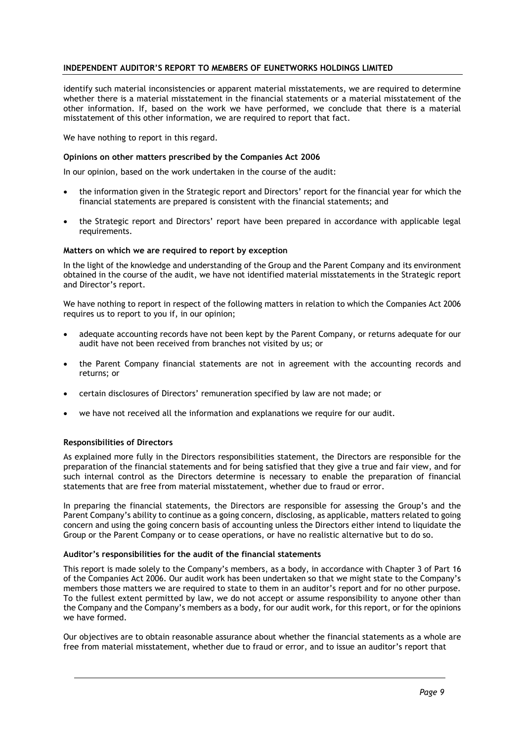identify such material inconsistencies or apparent material misstatements, we are required to determine whether there is a material misstatement in the financial statements or a material misstatement of the other information. If, based on the work we have performed, we conclude that there is a material misstatement of this other information, we are required to report that fact.

We have nothing to report in this regard.

**Opinions on other matters prescribed by the Companies Act 2006**

In our opinion, based on the work undertaken in the course of the audit:

- the information given in the Strategic report and Directors' report for the financial year for which the financial statements are prepared is consistent with the financial statements; and
- the Strategic report and Directors' report have been prepared in accordance with applicable legal requirements.

**Matters on which we are required to report by exception**

In the light of the knowledge and understanding of the Group and the Parent Company and its environment obtained in the course of the audit, we have not identified material misstatements in the Strategic report and Director's report.

We have nothing to report in respect of the following matters in relation to which the Companies Act 2006 requires us to report to you if, in our opinion;

- adequate accounting records have not been kept by the Parent Company, or returns adequate for our audit have not been received from branches not visited by us; or
- the Parent Company financial statements are not in agreement with the accounting records and returns; or
- certain disclosures of Directors' remuneration specified by law are not made; or
- we have not received all the information and explanations we require for our audit.

**Responsibilities of Directors**

As explained more fully in the Directors responsibilities statement, the Directors are responsible for the preparation of the financial statements and for being satisfied that they give a true and fair view, and for such internal control as the Directors determine is necessary to enable the preparation of financial statements that are free from material misstatement, whether due to fraud or error.

In preparing the financial statements, the Directors are responsible for assessing the Group's and the Parent Company's ability to continue as a going concern, disclosing, as applicable, matters related to going concern and using the going concern basis of accounting unless the Directors either intend to liquidate the Group or the Parent Company or to cease operations, or have no realistic alternative but to do so.

**Auditor's responsibilities for the audit of the financial statements**

This report is made solely to the Company's members, as a body, in accordance with Chapter 3 of Part 16 of the Companies Act 2006. Our audit work has been undertaken so that we might state to the Company's members those matters we are required to state to them in an auditor's report and for no other purpose. To the fullest extent permitted by law, we do not accept or assume responsibility to anyone other than the Company and the Company's members as a body, for our audit work, for this report, or for the opinions we have formed.

Our objectives are to obtain reasonable assurance about whether the financial statements as a whole are free from material misstatement, whether due to fraud or error, and to issue an auditor's report that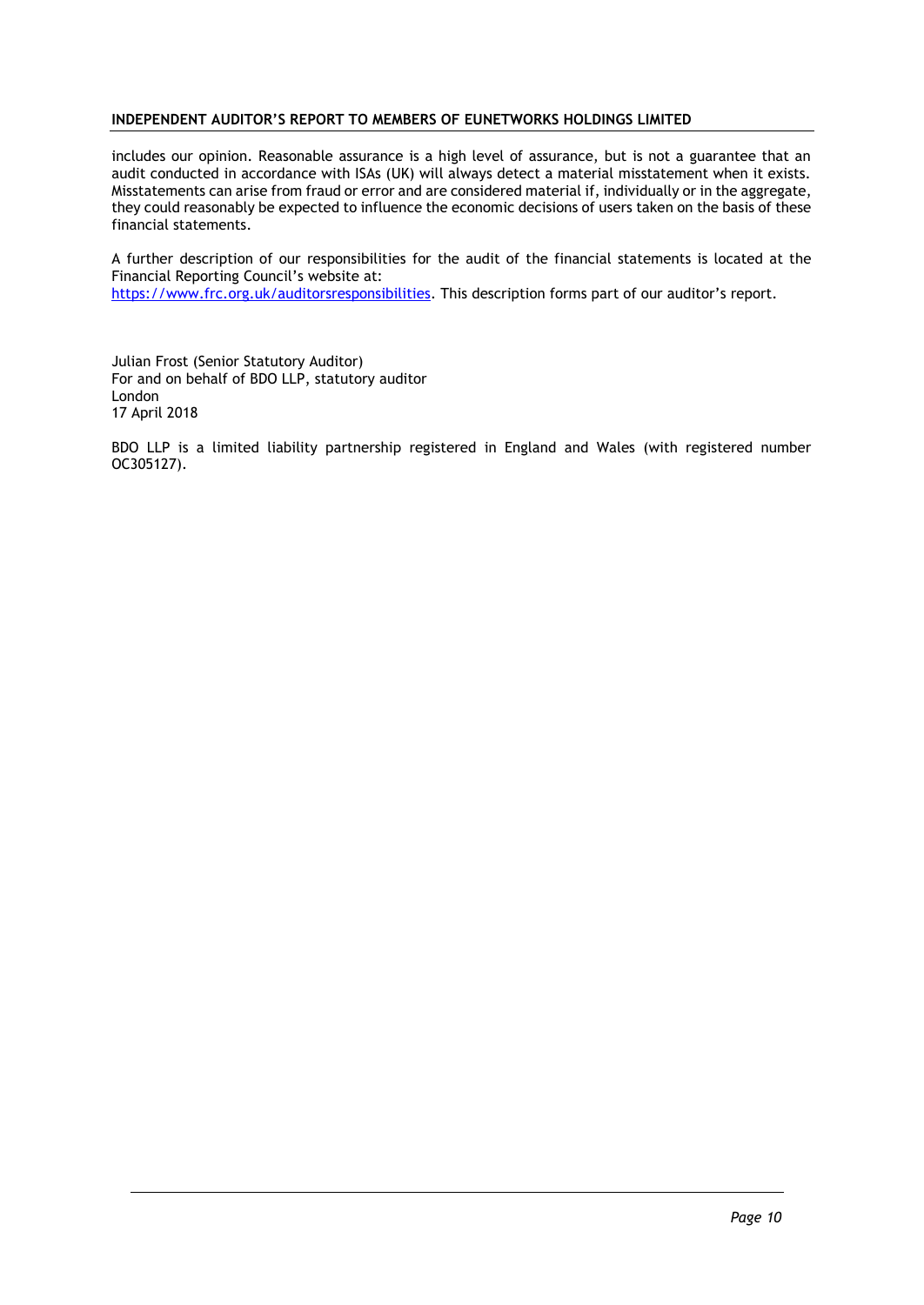includes our opinion. Reasonable assurance is a high level of assurance, but is not a guarantee that an audit conducted in accordance with ISAs (UK) will always detect a material misstatement when it exists. Misstatements can arise from fraud or error and are considered material if, individually or in the aggregate, they could reasonably be expected to influence the economic decisions of users taken on the basis of these financial statements.

A further description of our responsibilities for the audit of the financial statements is located at the Financial Reporting Council's website at:
https://www.frc.org.uk/auditorsresponsibilities. This description forms part of our auditor's report.

Julian Frost (Senior Statutory Auditor)
For and on behalf of BDO LLP, statutory auditor
London
17 April 2018

BDO LLP is a limited liability partnership registered in England and Wales (with registered number OC305127).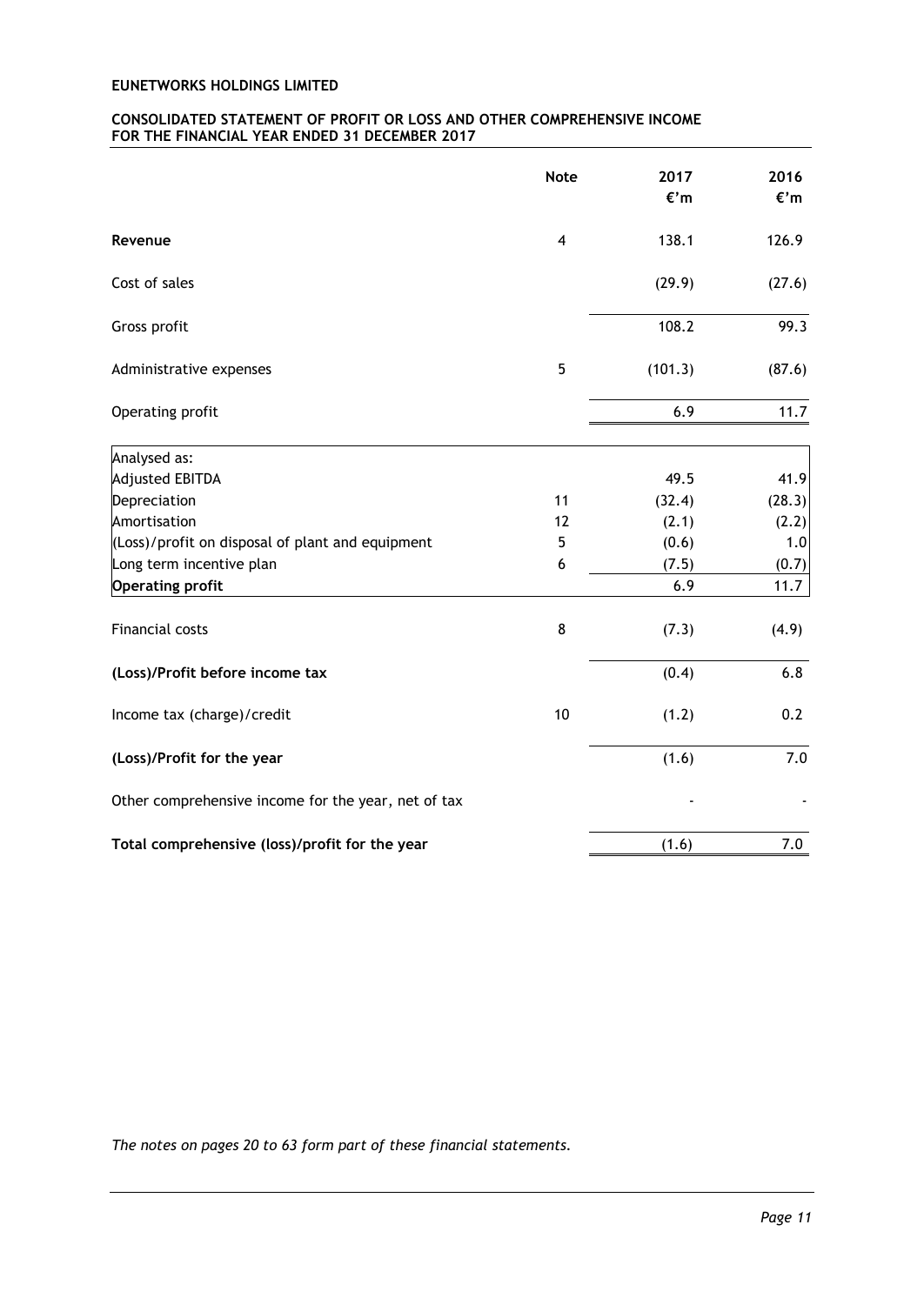**EUNETWORKS HOLDINGS LIMITED**

## CONSOLIDATED STATEMENT OF PROFIT OR LOSS AND OTHER COMPREHENSIVE INCOME FOR THE FINANCIAL YEAR ENDED 31 DECEMBER 2017

| | Note | 2017 €'m | 2016 €'m |
|---|---|---|---|
| **Revenue** | 4 | 138.1 | 126.9 |
| Cost of sales | | (29.9) | (27.6) |
| Gross profit | | 108.2 | 99.3 |
| Administrative expenses | 5 | (101.3) | (87.6) |
| Operating profit | | 6.9 | 11.7 |
| Analysed as: | | | |
| Adjusted EBITDA | | 49.5 | 41.9 |
| Depreciation | 11 | (32.4) | (28.3) |
| Amortisation | 12 | (2.1) | (2.2) |
| (Loss)/profit on disposal of plant and equipment | 5 | (0.6) | 1.0 |
| Long term incentive plan | 6 | (7.5) | (0.7) |
| **Operating profit** | | 6.9 | 11.7 |
| Financial costs | 8 | (7.3) | (4.9) |
| **(Loss)/Profit before income tax** | | (0.4) | 6.8 |
| Income tax (charge)/credit | 10 | (1.2) | 0.2 |
| **(Loss)/Profit for the year** | | (1.6) | 7.0 |
| Other comprehensive income for the year, net of tax | | - | - |
| **Total comprehensive (loss)/profit for the year** | | (1.6) | 7.0 |

*The notes on pages 20 to 63 form part of these financial statements.*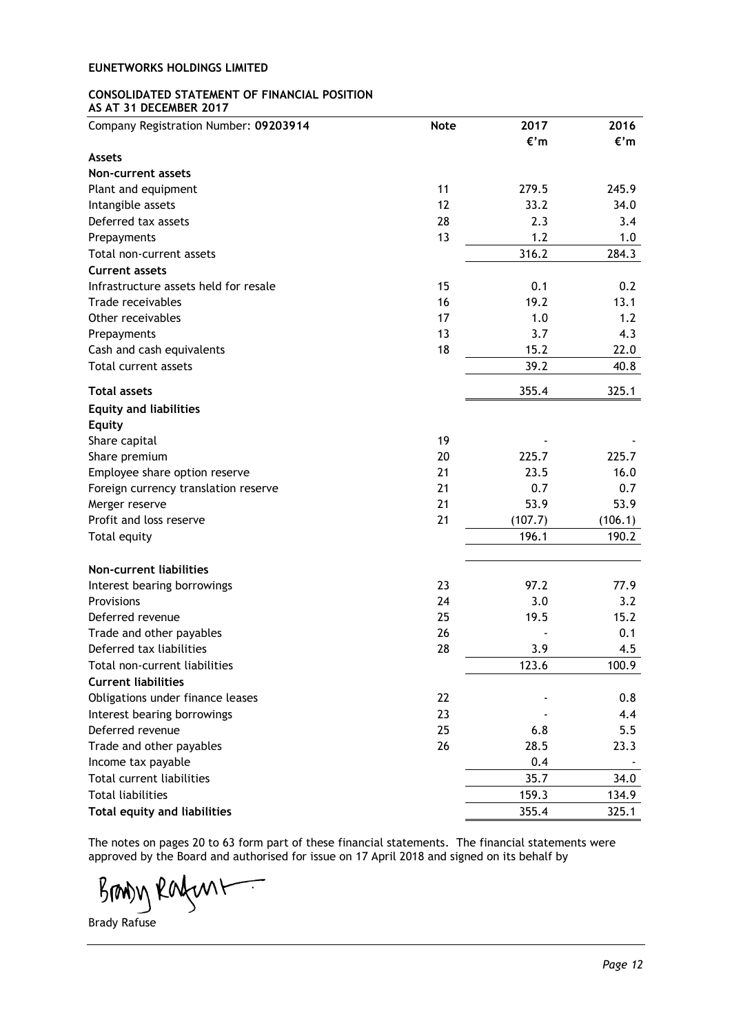**EUNETWORKS HOLDINGS LIMITED**

**CONSOLIDATED STATEMENT OF FINANCIAL POSITION**
**AS AT 31 DECEMBER 2017**

| Company Registration Number: **09203914** | Note | 2017 €'m | 2016 €'m |
|---|---|---|---|
| **Assets** | | | |
| **Non-current assets** | | | |
| Plant and equipment | 11 | 279.5 | 245.9 |
| Intangible assets | 12 | 33.2 | 34.0 |
| Deferred tax assets | 28 | 2.3 | 3.4 |
| Prepayments | 13 | 1.2 | 1.0 |
| Total non-current assets | | 316.2 | 284.3 |
| **Current assets** | | | |
| Infrastructure assets held for resale | 15 | 0.1 | 0.2 |
| Trade receivables | 16 | 19.2 | 13.1 |
| Other receivables | 17 | 1.0 | 1.2 |
| Prepayments | 13 | 3.7 | 4.3 |
| Cash and cash equivalents | 18 | 15.2 | 22.0 |
| Total current assets | | 39.2 | 40.8 |
| **Total assets** | | 355.4 | 325.1 |
| **Equity and liabilities** | | | |
| **Equity** | | | |
| Share capital | 19 | - | - |
| Share premium | 20 | 225.7 | 225.7 |
| Employee share option reserve | 21 | 23.5 | 16.0 |
| Foreign currency translation reserve | 21 | 0.7 | 0.7 |
| Merger reserve | 21 | 53.9 | 53.9 |
| Profit and loss reserve | 21 | (107.7) | (106.1) |
| Total equity | | 196.1 | 190.2 |
| **Non-current liabilities** | | | |
| Interest bearing borrowings | 23 | 97.2 | 77.9 |
| Provisions | 24 | 3.0 | 3.2 |
| Deferred revenue | 25 | 19.5 | 15.2 |
| Trade and other payables | 26 | - | 0.1 |
| Deferred tax liabilities | 28 | 3.9 | 4.5 |
| Total non-current liabilities | | 123.6 | 100.9 |
| **Current liabilities** | | | |
| Obligations under finance leases | 22 | - | 0.8 |
| Interest bearing borrowings | 23 | - | 4.4 |
| Deferred revenue | 25 | 6.8 | 5.5 |
| Trade and other payables | 26 | 28.5 | 23.3 |
| Income tax payable | | 0.4 | - |
| Total current liabilities | | 35.7 | 34.0 |
| Total liabilities | | 159.3 | 134.9 |
| **Total equity and liabilities** | | 355.4 | 325.1 |

The notes on pages 20 to 63 form part of these financial statements. The financial statements were approved by the Board and authorised for issue on 17 April 2018 and signed on its behalf by

Brady Rafuse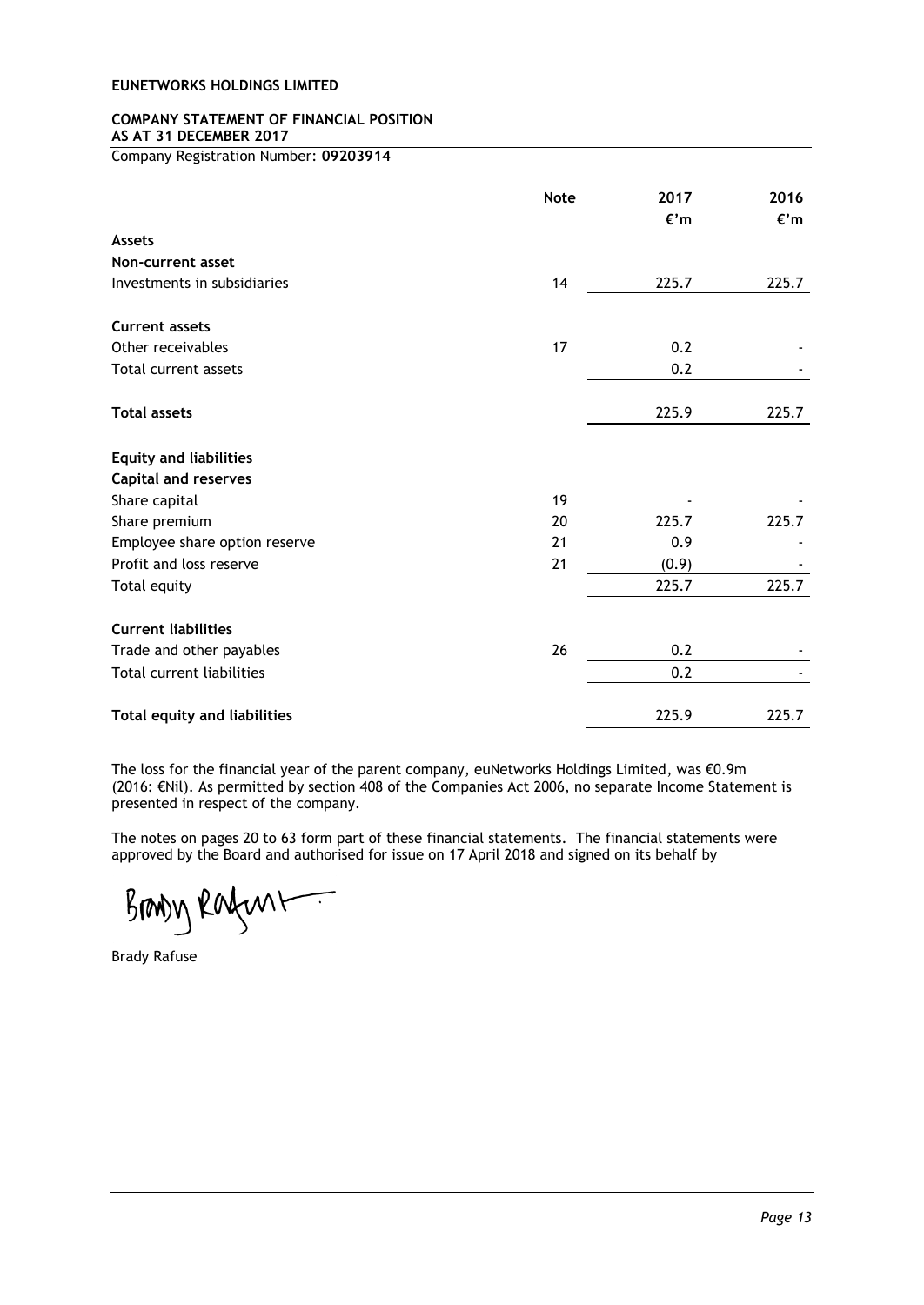**EUNETWORKS HOLDINGS LIMITED**

**COMPANY STATEMENT OF FINANCIAL POSITION**
**AS AT 31 DECEMBER 2017**

Company Registration Number: **09203914**

| | Note | 2017 €'m | 2016 €'m |
|---|---|---|---|
| **Assets** | | | |
| **Non-current asset** | | | |
| Investments in subsidiaries | 14 | 225.7 | 225.7 |
| **Current assets** | | | |
| Other receivables | 17 | 0.2 | - |
| Total current assets | | 0.2 | - |
| **Total assets** | | 225.9 | 225.7 |
| **Equity and liabilities** | | | |
| **Capital and reserves** | | | |
| Share capital | 19 | - | - |
| Share premium | 20 | 225.7 | 225.7 |
| Employee share option reserve | 21 | 0.9 | - |
| Profit and loss reserve | 21 | (0.9) | - |
| Total equity | | 225.7 | 225.7 |
| **Current liabilities** | | | |
| Trade and other payables | 26 | 0.2 | - |
| Total current liabilities | | 0.2 | - |
| **Total equity and liabilities** | | 225.9 | 225.7 |

The loss for the financial year of the parent company, euNetworks Holdings Limited, was €0.9m (2016: €Nil). As permitted by section 408 of the Companies Act 2006, no separate Income Statement is presented in respect of the company.

The notes on pages 20 to 63 form part of these financial statements. The financial statements were approved by the Board and authorised for issue on 17 April 2018 and signed on its behalf by

Brady Rafuse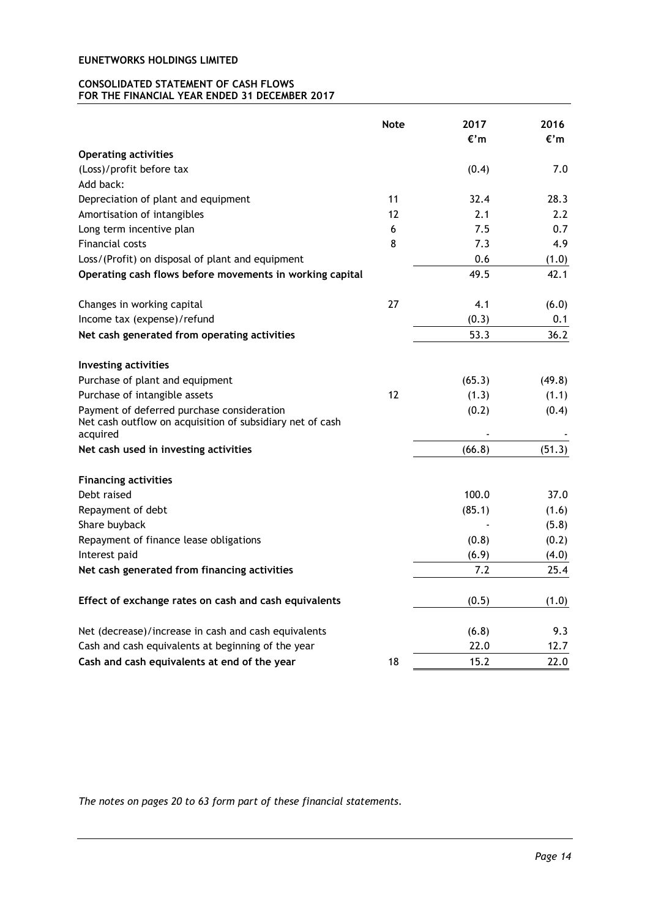**EUNETWORKS HOLDINGS LIMITED**

**CONSOLIDATED STATEMENT OF CASH FLOWS**
**FOR THE FINANCIAL YEAR ENDED 31 DECEMBER 2017**

| | Note | 2017 €'m | 2016 €'m |
|---|---|---|---|
| **Operating activities** | | | |
| (Loss)/profit before tax | | (0.4) | 7.0 |
| Add back: | | | |
| Depreciation of plant and equipment | 11 | 32.4 | 28.3 |
| Amortisation of intangibles | 12 | 2.1 | 2.2 |
| Long term incentive plan | 6 | 7.5 | 0.7 |
| Financial costs | 8 | 7.3 | 4.9 |
| Loss/(Profit) on disposal of plant and equipment | | 0.6 | (1.0) |
| **Operating cash flows before movements in working capital** | | 49.5 | 42.1 |
| | | | |
| Changes in working capital | 27 | 4.1 | (6.0) |
| Income tax (expense)/refund | | (0.3) | 0.1 |
| **Net cash generated from operating activities** | | 53.3 | 36.2 |
| | | | |
| **Investing activities** | | | |
| Purchase of plant and equipment | | (65.3) | (49.8) |
| Purchase of intangible assets | 12 | (1.3) | (1.1) |
| Payment of deferred purchase consideration | | (0.2) | (0.4) |
| Net cash outflow on acquisition of subsidiary net of cash acquired | | - | - |
| **Net cash used in investing activities** | | (66.8) | (51.3) |
| | | | |
| **Financing activities** | | | |
| Debt raised | | 100.0 | 37.0 |
| Repayment of debt | | (85.1) | (1.6) |
| Share buyback | | - | (5.8) |
| Repayment of finance lease obligations | | (0.8) | (0.2) |
| Interest paid | | (6.9) | (4.0) |
| **Net cash generated from financing activities** | | 7.2 | 25.4 |
| | | | |
| **Effect of exchange rates on cash and cash equivalents** | | (0.5) | (1.0) |
| | | | |
| Net (decrease)/increase in cash and cash equivalents | | (6.8) | 9.3 |
| Cash and cash equivalents at beginning of the year | | 22.0 | 12.7 |
| **Cash and cash equivalents at end of the year** | 18 | 15.2 | 22.0 |

*The notes on pages 20 to 63 form part of these financial statements.*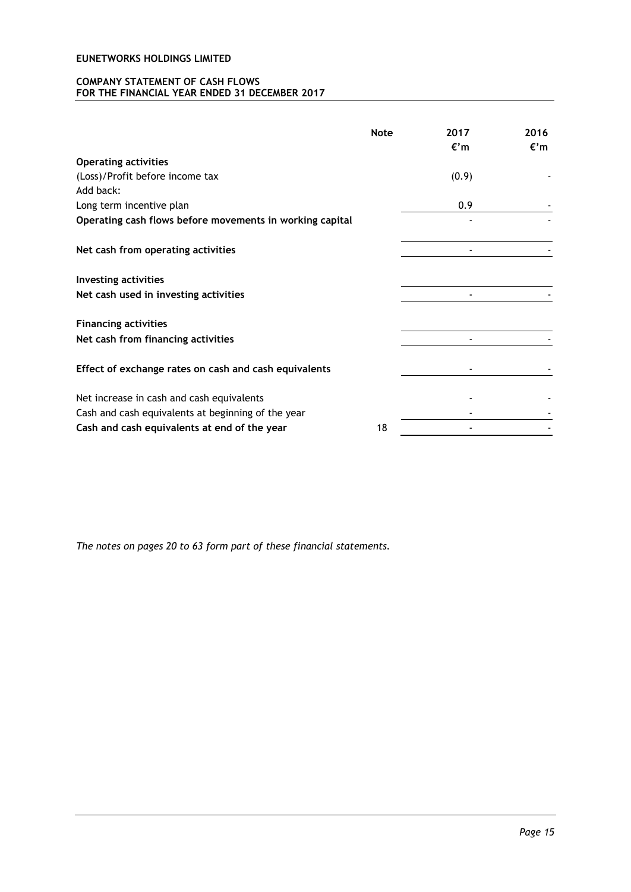**EUNETWORKS HOLDINGS LIMITED**

**COMPANY STATEMENT OF CASH FLOWS**
**FOR THE FINANCIAL YEAR ENDED 31 DECEMBER 2017**

| | Note | 2017 €'m | 2016 €'m |
|---|---|---|---|
| **Operating activities** | | | |
| (Loss)/Profit before income tax | | (0.9) | - |
| Add back: | | | |
| Long term incentive plan | | 0.9 | - |
| **Operating cash flows before movements in working capital** | | - | - |
| | | | |
| **Net cash from operating activities** | | - | - |
| | | | |
| **Investing activities** | | | |
| **Net cash used in investing activities** | | - | - |
| | | | |
| **Financing activities** | | | |
| **Net cash from financing activities** | | - | - |
| | | | |
| **Effect of exchange rates on cash and cash equivalents** | | - | - |
| | | | |
| Net increase in cash and cash equivalents | | - | - |
| Cash and cash equivalents at beginning of the year | | - | - |
| **Cash and cash equivalents at end of the year** | 18 | - | - |

*The notes on pages 20 to 63 form part of these financial statements.*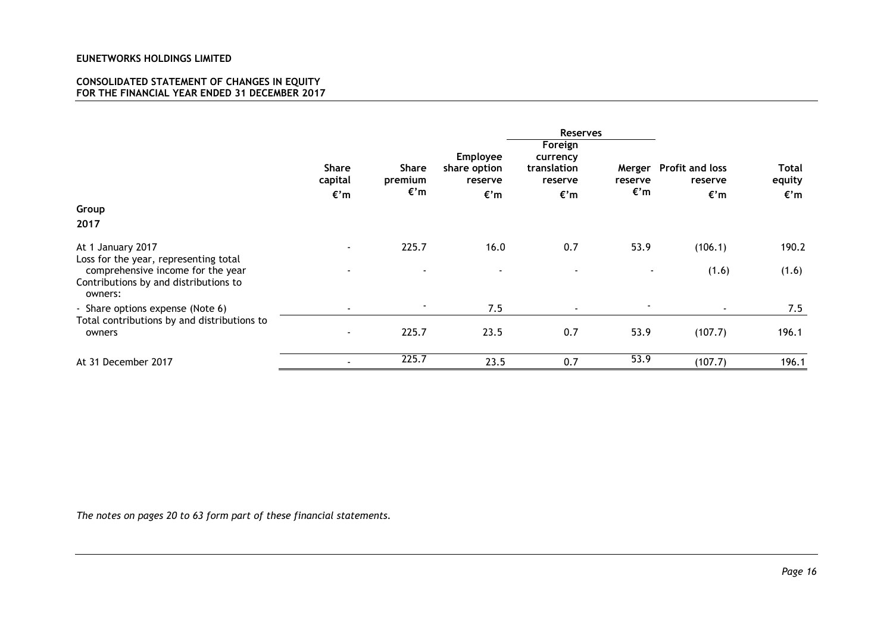**EUNETWORKS HOLDINGS LIMITED**

**CONSOLIDATED STATEMENT OF CHANGES IN EQUITY**
**FOR THE FINANCIAL YEAR ENDED 31 DECEMBER 2017**

| | | | | Reserves | | | |
|---|---|---|---|---|---|---|---|
| | Share capital €'m | Share premium €'m | Employee share option reserve €'m | Foreign currency translation reserve €'m | Merger reserve €'m | Profit and loss reserve €'m | Total equity €'m |
| **Group** | | | | | | | |
| **2017** | | | | | | | |
| At 1 January 2017 | - | 225.7 | 16.0 | 0.7 | 53.9 | (106.1) | 190.2 |
| Loss for the year, representing total comprehensive income for the year | - | - | - | - | - | (1.6) | (1.6) |
| Contributions by and distributions to owners: | | | | | | | |
| - Share options expense (Note 6) | - | - | 7.5 | - | - | - | 7.5 |
| Total contributions by and distributions to owners | - | 225.7 | 23.5 | 0.7 | 53.9 | (107.7) | 196.1 |
| At 31 December 2017 | - | 225.7 | 23.5 | 0.7 | 53.9 | (107.7) | 196.1 |

*The notes on pages 20 to 63 form part of these financial statements.*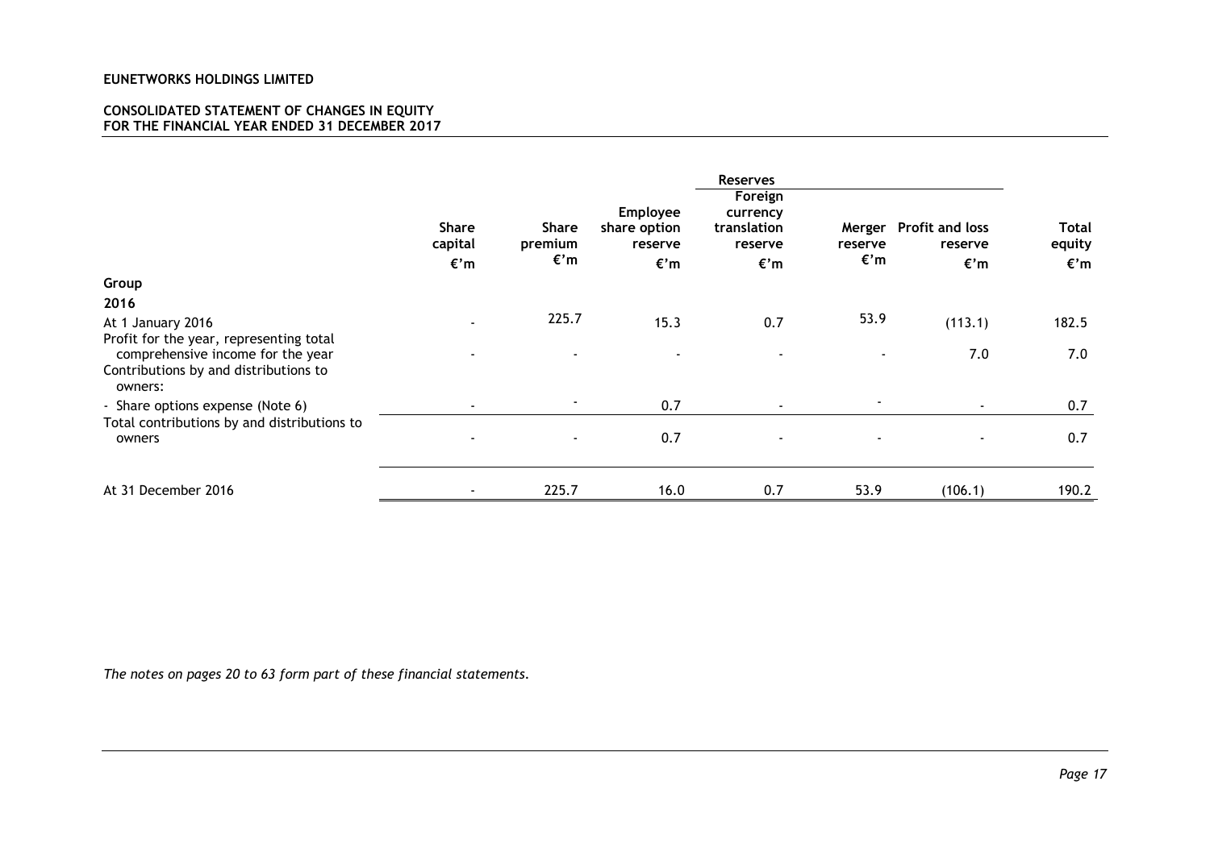**EUNETWORKS HOLDINGS LIMITED**

**CONSOLIDATED STATEMENT OF CHANGES IN EQUITY**
**FOR THE FINANCIAL YEAR ENDED 31 DECEMBER 2017**

| | | | Reserves | | | | |
|---|---|---|---|---|---|---|---|
| | Share capital €'m | Share premium €'m | Employee share option reserve €'m | Foreign currency translation reserve €'m | Merger reserve €'m | Profit and loss reserve €'m | Total equity €'m |
| **Group** | | | | | | | |
| **2016** | | | | | | | |
| At 1 January 2016 | - | 225.7 | 15.3 | 0.7 | 53.9 | (113.1) | 182.5 |
| Profit for the year, representing total comprehensive income for the year | - | - | - | - | - | 7.0 | 7.0 |
| Contributions by and distributions to owners: | | | | | | | |
| - Share options expense (Note 6) | - | - | 0.7 | - | - | - | 0.7 |
| Total contributions by and distributions to owners | - | - | 0.7 | - | - | - | 0.7 |
| At 31 December 2016 | - | 225.7 | 16.0 | 0.7 | 53.9 | (106.1) | 190.2 |

*The notes on pages 20 to 63 form part of these financial statements.*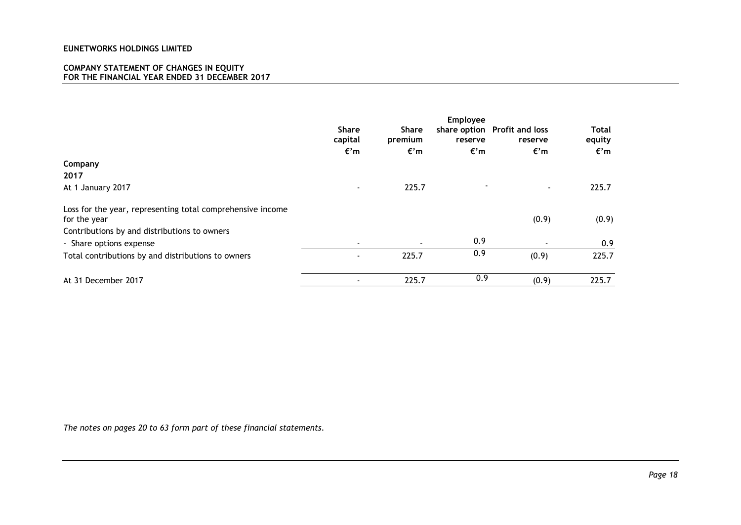**EUNETWORKS HOLDINGS LIMITED**

**COMPANY STATEMENT OF CHANGES IN EQUITY**
**FOR THE FINANCIAL YEAR ENDED 31 DECEMBER 2017**

| | Share capital | Share premium | Employee share option reserve | Profit and loss reserve | Total equity |
|---|---|---|---|---|---|
| | €'m | €'m | €'m | €'m | €'m |
| **Company** | | | | | |
| **2017** | | | | | |
| At 1 January 2017 | - | 225.7 | - | - | 225.7 |
| Loss for the year, representing total comprehensive income for the year | | | | (0.9) | (0.9) |
| Contributions by and distributions to owners | | | | | |
| - Share options expense | - | - | 0.9 | - | 0.9 |
| Total contributions by and distributions to owners | - | 225.7 | 0.9 | (0.9) | 225.7 |
| At 31 December 2017 | - | 225.7 | 0.9 | (0.9) | 225.7 |

*The notes on pages 20 to 63 form part of these financial statements.*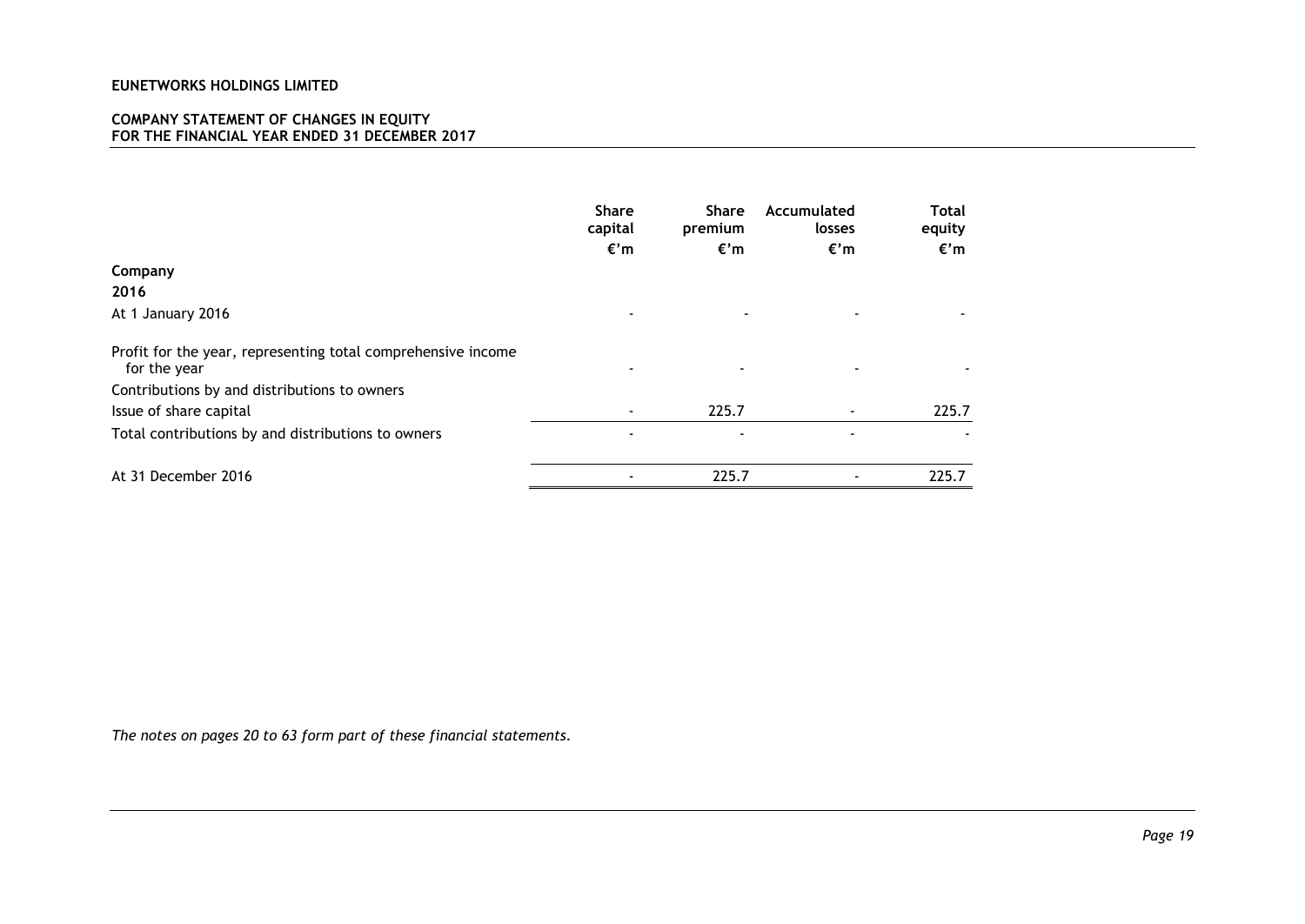**EUNETWORKS HOLDINGS LIMITED**

**COMPANY STATEMENT OF CHANGES IN EQUITY**
**FOR THE FINANCIAL YEAR ENDED 31 DECEMBER 2017**

| | Share capital €'m | Share premium €'m | Accumulated losses €'m | Total equity €'m |
|---|---|---|---|---|
| **Company** | | | | |
| **2016** | | | | |
| At 1 January 2016 | - | - | - | - |
| Profit for the year, representing total comprehensive income for the year | - | - | - | - |
| Contributions by and distributions to owners | | | | |
| Issue of share capital | - | 225.7 | - | 225.7 |
| Total contributions by and distributions to owners | - | - | - | - |
| At 31 December 2016 | - | 225.7 | - | 225.7 |

*The notes on pages 20 to 63 form part of these financial statements.*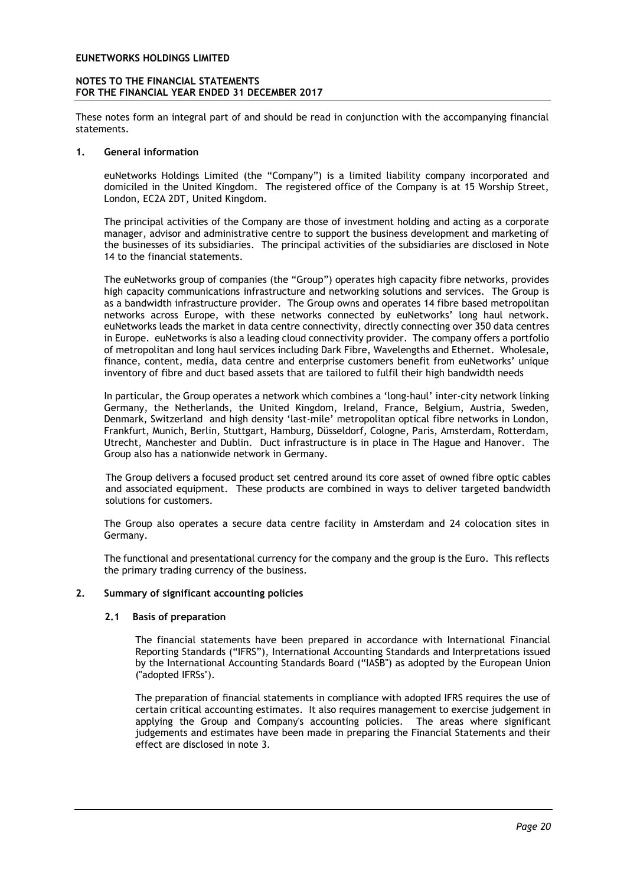# EUNETWORKS HOLDINGS LIMITED

## NOTES TO THE FINANCIAL STATEMENTS
## FOR THE FINANCIAL YEAR ENDED 31 DECEMBER 2017

These notes form an integral part of and should be read in conjunction with the accompanying financial statements.

### 1. General information

euNetworks Holdings Limited (the "Company") is a limited liability company incorporated and domiciled in the United Kingdom. The registered office of the Company is at 15 Worship Street, London, EC2A 2DT, United Kingdom.

The principal activities of the Company are those of investment holding and acting as a corporate manager, advisor and administrative centre to support the business development and marketing of the businesses of its subsidiaries. The principal activities of the subsidiaries are disclosed in Note 14 to the financial statements.

The euNetworks group of companies (the "Group") operates high capacity fibre networks, provides high capacity communications infrastructure and networking solutions and services. The Group is as a bandwidth infrastructure provider. The Group owns and operates 14 fibre based metropolitan networks across Europe, with these networks connected by euNetworks' long haul network. euNetworks leads the market in data centre connectivity, directly connecting over 350 data centres in Europe. euNetworks is also a leading cloud connectivity provider. The company offers a portfolio of metropolitan and long haul services including Dark Fibre, Wavelengths and Ethernet. Wholesale, finance, content, media, data centre and enterprise customers benefit from euNetworks' unique inventory of fibre and duct based assets that are tailored to fulfil their high bandwidth needs

In particular, the Group operates a network which combines a 'long-haul' inter-city network linking Germany, the Netherlands, the United Kingdom, Ireland, France, Belgium, Austria, Sweden, Denmark, Switzerland and high density 'last-mile' metropolitan optical fibre networks in London, Frankfurt, Munich, Berlin, Stuttgart, Hamburg, Düsseldorf, Cologne, Paris, Amsterdam, Rotterdam, Utrecht, Manchester and Dublin. Duct infrastructure is in place in The Hague and Hanover. The Group also has a nationwide network in Germany.

The Group delivers a focused product set centred around its core asset of owned fibre optic cables and associated equipment. These products are combined in ways to deliver targeted bandwidth solutions for customers.

The Group also operates a secure data centre facility in Amsterdam and 24 colocation sites in Germany.

The functional and presentational currency for the company and the group is the Euro. This reflects the primary trading currency of the business.

### 2. Summary of significant accounting policies

#### 2.1 Basis of preparation

The financial statements have been prepared in accordance with International Financial Reporting Standards ("IFRS"), International Accounting Standards and Interpretations issued by the International Accounting Standards Board ("IASB") as adopted by the European Union ("adopted IFRSs").

The preparation of financial statements in compliance with adopted IFRS requires the use of certain critical accounting estimates. It also requires management to exercise judgement in applying the Group and Company's accounting policies. The areas where significant judgements and estimates have been made in preparing the Financial Statements and their effect are disclosed in note 3.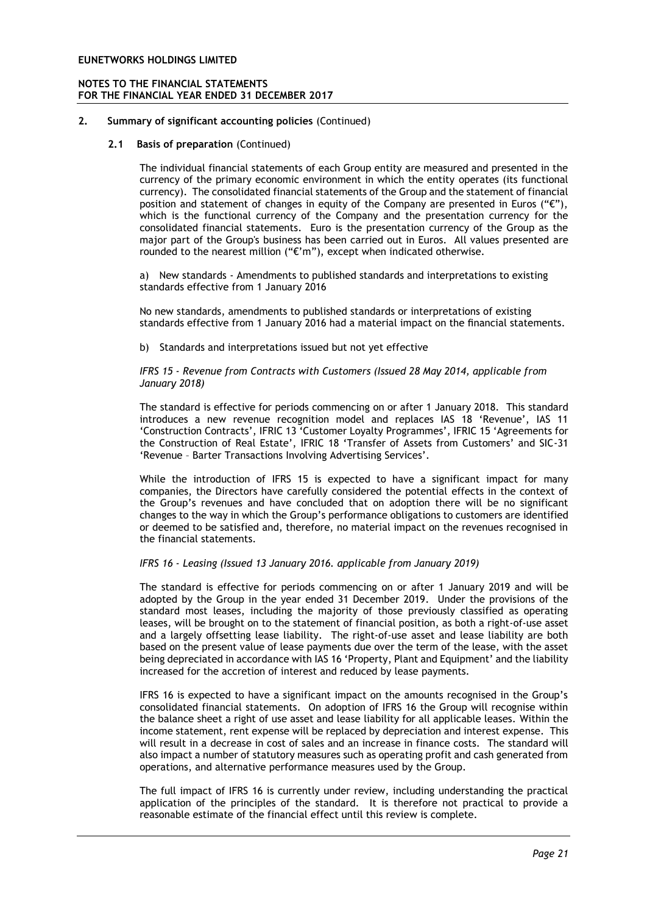## 2. Summary of significant accounting policies (Continued)

### 2.1 Basis of preparation (Continued)

The individual financial statements of each Group entity are measured and presented in the currency of the primary economic environment in which the entity operates (its functional currency). The consolidated financial statements of the Group and the statement of financial position and statement of changes in equity of the Company are presented in Euros ("€"), which is the functional currency of the Company and the presentation currency for the consolidated financial statements. Euro is the presentation currency of the Group as the major part of the Group's business has been carried out in Euros. All values presented are rounded to the nearest million ("€'m"), except when indicated otherwise.

a) New standards - Amendments to published standards and interpretations to existing standards effective from 1 January 2016

No new standards, amendments to published standards or interpretations of existing standards effective from 1 January 2016 had a material impact on the financial statements.

b) Standards and interpretations issued but not yet effective

*IFRS 15 - Revenue from Contracts with Customers (Issued 28 May 2014, applicable from January 2018)*

The standard is effective for periods commencing on or after 1 January 2018. This standard introduces a new revenue recognition model and replaces IAS 18 'Revenue', IAS 11 'Construction Contracts', IFRIC 13 'Customer Loyalty Programmes', IFRIC 15 'Agreements for the Construction of Real Estate', IFRIC 18 'Transfer of Assets from Customers' and SIC-31 'Revenue – Barter Transactions Involving Advertising Services'.

While the introduction of IFRS 15 is expected to have a significant impact for many companies, the Directors have carefully considered the potential effects in the context of the Group's revenues and have concluded that on adoption there will be no significant changes to the way in which the Group's performance obligations to customers are identified or deemed to be satisfied and, therefore, no material impact on the revenues recognised in the financial statements.

*IFRS 16 - Leasing (Issued 13 January 2016. applicable from January 2019)*

The standard is effective for periods commencing on or after 1 January 2019 and will be adopted by the Group in the year ended 31 December 2019. Under the provisions of the standard most leases, including the majority of those previously classified as operating leases, will be brought on to the statement of financial position, as both a right-of-use asset and a largely offsetting lease liability. The right-of-use asset and lease liability are both based on the present value of lease payments due over the term of the lease, with the asset being depreciated in accordance with IAS 16 'Property, Plant and Equipment' and the liability increased for the accretion of interest and reduced by lease payments.

IFRS 16 is expected to have a significant impact on the amounts recognised in the Group's consolidated financial statements. On adoption of IFRS 16 the Group will recognise within the balance sheet a right of use asset and lease liability for all applicable leases. Within the income statement, rent expense will be replaced by depreciation and interest expense. This will result in a decrease in cost of sales and an increase in finance costs. The standard will also impact a number of statutory measures such as operating profit and cash generated from operations, and alternative performance measures used by the Group.

The full impact of IFRS 16 is currently under review, including understanding the practical application of the principles of the standard. It is therefore not practical to provide a reasonable estimate of the financial effect until this review is complete.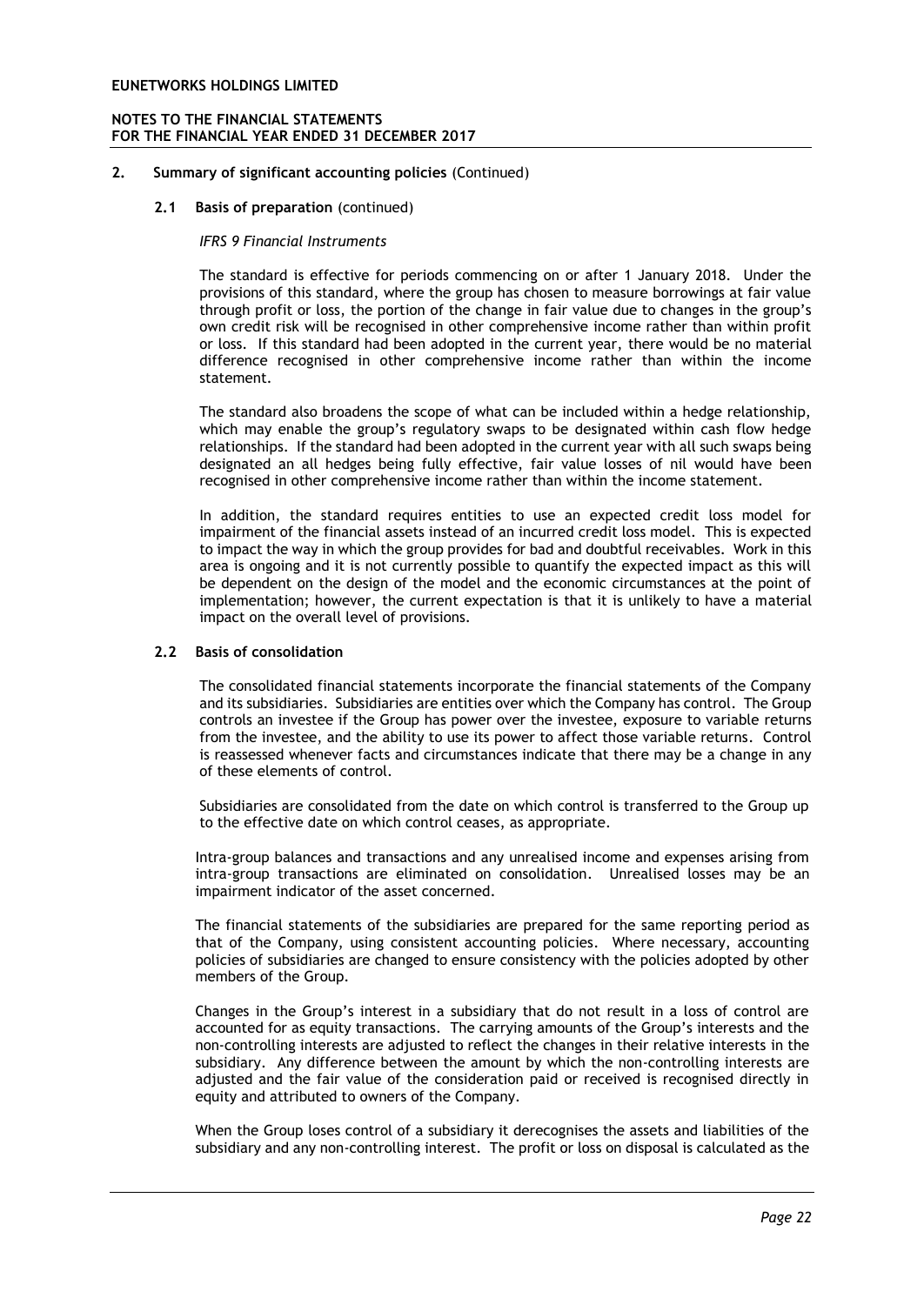## 2. Summary of significant accounting policies (Continued)

### 2.1 Basis of preparation (continued)

*IFRS 9 Financial Instruments*

The standard is effective for periods commencing on or after 1 January 2018. Under the provisions of this standard, where the group has chosen to measure borrowings at fair value through profit or loss, the portion of the change in fair value due to changes in the group's own credit risk will be recognised in other comprehensive income rather than within profit or loss. If this standard had been adopted in the current year, there would be no material difference recognised in other comprehensive income rather than within the income statement.

The standard also broadens the scope of what can be included within a hedge relationship, which may enable the group's regulatory swaps to be designated within cash flow hedge relationships. If the standard had been adopted in the current year with all such swaps being designated an all hedges being fully effective, fair value losses of nil would have been recognised in other comprehensive income rather than within the income statement.

In addition, the standard requires entities to use an expected credit loss model for impairment of the financial assets instead of an incurred credit loss model. This is expected to impact the way in which the group provides for bad and doubtful receivables. Work in this area is ongoing and it is not currently possible to quantify the expected impact as this will be dependent on the design of the model and the economic circumstances at the point of implementation; however, the current expectation is that it is unlikely to have a material impact on the overall level of provisions.

### 2.2 Basis of consolidation

The consolidated financial statements incorporate the financial statements of the Company and its subsidiaries. Subsidiaries are entities over which the Company has control. The Group controls an investee if the Group has power over the investee, exposure to variable returns from the investee, and the ability to use its power to affect those variable returns. Control is reassessed whenever facts and circumstances indicate that there may be a change in any of these elements of control.

Subsidiaries are consolidated from the date on which control is transferred to the Group up to the effective date on which control ceases, as appropriate.

Intra-group balances and transactions and any unrealised income and expenses arising from intra-group transactions are eliminated on consolidation. Unrealised losses may be an impairment indicator of the asset concerned.

The financial statements of the subsidiaries are prepared for the same reporting period as that of the Company, using consistent accounting policies. Where necessary, accounting policies of subsidiaries are changed to ensure consistency with the policies adopted by other members of the Group.

Changes in the Group's interest in a subsidiary that do not result in a loss of control are accounted for as equity transactions. The carrying amounts of the Group's interests and the non-controlling interests are adjusted to reflect the changes in their relative interests in the subsidiary. Any difference between the amount by which the non-controlling interests are adjusted and the fair value of the consideration paid or received is recognised directly in equity and attributed to owners of the Company.

When the Group loses control of a subsidiary it derecognises the assets and liabilities of the subsidiary and any non-controlling interest. The profit or loss on disposal is calculated as the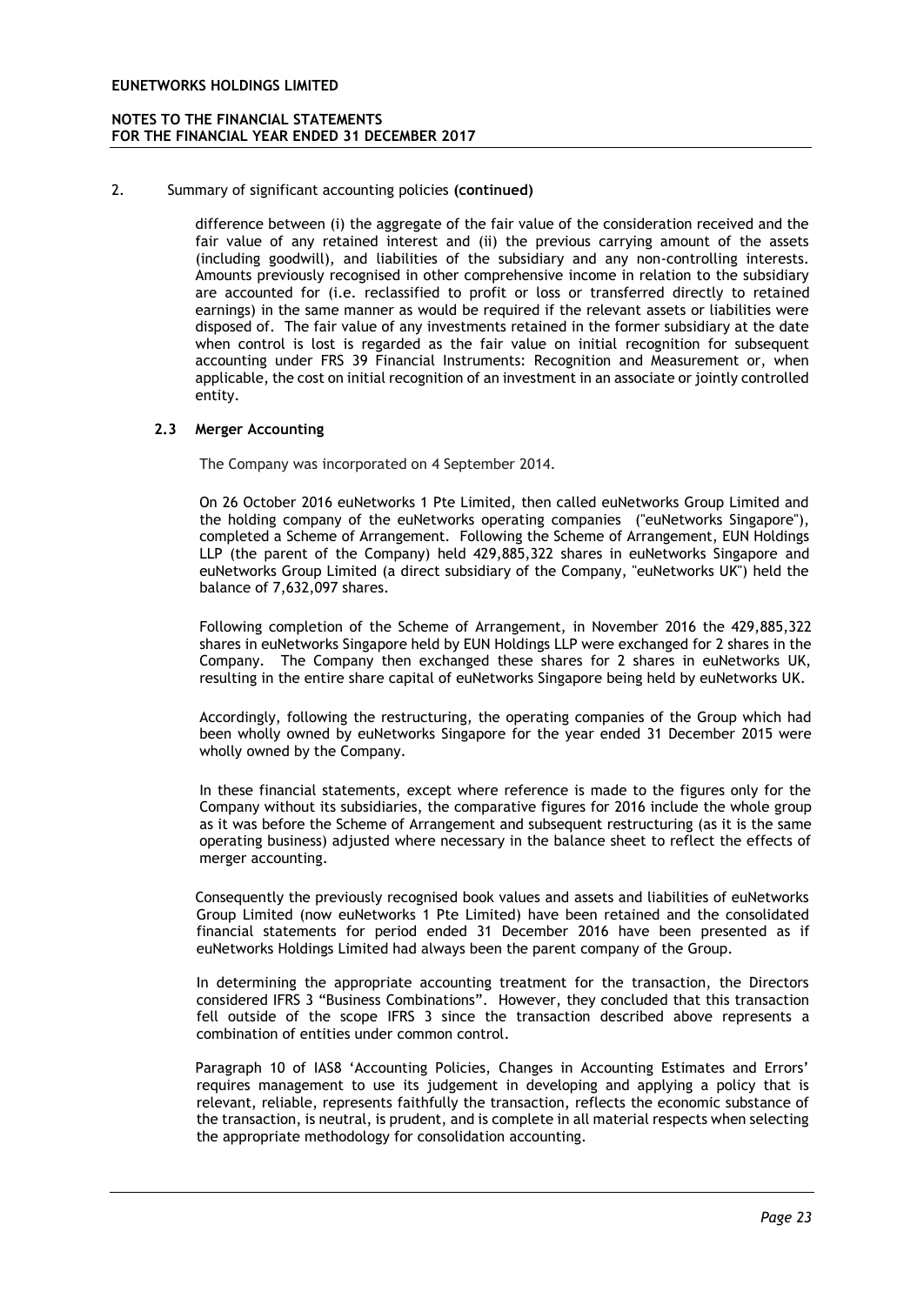2. Summary of significant accounting policies **(continued)**

difference between (i) the aggregate of the fair value of the consideration received and the fair value of any retained interest and (ii) the previous carrying amount of the assets (including goodwill), and liabilities of the subsidiary and any non-controlling interests. Amounts previously recognised in other comprehensive income in relation to the subsidiary are accounted for (i.e. reclassified to profit or loss or transferred directly to retained earnings) in the same manner as would be required if the relevant assets or liabilities were disposed of. The fair value of any investments retained in the former subsidiary at the date when control is lost is regarded as the fair value on initial recognition for subsequent accounting under FRS 39 Financial Instruments: Recognition and Measurement or, when applicable, the cost on initial recognition of an investment in an associate or jointly controlled entity.

### 2.3 Merger Accounting

The Company was incorporated on 4 September 2014.

On 26 October 2016 euNetworks 1 Pte Limited, then called euNetworks Group Limited and the holding company of the euNetworks operating companies ("euNetworks Singapore"), completed a Scheme of Arrangement. Following the Scheme of Arrangement, EUN Holdings LLP (the parent of the Company) held 429,885,322 shares in euNetworks Singapore and euNetworks Group Limited (a direct subsidiary of the Company, "euNetworks UK") held the balance of 7,632,097 shares.

Following completion of the Scheme of Arrangement, in November 2016 the 429,885,322 shares in euNetworks Singapore held by EUN Holdings LLP were exchanged for 2 shares in the Company. The Company then exchanged these shares for 2 shares in euNetworks UK, resulting in the entire share capital of euNetworks Singapore being held by euNetworks UK.

Accordingly, following the restructuring, the operating companies of the Group which had been wholly owned by euNetworks Singapore for the year ended 31 December 2015 were wholly owned by the Company.

In these financial statements, except where reference is made to the figures only for the Company without its subsidiaries, the comparative figures for 2016 include the whole group as it was before the Scheme of Arrangement and subsequent restructuring (as it is the same operating business) adjusted where necessary in the balance sheet to reflect the effects of merger accounting.

Consequently the previously recognised book values and assets and liabilities of euNetworks Group Limited (now euNetworks 1 Pte Limited) have been retained and the consolidated financial statements for period ended 31 December 2016 have been presented as if euNetworks Holdings Limited had always been the parent company of the Group.

In determining the appropriate accounting treatment for the transaction, the Directors considered IFRS 3 "Business Combinations". However, they concluded that this transaction fell outside of the scope IFRS 3 since the transaction described above represents a combination of entities under common control.

Paragraph 10 of IAS8 'Accounting Policies, Changes in Accounting Estimates and Errors' requires management to use its judgement in developing and applying a policy that is relevant, reliable, represents faithfully the transaction, reflects the economic substance of the transaction, is neutral, is prudent, and is complete in all material respects when selecting the appropriate methodology for consolidation accounting.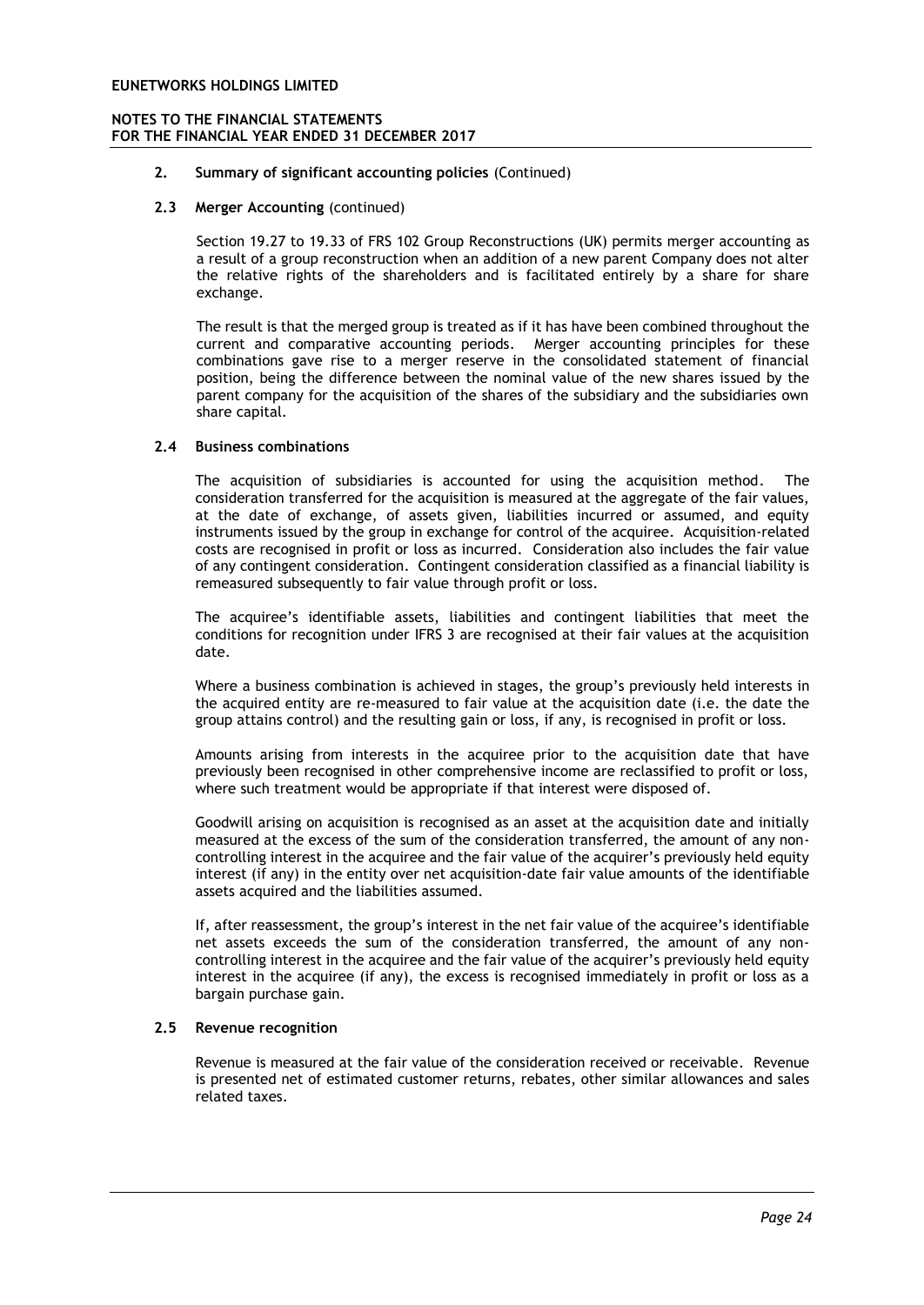**2. Summary of significant accounting policies** (Continued)

**2.3 Merger Accounting** (continued)

Section 19.27 to 19.33 of FRS 102 Group Reconstructions (UK) permits merger accounting as a result of a group reconstruction when an addition of a new parent Company does not alter the relative rights of the shareholders and is facilitated entirely by a share for share exchange.

The result is that the merged group is treated as if it has have been combined throughout the current and comparative accounting periods. Merger accounting principles for these combinations gave rise to a merger reserve in the consolidated statement of financial position, being the difference between the nominal value of the new shares issued by the parent company for the acquisition of the shares of the subsidiary and the subsidiaries own share capital.

**2.4 Business combinations**

The acquisition of subsidiaries is accounted for using the acquisition method. The consideration transferred for the acquisition is measured at the aggregate of the fair values, at the date of exchange, of assets given, liabilities incurred or assumed, and equity instruments issued by the group in exchange for control of the acquiree. Acquisition-related costs are recognised in profit or loss as incurred. Consideration also includes the fair value of any contingent consideration. Contingent consideration classified as a financial liability is remeasured subsequently to fair value through profit or loss.

The acquiree's identifiable assets, liabilities and contingent liabilities that meet the conditions for recognition under IFRS 3 are recognised at their fair values at the acquisition date.

Where a business combination is achieved in stages, the group's previously held interests in the acquired entity are re-measured to fair value at the acquisition date (i.e. the date the group attains control) and the resulting gain or loss, if any, is recognised in profit or loss.

Amounts arising from interests in the acquiree prior to the acquisition date that have previously been recognised in other comprehensive income are reclassified to profit or loss, where such treatment would be appropriate if that interest were disposed of.

Goodwill arising on acquisition is recognised as an asset at the acquisition date and initially measured at the excess of the sum of the consideration transferred, the amount of any non-controlling interest in the acquiree and the fair value of the acquirer's previously held equity interest (if any) in the entity over net acquisition-date fair value amounts of the identifiable assets acquired and the liabilities assumed.

If, after reassessment, the group's interest in the net fair value of the acquiree's identifiable net assets exceeds the sum of the consideration transferred, the amount of any non-controlling interest in the acquiree and the fair value of the acquirer's previously held equity interest in the acquiree (if any), the excess is recognised immediately in profit or loss as a bargain purchase gain.

**2.5 Revenue recognition**

Revenue is measured at the fair value of the consideration received or receivable. Revenue is presented net of estimated customer returns, rebates, other similar allowances and sales related taxes.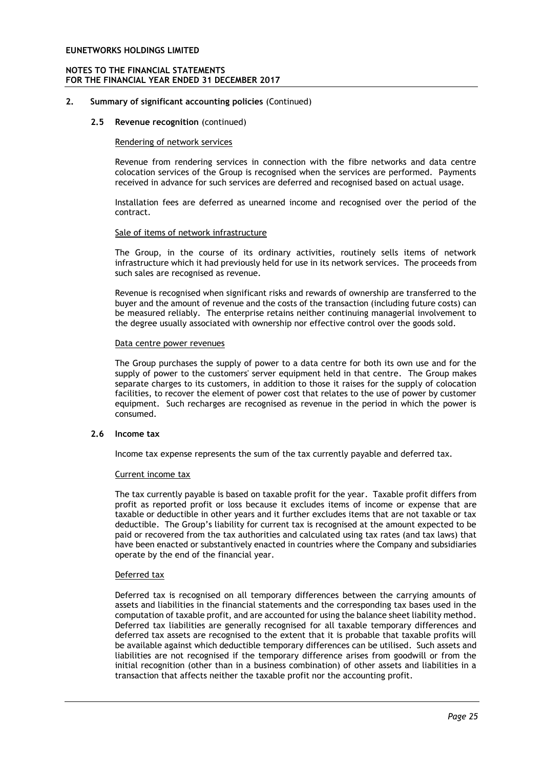## 2. Summary of significant accounting policies (Continued)

### 2.5 Revenue recognition (continued)

Rendering of network services

Revenue from rendering services in connection with the fibre networks and data centre colocation services of the Group is recognised when the services are performed. Payments received in advance for such services are deferred and recognised based on actual usage.

Installation fees are deferred as unearned income and recognised over the period of the contract.

Sale of items of network infrastructure

The Group, in the course of its ordinary activities, routinely sells items of network infrastructure which it had previously held for use in its network services. The proceeds from such sales are recognised as revenue.

Revenue is recognised when significant risks and rewards of ownership are transferred to the buyer and the amount of revenue and the costs of the transaction (including future costs) can be measured reliably. The enterprise retains neither continuing managerial involvement to the degree usually associated with ownership nor effective control over the goods sold.

Data centre power revenues

The Group purchases the supply of power to a data centre for both its own use and for the supply of power to the customers' server equipment held in that centre. The Group makes separate charges to its customers, in addition to those it raises for the supply of colocation facilities, to recover the element of power cost that relates to the use of power by customer equipment. Such recharges are recognised as revenue in the period in which the power is consumed.

### 2.6 Income tax

Income tax expense represents the sum of the tax currently payable and deferred tax.

Current income tax

The tax currently payable is based on taxable profit for the year. Taxable profit differs from profit as reported profit or loss because it excludes items of income or expense that are taxable or deductible in other years and it further excludes items that are not taxable or tax deductible. The Group's liability for current tax is recognised at the amount expected to be paid or recovered from the tax authorities and calculated using tax rates (and tax laws) that have been enacted or substantively enacted in countries where the Company and subsidiaries operate by the end of the financial year.

Deferred tax

Deferred tax is recognised on all temporary differences between the carrying amounts of assets and liabilities in the financial statements and the corresponding tax bases used in the computation of taxable profit, and are accounted for using the balance sheet liability method. Deferred tax liabilities are generally recognised for all taxable temporary differences and deferred tax assets are recognised to the extent that it is probable that taxable profits will be available against which deductible temporary differences can be utilised. Such assets and liabilities are not recognised if the temporary difference arises from goodwill or from the initial recognition (other than in a business combination) of other assets and liabilities in a transaction that affects neither the taxable profit nor the accounting profit.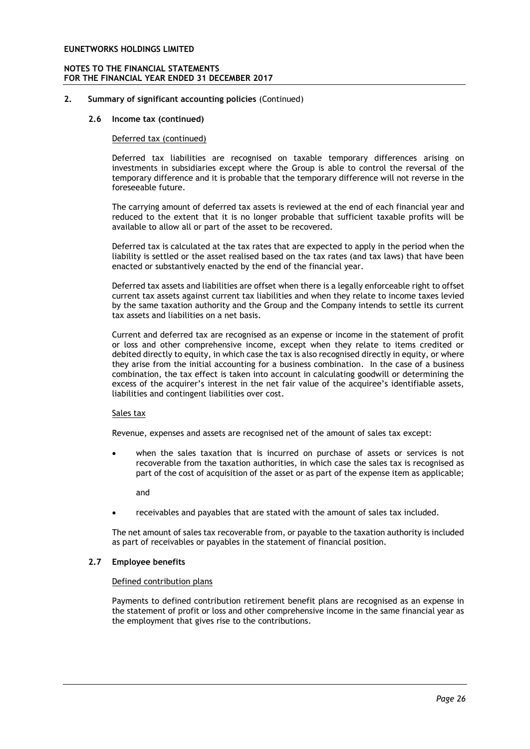## 2. Summary of significant accounting policies (Continued)

### 2.6 Income tax (continued)

Deferred tax (continued)

Deferred tax liabilities are recognised on taxable temporary differences arising on investments in subsidiaries except where the Group is able to control the reversal of the temporary difference and it is probable that the temporary difference will not reverse in the foreseeable future.

The carrying amount of deferred tax assets is reviewed at the end of each financial year and reduced to the extent that it is no longer probable that sufficient taxable profits will be available to allow all or part of the asset to be recovered.

Deferred tax is calculated at the tax rates that are expected to apply in the period when the liability is settled or the asset realised based on the tax rates (and tax laws) that have been enacted or substantively enacted by the end of the financial year.

Deferred tax assets and liabilities are offset when there is a legally enforceable right to offset current tax assets against current tax liabilities and when they relate to income taxes levied by the same taxation authority and the Group and the Company intends to settle its current tax assets and liabilities on a net basis.

Current and deferred tax are recognised as an expense or income in the statement of profit or loss and other comprehensive income, except when they relate to items credited or debited directly to equity, in which case the tax is also recognised directly in equity, or where they arise from the initial accounting for a business combination. In the case of a business combination, the tax effect is taken into account in calculating goodwill or determining the excess of the acquirer's interest in the net fair value of the acquiree's identifiable assets, liabilities and contingent liabilities over cost.

Sales tax

Revenue, expenses and assets are recognised net of the amount of sales tax except:

- when the sales taxation that is incurred on purchase of assets or services is not recoverable from the taxation authorities, in which case the sales tax is recognised as part of the cost of acquisition of the asset or as part of the expense item as applicable;

  and

- receivables and payables that are stated with the amount of sales tax included.

The net amount of sales tax recoverable from, or payable to the taxation authority is included as part of receivables or payables in the statement of financial position.

### 2.7 Employee benefits

Defined contribution plans

Payments to defined contribution retirement benefit plans are recognised as an expense in the statement of profit or loss and other comprehensive income in the same financial year as the employment that gives rise to the contributions.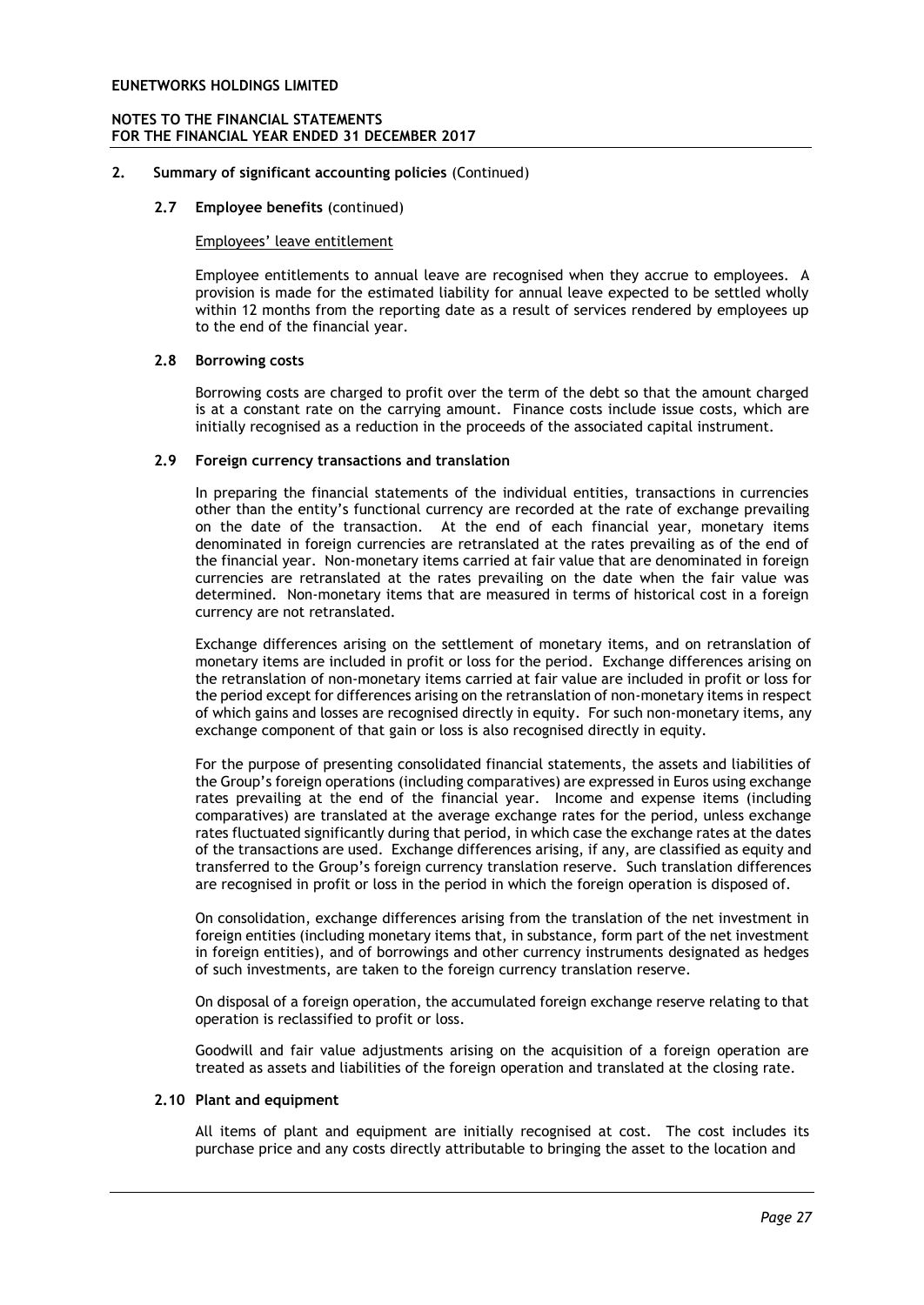## 2. Summary of significant accounting policies (Continued)

### 2.7 Employee benefits (continued)

Employees' leave entitlement

Employee entitlements to annual leave are recognised when they accrue to employees. A provision is made for the estimated liability for annual leave expected to be settled wholly within 12 months from the reporting date as a result of services rendered by employees up to the end of the financial year.

### 2.8 Borrowing costs

Borrowing costs are charged to profit over the term of the debt so that the amount charged is at a constant rate on the carrying amount. Finance costs include issue costs, which are initially recognised as a reduction in the proceeds of the associated capital instrument.

### 2.9 Foreign currency transactions and translation

In preparing the financial statements of the individual entities, transactions in currencies other than the entity's functional currency are recorded at the rate of exchange prevailing on the date of the transaction. At the end of each financial year, monetary items denominated in foreign currencies are retranslated at the rates prevailing as of the end of the financial year. Non-monetary items carried at fair value that are denominated in foreign currencies are retranslated at the rates prevailing on the date when the fair value was determined. Non-monetary items that are measured in terms of historical cost in a foreign currency are not retranslated.

Exchange differences arising on the settlement of monetary items, and on retranslation of monetary items are included in profit or loss for the period. Exchange differences arising on the retranslation of non-monetary items carried at fair value are included in profit or loss for the period except for differences arising on the retranslation of non-monetary items in respect of which gains and losses are recognised directly in equity. For such non-monetary items, any exchange component of that gain or loss is also recognised directly in equity.

For the purpose of presenting consolidated financial statements, the assets and liabilities of the Group's foreign operations (including comparatives) are expressed in Euros using exchange rates prevailing at the end of the financial year. Income and expense items (including comparatives) are translated at the average exchange rates for the period, unless exchange rates fluctuated significantly during that period, in which case the exchange rates at the dates of the transactions are used. Exchange differences arising, if any, are classified as equity and transferred to the Group's foreign currency translation reserve. Such translation differences are recognised in profit or loss in the period in which the foreign operation is disposed of.

On consolidation, exchange differences arising from the translation of the net investment in foreign entities (including monetary items that, in substance, form part of the net investment in foreign entities), and of borrowings and other currency instruments designated as hedges of such investments, are taken to the foreign currency translation reserve.

On disposal of a foreign operation, the accumulated foreign exchange reserve relating to that operation is reclassified to profit or loss.

Goodwill and fair value adjustments arising on the acquisition of a foreign operation are treated as assets and liabilities of the foreign operation and translated at the closing rate.

### 2.10 Plant and equipment

All items of plant and equipment are initially recognised at cost. The cost includes its purchase price and any costs directly attributable to bringing the asset to the location and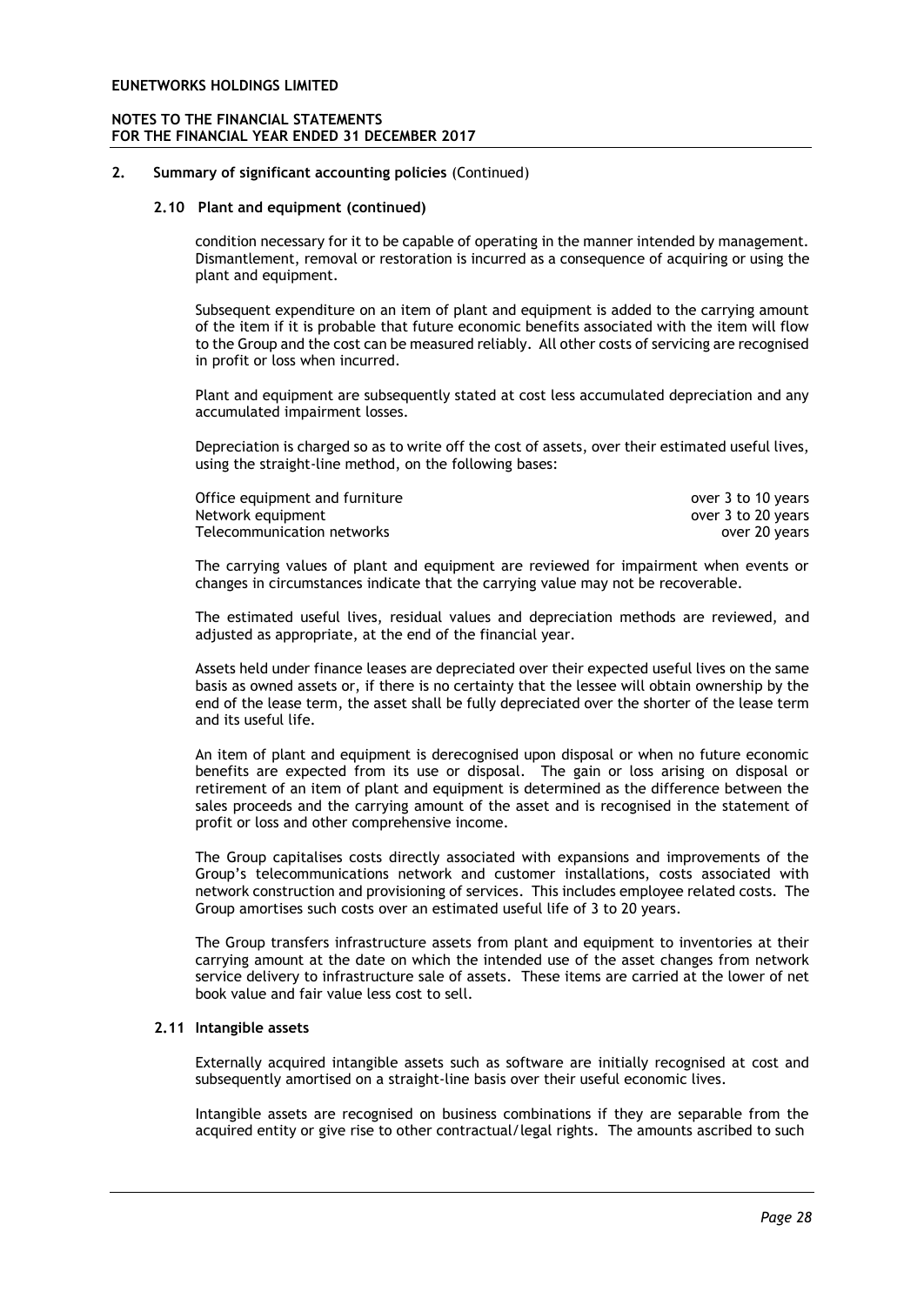## 2. Summary of significant accounting policies (Continued)

### 2.10 Plant and equipment (continued)

condition necessary for it to be capable of operating in the manner intended by management. Dismantlement, removal or restoration is incurred as a consequence of acquiring or using the plant and equipment.

Subsequent expenditure on an item of plant and equipment is added to the carrying amount of the item if it is probable that future economic benefits associated with the item will flow to the Group and the cost can be measured reliably. All other costs of servicing are recognised in profit or loss when incurred.

Plant and equipment are subsequently stated at cost less accumulated depreciation and any accumulated impairment losses.

Depreciation is charged so as to write off the cost of assets, over their estimated useful lives, using the straight-line method, on the following bases:

| | |
|---|---|
| Office equipment and furniture | over 3 to 10 years |
| Network equipment | over 3 to 20 years |
| Telecommunication networks | over 20 years |

The carrying values of plant and equipment are reviewed for impairment when events or changes in circumstances indicate that the carrying value may not be recoverable.

The estimated useful lives, residual values and depreciation methods are reviewed, and adjusted as appropriate, at the end of the financial year.

Assets held under finance leases are depreciated over their expected useful lives on the same basis as owned assets or, if there is no certainty that the lessee will obtain ownership by the end of the lease term, the asset shall be fully depreciated over the shorter of the lease term and its useful life.

An item of plant and equipment is derecognised upon disposal or when no future economic benefits are expected from its use or disposal. The gain or loss arising on disposal or retirement of an item of plant and equipment is determined as the difference between the sales proceeds and the carrying amount of the asset and is recognised in the statement of profit or loss and other comprehensive income.

The Group capitalises costs directly associated with expansions and improvements of the Group's telecommunications network and customer installations, costs associated with network construction and provisioning of services. This includes employee related costs. The Group amortises such costs over an estimated useful life of 3 to 20 years.

The Group transfers infrastructure assets from plant and equipment to inventories at their carrying amount at the date on which the intended use of the asset changes from network service delivery to infrastructure sale of assets. These items are carried at the lower of net book value and fair value less cost to sell.

### 2.11 Intangible assets

Externally acquired intangible assets such as software are initially recognised at cost and subsequently amortised on a straight-line basis over their useful economic lives.

Intangible assets are recognised on business combinations if they are separable from the acquired entity or give rise to other contractual/legal rights. The amounts ascribed to such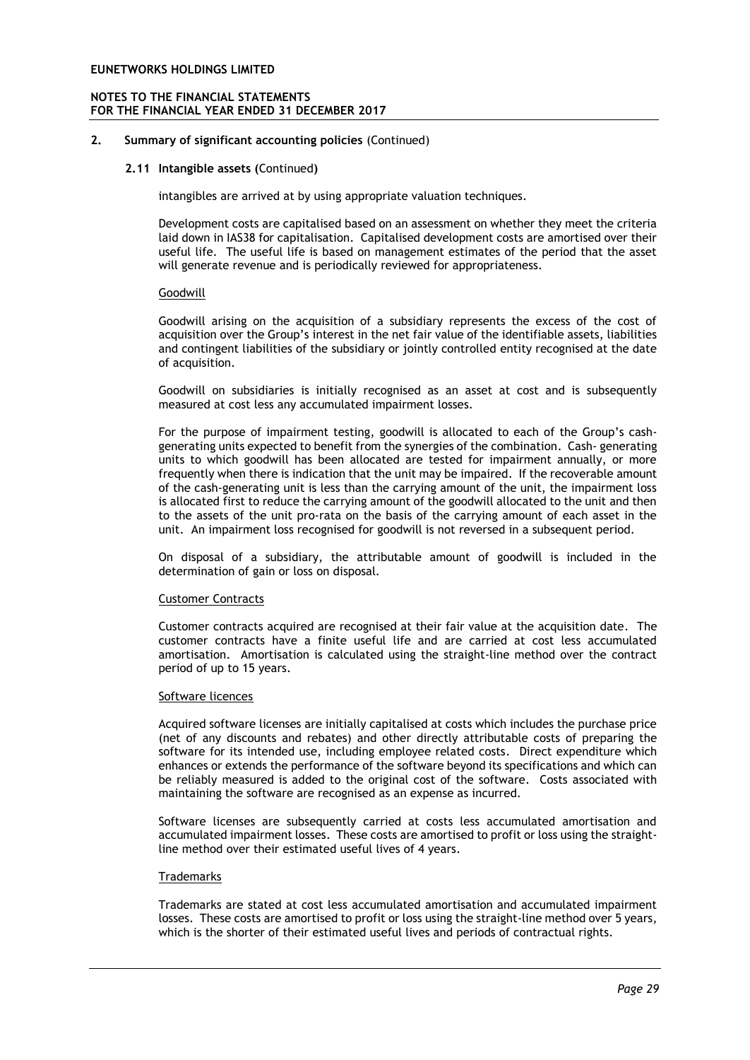## 2. Summary of significant accounting policies (Continued)

### 2.11 Intangible assets (Continued)

intangibles are arrived at by using appropriate valuation techniques.

Development costs are capitalised based on an assessment on whether they meet the criteria laid down in IAS38 for capitalisation. Capitalised development costs are amortised over their useful life. The useful life is based on management estimates of the period that the asset will generate revenue and is periodically reviewed for appropriateness.

Goodwill

Goodwill arising on the acquisition of a subsidiary represents the excess of the cost of acquisition over the Group's interest in the net fair value of the identifiable assets, liabilities and contingent liabilities of the subsidiary or jointly controlled entity recognised at the date of acquisition.

Goodwill on subsidiaries is initially recognised as an asset at cost and is subsequently measured at cost less any accumulated impairment losses.

For the purpose of impairment testing, goodwill is allocated to each of the Group's cash-generating units expected to benefit from the synergies of the combination. Cash- generating units to which goodwill has been allocated are tested for impairment annually, or more frequently when there is indication that the unit may be impaired. If the recoverable amount of the cash-generating unit is less than the carrying amount of the unit, the impairment loss is allocated first to reduce the carrying amount of the goodwill allocated to the unit and then to the assets of the unit pro-rata on the basis of the carrying amount of each asset in the unit. An impairment loss recognised for goodwill is not reversed in a subsequent period.

On disposal of a subsidiary, the attributable amount of goodwill is included in the determination of gain or loss on disposal.

Customer Contracts

Customer contracts acquired are recognised at their fair value at the acquisition date. The customer contracts have a finite useful life and are carried at cost less accumulated amortisation. Amortisation is calculated using the straight-line method over the contract period of up to 15 years.

Software licences

Acquired software licenses are initially capitalised at costs which includes the purchase price (net of any discounts and rebates) and other directly attributable costs of preparing the software for its intended use, including employee related costs. Direct expenditure which enhances or extends the performance of the software beyond its specifications and which can be reliably measured is added to the original cost of the software. Costs associated with maintaining the software are recognised as an expense as incurred.

Software licenses are subsequently carried at costs less accumulated amortisation and accumulated impairment losses. These costs are amortised to profit or loss using the straight-line method over their estimated useful lives of 4 years.

Trademarks

Trademarks are stated at cost less accumulated amortisation and accumulated impairment losses. These costs are amortised to profit or loss using the straight-line method over 5 years, which is the shorter of their estimated useful lives and periods of contractual rights.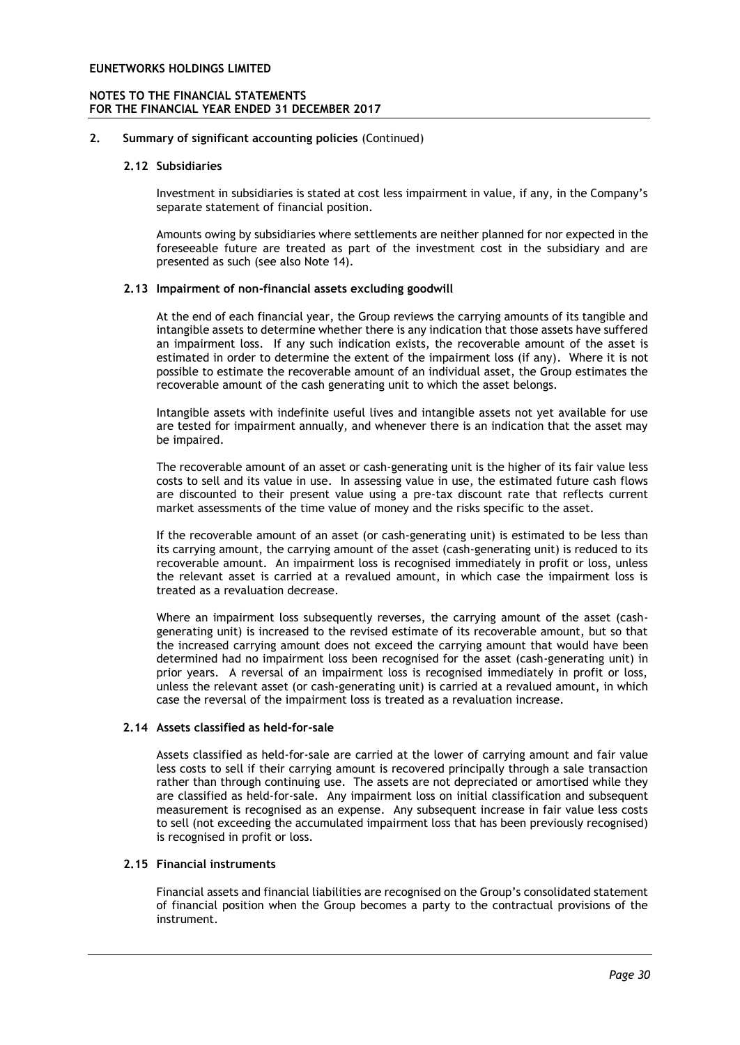## 2. Summary of significant accounting policies (Continued)

### 2.12 Subsidiaries

Investment in subsidiaries is stated at cost less impairment in value, if any, in the Company's separate statement of financial position.

Amounts owing by subsidiaries where settlements are neither planned for nor expected in the foreseeable future are treated as part of the investment cost in the subsidiary and are presented as such (see also Note 14).

### 2.13 Impairment of non-financial assets excluding goodwill

At the end of each financial year, the Group reviews the carrying amounts of its tangible and intangible assets to determine whether there is any indication that those assets have suffered an impairment loss. If any such indication exists, the recoverable amount of the asset is estimated in order to determine the extent of the impairment loss (if any). Where it is not possible to estimate the recoverable amount of an individual asset, the Group estimates the recoverable amount of the cash generating unit to which the asset belongs.

Intangible assets with indefinite useful lives and intangible assets not yet available for use are tested for impairment annually, and whenever there is an indication that the asset may be impaired.

The recoverable amount of an asset or cash-generating unit is the higher of its fair value less costs to sell and its value in use. In assessing value in use, the estimated future cash flows are discounted to their present value using a pre-tax discount rate that reflects current market assessments of the time value of money and the risks specific to the asset.

If the recoverable amount of an asset (or cash-generating unit) is estimated to be less than its carrying amount, the carrying amount of the asset (cash-generating unit) is reduced to its recoverable amount. An impairment loss is recognised immediately in profit or loss, unless the relevant asset is carried at a revalued amount, in which case the impairment loss is treated as a revaluation decrease.

Where an impairment loss subsequently reverses, the carrying amount of the asset (cash-generating unit) is increased to the revised estimate of its recoverable amount, but so that the increased carrying amount does not exceed the carrying amount that would have been determined had no impairment loss been recognised for the asset (cash-generating unit) in prior years. A reversal of an impairment loss is recognised immediately in profit or loss, unless the relevant asset (or cash-generating unit) is carried at a revalued amount, in which case the reversal of the impairment loss is treated as a revaluation increase.

### 2.14 Assets classified as held-for-sale

Assets classified as held-for-sale are carried at the lower of carrying amount and fair value less costs to sell if their carrying amount is recovered principally through a sale transaction rather than through continuing use. The assets are not depreciated or amortised while they are classified as held-for-sale. Any impairment loss on initial classification and subsequent measurement is recognised as an expense. Any subsequent increase in fair value less costs to sell (not exceeding the accumulated impairment loss that has been previously recognised) is recognised in profit or loss.

### 2.15 Financial instruments

Financial assets and financial liabilities are recognised on the Group's consolidated statement of financial position when the Group becomes a party to the contractual provisions of the instrument.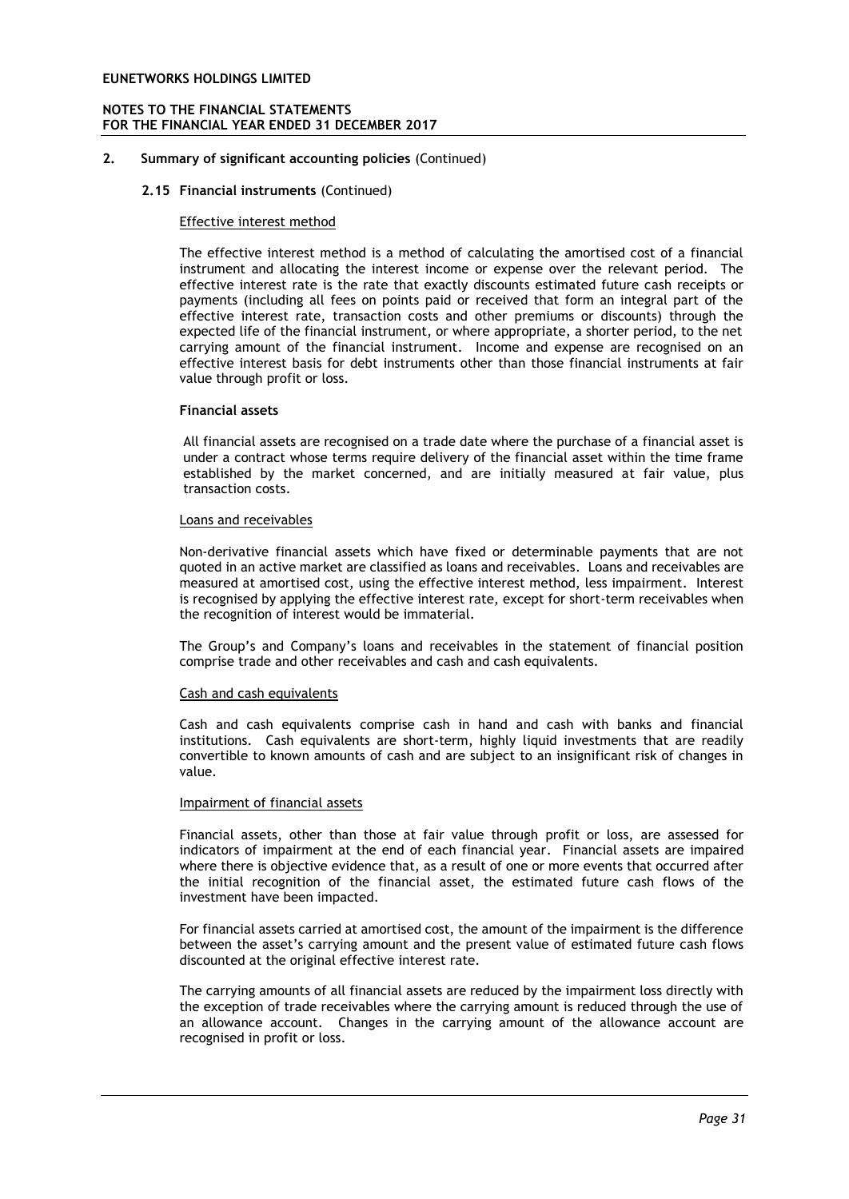## 2. Summary of significant accounting policies (Continued)

### 2.15 Financial instruments (Continued)

Effective interest method

The effective interest method is a method of calculating the amortised cost of a financial instrument and allocating the interest income or expense over the relevant period. The effective interest rate is the rate that exactly discounts estimated future cash receipts or payments (including all fees on points paid or received that form an integral part of the effective interest rate, transaction costs and other premiums or discounts) through the expected life of the financial instrument, or where appropriate, a shorter period, to the net carrying amount of the financial instrument. Income and expense are recognised on an effective interest basis for debt instruments other than those financial instruments at fair value through profit or loss.

**Financial assets**

All financial assets are recognised on a trade date where the purchase of a financial asset is under a contract whose terms require delivery of the financial asset within the time frame established by the market concerned, and are initially measured at fair value, plus transaction costs.

Loans and receivables

Non-derivative financial assets which have fixed or determinable payments that are not quoted in an active market are classified as loans and receivables. Loans and receivables are measured at amortised cost, using the effective interest method, less impairment. Interest is recognised by applying the effective interest rate, except for short-term receivables when the recognition of interest would be immaterial.

The Group's and Company's loans and receivables in the statement of financial position comprise trade and other receivables and cash and cash equivalents.

Cash and cash equivalents

Cash and cash equivalents comprise cash in hand and cash with banks and financial institutions. Cash equivalents are short-term, highly liquid investments that are readily convertible to known amounts of cash and are subject to an insignificant risk of changes in value.

Impairment of financial assets

Financial assets, other than those at fair value through profit or loss, are assessed for indicators of impairment at the end of each financial year. Financial assets are impaired where there is objective evidence that, as a result of one or more events that occurred after the initial recognition of the financial asset, the estimated future cash flows of the investment have been impacted.

For financial assets carried at amortised cost, the amount of the impairment is the difference between the asset's carrying amount and the present value of estimated future cash flows discounted at the original effective interest rate.

The carrying amounts of all financial assets are reduced by the impairment loss directly with the exception of trade receivables where the carrying amount is reduced through the use of an allowance account. Changes in the carrying amount of the allowance account are recognised in profit or loss.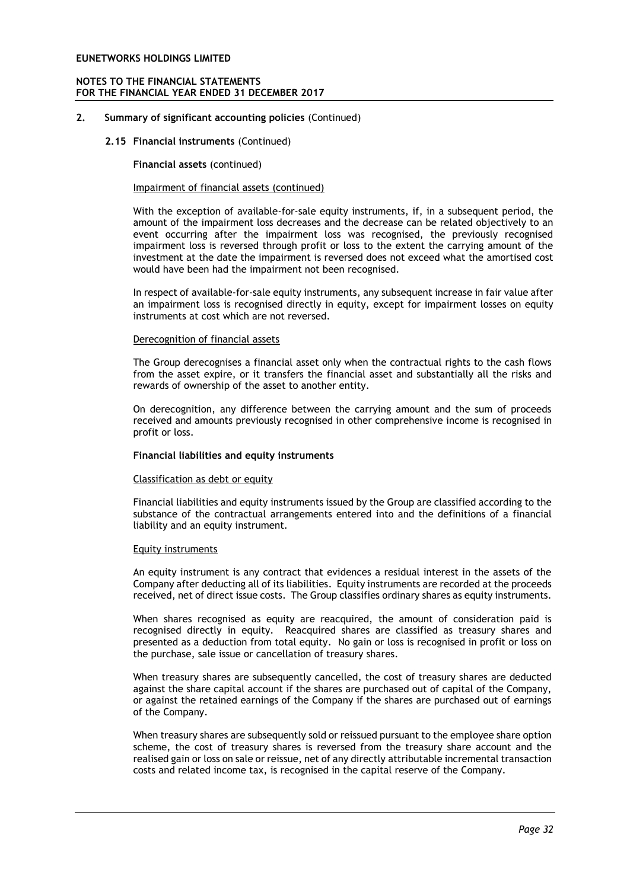## 2. Summary of significant accounting policies (Continued)

### 2.15 Financial instruments (Continued)

**Financial assets** (continued)

Impairment of financial assets (continued)

With the exception of available-for-sale equity instruments, if, in a subsequent period, the amount of the impairment loss decreases and the decrease can be related objectively to an event occurring after the impairment loss was recognised, the previously recognised impairment loss is reversed through profit or loss to the extent the carrying amount of the investment at the date the impairment is reversed does not exceed what the amortised cost would have been had the impairment not been recognised.

In respect of available-for-sale equity instruments, any subsequent increase in fair value after an impairment loss is recognised directly in equity, except for impairment losses on equity instruments at cost which are not reversed.

Derecognition of financial assets

The Group derecognises a financial asset only when the contractual rights to the cash flows from the asset expire, or it transfers the financial asset and substantially all the risks and rewards of ownership of the asset to another entity.

On derecognition, any difference between the carrying amount and the sum of proceeds received and amounts previously recognised in other comprehensive income is recognised in profit or loss.

**Financial liabilities and equity instruments**

Classification as debt or equity

Financial liabilities and equity instruments issued by the Group are classified according to the substance of the contractual arrangements entered into and the definitions of a financial liability and an equity instrument.

Equity instruments

An equity instrument is any contract that evidences a residual interest in the assets of the Company after deducting all of its liabilities. Equity instruments are recorded at the proceeds received, net of direct issue costs. The Group classifies ordinary shares as equity instruments.

When shares recognised as equity are reacquired, the amount of consideration paid is recognised directly in equity. Reacquired shares are classified as treasury shares and presented as a deduction from total equity. No gain or loss is recognised in profit or loss on the purchase, sale issue or cancellation of treasury shares.

When treasury shares are subsequently cancelled, the cost of treasury shares are deducted against the share capital account if the shares are purchased out of capital of the Company, or against the retained earnings of the Company if the shares are purchased out of earnings of the Company.

When treasury shares are subsequently sold or reissued pursuant to the employee share option scheme, the cost of treasury shares is reversed from the treasury share account and the realised gain or loss on sale or reissue, net of any directly attributable incremental transaction costs and related income tax, is recognised in the capital reserve of the Company.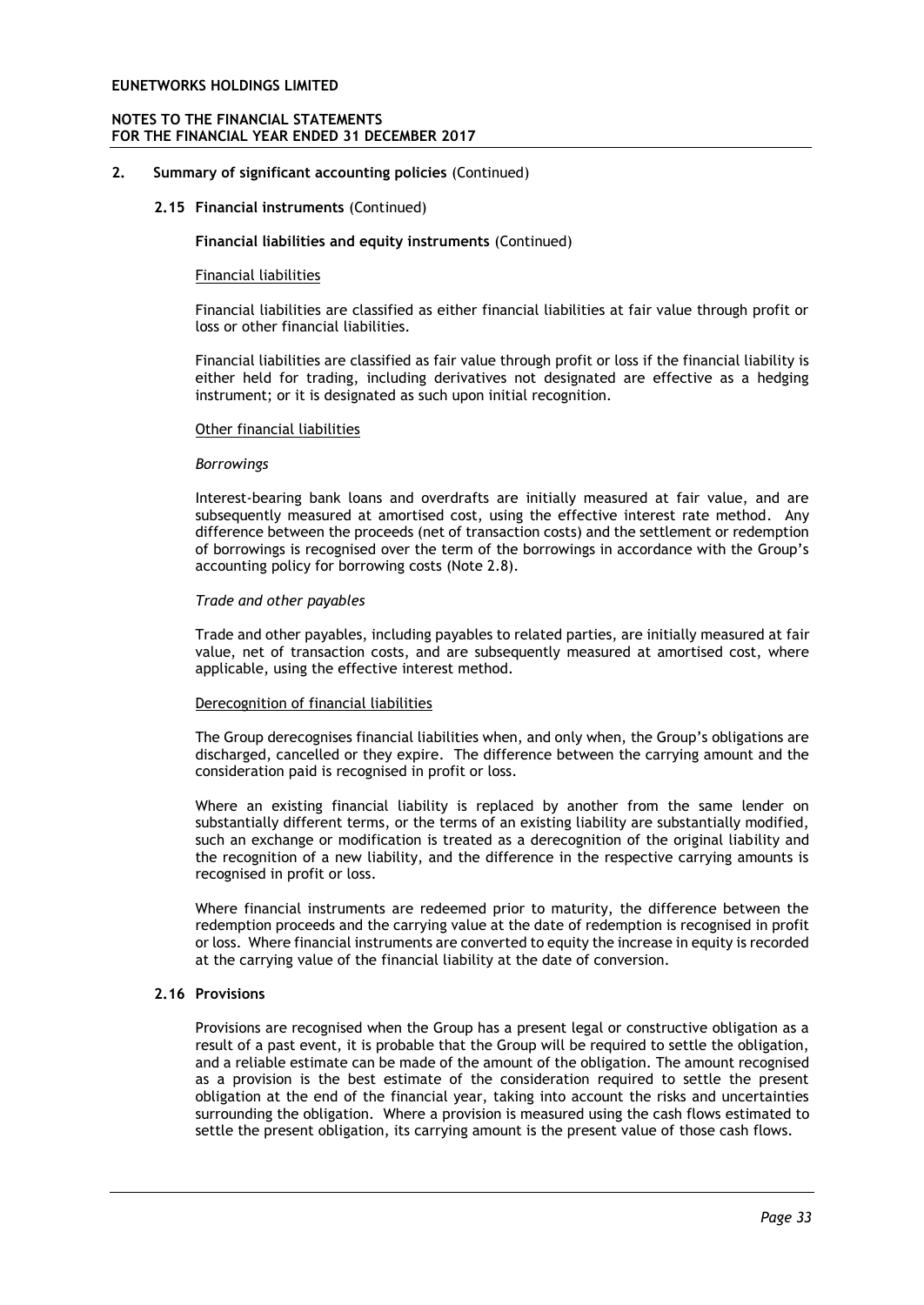## 2. Summary of significant accounting policies (Continued)

### 2.15 Financial instruments (Continued)

**Financial liabilities and equity instruments** (Continued)

Financial liabilities

Financial liabilities are classified as either financial liabilities at fair value through profit or loss or other financial liabilities.

Financial liabilities are classified as fair value through profit or loss if the financial liability is either held for trading, including derivatives not designated are effective as a hedging instrument; or it is designated as such upon initial recognition.

Other financial liabilities

*Borrowings*

Interest-bearing bank loans and overdrafts are initially measured at fair value, and are subsequently measured at amortised cost, using the effective interest rate method. Any difference between the proceeds (net of transaction costs) and the settlement or redemption of borrowings is recognised over the term of the borrowings in accordance with the Group's accounting policy for borrowing costs (Note 2.8).

*Trade and other payables*

Trade and other payables, including payables to related parties, are initially measured at fair value, net of transaction costs, and are subsequently measured at amortised cost, where applicable, using the effective interest method.

Derecognition of financial liabilities

The Group derecognises financial liabilities when, and only when, the Group's obligations are discharged, cancelled or they expire. The difference between the carrying amount and the consideration paid is recognised in profit or loss.

Where an existing financial liability is replaced by another from the same lender on substantially different terms, or the terms of an existing liability are substantially modified, such an exchange or modification is treated as a derecognition of the original liability and the recognition of a new liability, and the difference in the respective carrying amounts is recognised in profit or loss.

Where financial instruments are redeemed prior to maturity, the difference between the redemption proceeds and the carrying value at the date of redemption is recognised in profit or loss. Where financial instruments are converted to equity the increase in equity is recorded at the carrying value of the financial liability at the date of conversion.

### 2.16 Provisions

Provisions are recognised when the Group has a present legal or constructive obligation as a result of a past event, it is probable that the Group will be required to settle the obligation, and a reliable estimate can be made of the amount of the obligation. The amount recognised as a provision is the best estimate of the consideration required to settle the present obligation at the end of the financial year, taking into account the risks and uncertainties surrounding the obligation. Where a provision is measured using the cash flows estimated to settle the present obligation, its carrying amount is the present value of those cash flows.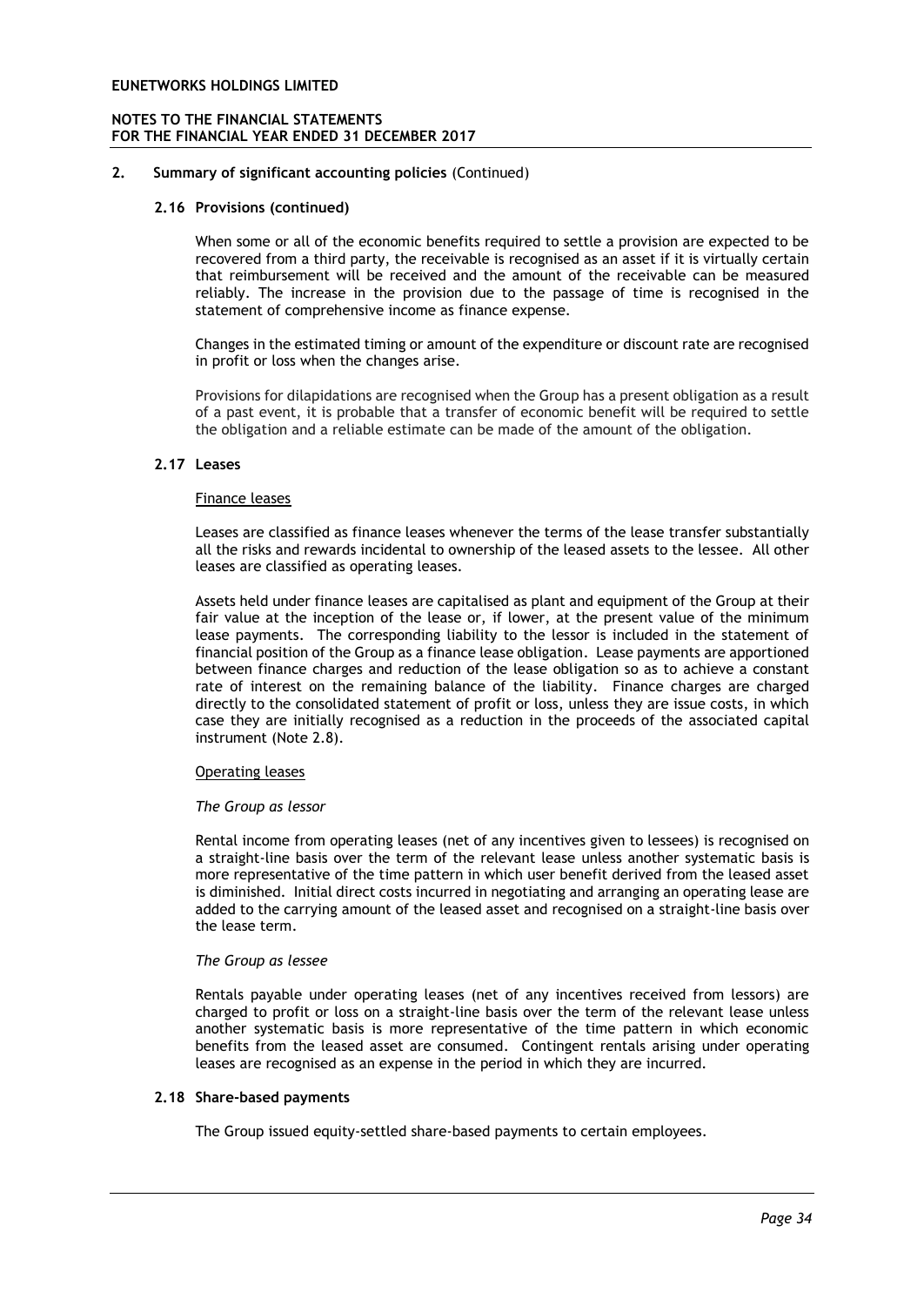## 2. Summary of significant accounting policies (Continued)

### 2.16 Provisions (continued)

When some or all of the economic benefits required to settle a provision are expected to be recovered from a third party, the receivable is recognised as an asset if it is virtually certain that reimbursement will be received and the amount of the receivable can be measured reliably. The increase in the provision due to the passage of time is recognised in the statement of comprehensive income as finance expense.

Changes in the estimated timing or amount of the expenditure or discount rate are recognised in profit or loss when the changes arise.

Provisions for dilapidations are recognised when the Group has a present obligation as a result of a past event, it is probable that a transfer of economic benefit will be required to settle the obligation and a reliable estimate can be made of the amount of the obligation.

### 2.17 Leases

Finance leases

Leases are classified as finance leases whenever the terms of the lease transfer substantially all the risks and rewards incidental to ownership of the leased assets to the lessee. All other leases are classified as operating leases.

Assets held under finance leases are capitalised as plant and equipment of the Group at their fair value at the inception of the lease or, if lower, at the present value of the minimum lease payments. The corresponding liability to the lessor is included in the statement of financial position of the Group as a finance lease obligation. Lease payments are apportioned between finance charges and reduction of the lease obligation so as to achieve a constant rate of interest on the remaining balance of the liability. Finance charges are charged directly to the consolidated statement of profit or loss, unless they are issue costs, in which case they are initially recognised as a reduction in the proceeds of the associated capital instrument (Note 2.8).

Operating leases

*The Group as lessor*

Rental income from operating leases (net of any incentives given to lessees) is recognised on a straight-line basis over the term of the relevant lease unless another systematic basis is more representative of the time pattern in which user benefit derived from the leased asset is diminished. Initial direct costs incurred in negotiating and arranging an operating lease are added to the carrying amount of the leased asset and recognised on a straight-line basis over the lease term.

*The Group as lessee*

Rentals payable under operating leases (net of any incentives received from lessors) are charged to profit or loss on a straight-line basis over the term of the relevant lease unless another systematic basis is more representative of the time pattern in which economic benefits from the leased asset are consumed. Contingent rentals arising under operating leases are recognised as an expense in the period in which they are incurred.

### 2.18 Share-based payments

The Group issued equity-settled share-based payments to certain employees.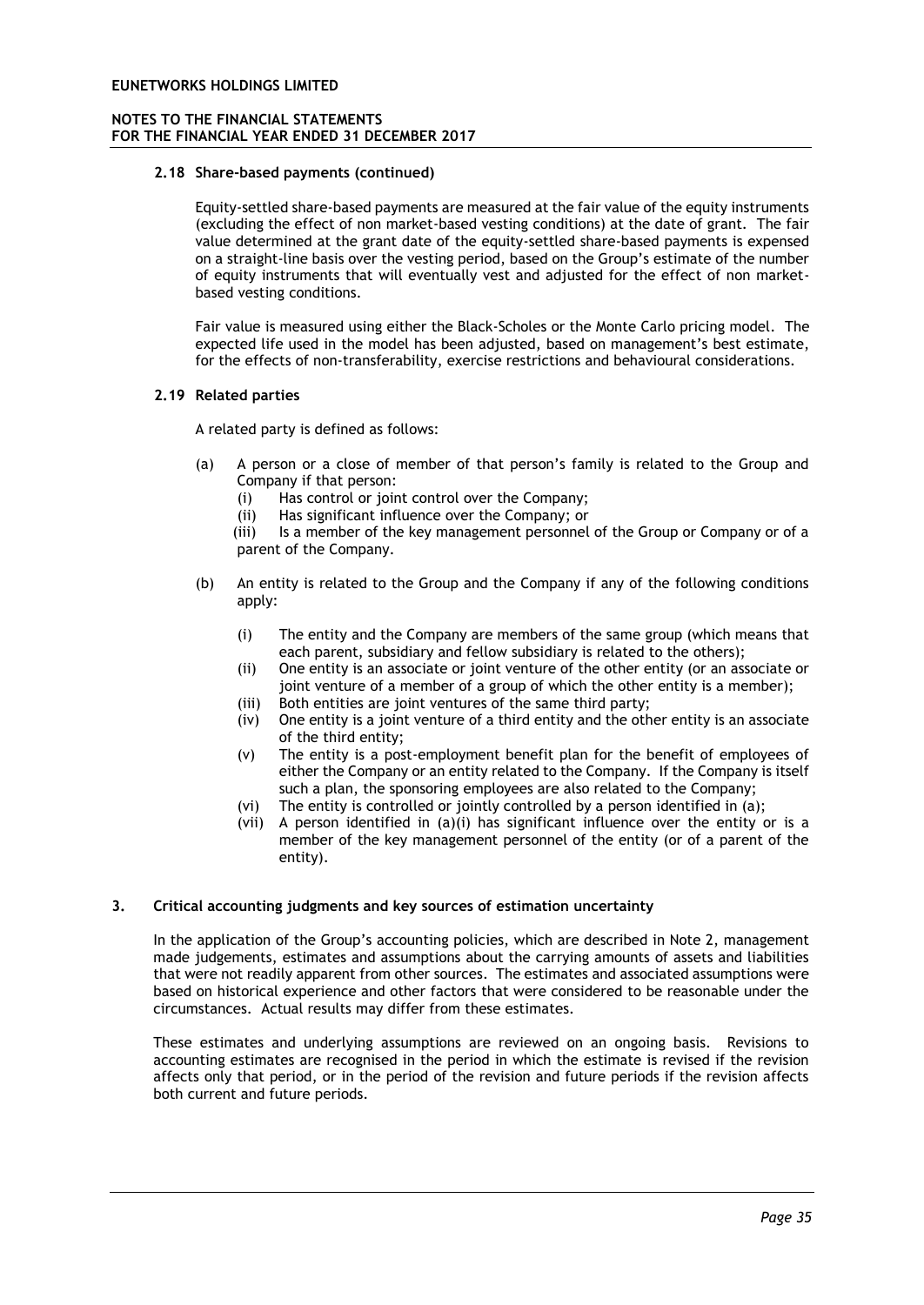#### 2.18 Share-based payments (continued)

Equity-settled share-based payments are measured at the fair value of the equity instruments (excluding the effect of non market-based vesting conditions) at the date of grant. The fair value determined at the grant date of the equity-settled share-based payments is expensed on a straight-line basis over the vesting period, based on the Group's estimate of the number of equity instruments that will eventually vest and adjusted for the effect of non market-based vesting conditions.

Fair value is measured using either the Black-Scholes or the Monte Carlo pricing model. The expected life used in the model has been adjusted, based on management's best estimate, for the effects of non-transferability, exercise restrictions and behavioural considerations.

#### 2.19 Related parties

A related party is defined as follows:

(a) A person or a close of member of that person's family is related to the Group and Company if that person:
   - (i) Has control or joint control over the Company;
   - (ii) Has significant influence over the Company; or
   - (iii) Is a member of the key management personnel of the Group or Company or of a parent of the Company.

(b) An entity is related to the Group and the Company if any of the following conditions apply:
   - (i) The entity and the Company are members of the same group (which means that each parent, subsidiary and fellow subsidiary is related to the others);
   - (ii) One entity is an associate or joint venture of the other entity (or an associate or joint venture of a member of a group of which the other entity is a member);
   - (iii) Both entities are joint ventures of the same third party;
   - (iv) One entity is a joint venture of a third entity and the other entity is an associate of the third entity;
   - (v) The entity is a post-employment benefit plan for the benefit of employees of either the Company or an entity related to the Company. If the Company is itself such a plan, the sponsoring employees are also related to the Company;
   - (vi) The entity is controlled or jointly controlled by a person identified in (a);
   - (vii) A person identified in (a)(i) has significant influence over the entity or is a member of the key management personnel of the entity (or of a parent of the entity).

### 3. Critical accounting judgments and key sources of estimation uncertainty

In the application of the Group's accounting policies, which are described in Note 2, management made judgements, estimates and assumptions about the carrying amounts of assets and liabilities that were not readily apparent from other sources. The estimates and associated assumptions were based on historical experience and other factors that were considered to be reasonable under the circumstances. Actual results may differ from these estimates.

These estimates and underlying assumptions are reviewed on an ongoing basis. Revisions to accounting estimates are recognised in the period in which the estimate is revised if the revision affects only that period, or in the period of the revision and future periods if the revision affects both current and future periods.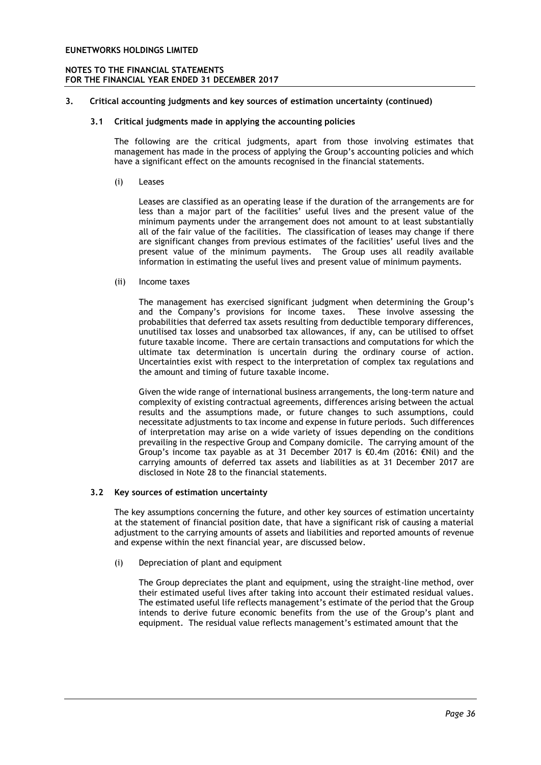## 3. Critical accounting judgments and key sources of estimation uncertainty (continued)

### 3.1 Critical judgments made in applying the accounting policies

The following are the critical judgments, apart from those involving estimates that management has made in the process of applying the Group's accounting policies and which have a significant effect on the amounts recognised in the financial statements.

(i) Leases

Leases are classified as an operating lease if the duration of the arrangements are for less than a major part of the facilities' useful lives and the present value of the minimum payments under the arrangement does not amount to at least substantially all of the fair value of the facilities. The classification of leases may change if there are significant changes from previous estimates of the facilities' useful lives and the present value of the minimum payments. The Group uses all readily available information in estimating the useful lives and present value of minimum payments.

(ii) Income taxes

The management has exercised significant judgment when determining the Group's and the Company's provisions for income taxes. These involve assessing the probabilities that deferred tax assets resulting from deductible temporary differences, unutilised tax losses and unabsorbed tax allowances, if any, can be utilised to offset future taxable income. There are certain transactions and computations for which the ultimate tax determination is uncertain during the ordinary course of action. Uncertainties exist with respect to the interpretation of complex tax regulations and the amount and timing of future taxable income.

Given the wide range of international business arrangements, the long-term nature and complexity of existing contractual agreements, differences arising between the actual results and the assumptions made, or future changes to such assumptions, could necessitate adjustments to tax income and expense in future periods. Such differences of interpretation may arise on a wide variety of issues depending on the conditions prevailing in the respective Group and Company domicile. The carrying amount of the Group's income tax payable as at 31 December 2017 is €0.4m (2016: €Nil) and the carrying amounts of deferred tax assets and liabilities as at 31 December 2017 are disclosed in Note 28 to the financial statements.

### 3.2 Key sources of estimation uncertainty

The key assumptions concerning the future, and other key sources of estimation uncertainty at the statement of financial position date, that have a significant risk of causing a material adjustment to the carrying amounts of assets and liabilities and reported amounts of revenue and expense within the next financial year, are discussed below.

(i) Depreciation of plant and equipment

The Group depreciates the plant and equipment, using the straight-line method, over their estimated useful lives after taking into account their estimated residual values. The estimated useful life reflects management's estimate of the period that the Group intends to derive future economic benefits from the use of the Group's plant and equipment. The residual value reflects management's estimated amount that the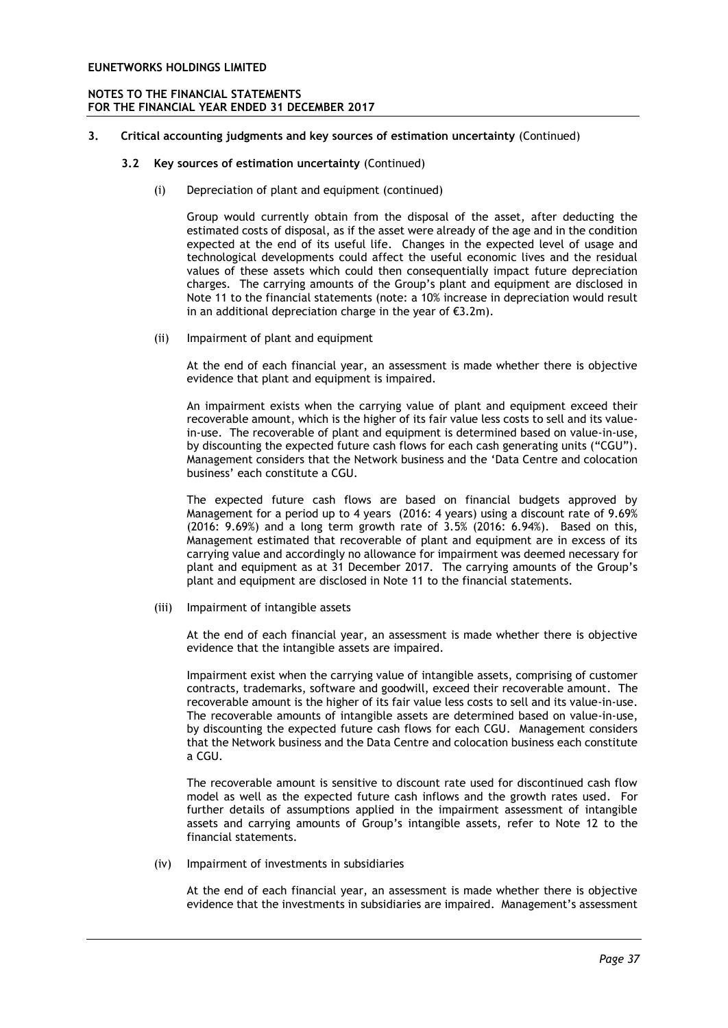## 3. Critical accounting judgments and key sources of estimation uncertainty (Continued)

### 3.2 Key sources of estimation uncertainty (Continued)

(i) Depreciation of plant and equipment (continued)

Group would currently obtain from the disposal of the asset, after deducting the estimated costs of disposal, as if the asset were already of the age and in the condition expected at the end of its useful life. Changes in the expected level of usage and technological developments could affect the useful economic lives and the residual values of these assets which could then consequentially impact future depreciation charges. The carrying amounts of the Group's plant and equipment are disclosed in Note 11 to the financial statements (note: a 10% increase in depreciation would result in an additional depreciation charge in the year of €3.2m).

(ii) Impairment of plant and equipment

At the end of each financial year, an assessment is made whether there is objective evidence that plant and equipment is impaired.

An impairment exists when the carrying value of plant and equipment exceed their recoverable amount, which is the higher of its fair value less costs to sell and its value-in-use. The recoverable of plant and equipment is determined based on value-in-use, by discounting the expected future cash flows for each cash generating units ("CGU"). Management considers that the Network business and the 'Data Centre and colocation business' each constitute a CGU.

The expected future cash flows are based on financial budgets approved by Management for a period up to 4 years (2016: 4 years) using a discount rate of 9.69% (2016: 9.69%) and a long term growth rate of 3.5% (2016: 6.94%). Based on this, Management estimated that recoverable of plant and equipment are in excess of its carrying value and accordingly no allowance for impairment was deemed necessary for plant and equipment as at 31 December 2017. The carrying amounts of the Group's plant and equipment are disclosed in Note 11 to the financial statements.

(iii) Impairment of intangible assets

At the end of each financial year, an assessment is made whether there is objective evidence that the intangible assets are impaired.

Impairment exist when the carrying value of intangible assets, comprising of customer contracts, trademarks, software and goodwill, exceed their recoverable amount. The recoverable amount is the higher of its fair value less costs to sell and its value-in-use. The recoverable amounts of intangible assets are determined based on value-in-use, by discounting the expected future cash flows for each CGU. Management considers that the Network business and the Data Centre and colocation business each constitute a CGU.

The recoverable amount is sensitive to discount rate used for discontinued cash flow model as well as the expected future cash inflows and the growth rates used. For further details of assumptions applied in the impairment assessment of intangible assets and carrying amounts of Group's intangible assets, refer to Note 12 to the financial statements.

(iv) Impairment of investments in subsidiaries

At the end of each financial year, an assessment is made whether there is objective evidence that the investments in subsidiaries are impaired. Management's assessment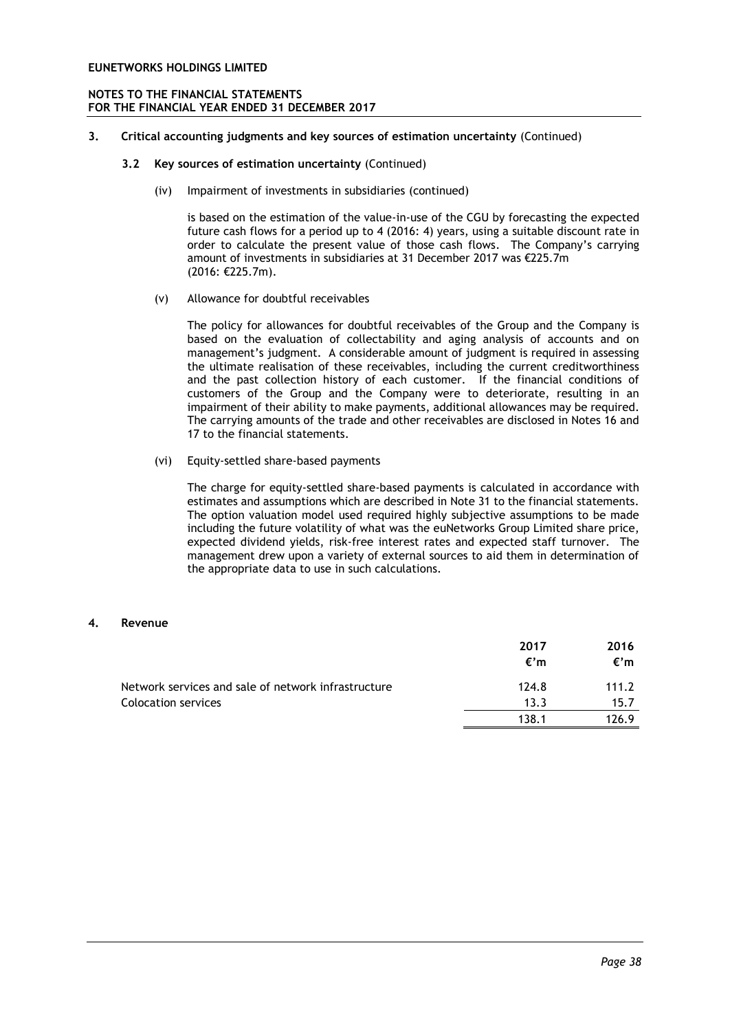## 3. Critical accounting judgments and key sources of estimation uncertainty (Continued)

### 3.2 Key sources of estimation uncertainty (Continued)

(iv) Impairment of investments in subsidiaries (continued)

is based on the estimation of the value-in-use of the CGU by forecasting the expected future cash flows for a period up to 4 (2016: 4) years, using a suitable discount rate in order to calculate the present value of those cash flows. The Company's carrying amount of investments in subsidiaries at 31 December 2017 was €225.7m (2016: €225.7m).

(v) Allowance for doubtful receivables

The policy for allowances for doubtful receivables of the Group and the Company is based on the evaluation of collectability and aging analysis of accounts and on management's judgment. A considerable amount of judgment is required in assessing the ultimate realisation of these receivables, including the current creditworthiness and the past collection history of each customer. If the financial conditions of customers of the Group and the Company were to deteriorate, resulting in an impairment of their ability to make payments, additional allowances may be required. The carrying amounts of the trade and other receivables are disclosed in Notes 16 and 17 to the financial statements.

(vi) Equity-settled share-based payments

The charge for equity-settled share-based payments is calculated in accordance with estimates and assumptions which are described in Note 31 to the financial statements. The option valuation model used required highly subjective assumptions to be made including the future volatility of what was the euNetworks Group Limited share price, expected dividend yields, risk-free interest rates and expected staff turnover. The management drew upon a variety of external sources to aid them in determination of the appropriate data to use in such calculations.

## 4. Revenue

| | 2017 €'m | 2016 €'m |
|---|---|---|
| Network services and sale of network infrastructure | 124.8 | 111.2 |
| Colocation services | 13.3 | 15.7 |
| | 138.1 | 126.9 |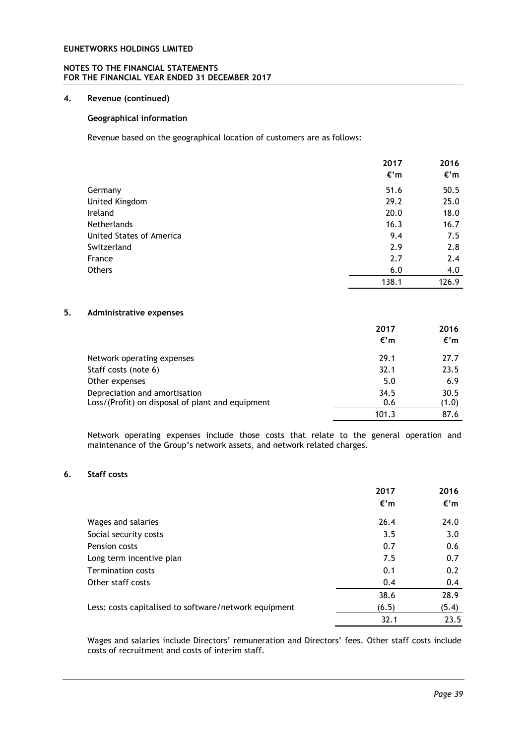## 4. Revenue (continued)

### Geographical information

Revenue based on the geographical location of customers are as follows:

| | 2017 | 2016 |
|---|---|---|
| | €'m | €'m |
| Germany | 51.6 | 50.5 |
| United Kingdom | 29.2 | 25.0 |
| Ireland | 20.0 | 18.0 |
| Netherlands | 16.3 | 16.7 |
| United States of America | 9.4 | 7.5 |
| Switzerland | 2.9 | 2.8 |
| France | 2.7 | 2.4 |
| Others | 6.0 | 4.0 |
| | 138.1 | 126.9 |

## 5. Administrative expenses

| | 2017 | 2016 |
|---|---|---|
| | €'m | €'m |
| Network operating expenses | 29.1 | 27.7 |
| Staff costs (note 6) | 32.1 | 23.5 |
| Other expenses | 5.0 | 6.9 |
| Depreciation and amortisation | 34.5 | 30.5 |
| Loss/(Profit) on disposal of plant and equipment | 0.6 | (1.0) |
| | 101.3 | 87.6 |

Network operating expenses include those costs that relate to the general operation and maintenance of the Group's network assets, and network related charges.

## 6. Staff costs

| | 2017 | 2016 |
|---|---|---|
| | €'m | €'m |
| Wages and salaries | 26.4 | 24.0 |
| Social security costs | 3.5 | 3.0 |
| Pension costs | 0.7 | 0.6 |
| Long term incentive plan | 7.5 | 0.7 |
| Termination costs | 0.1 | 0.2 |
| Other staff costs | 0.4 | 0.4 |
| | 38.6 | 28.9 |
| Less: costs capitalised to software/network equipment | (6.5) | (5.4) |
| | 32.1 | 23.5 |

Wages and salaries include Directors' remuneration and Directors' fees. Other staff costs include costs of recruitment and costs of interim staff.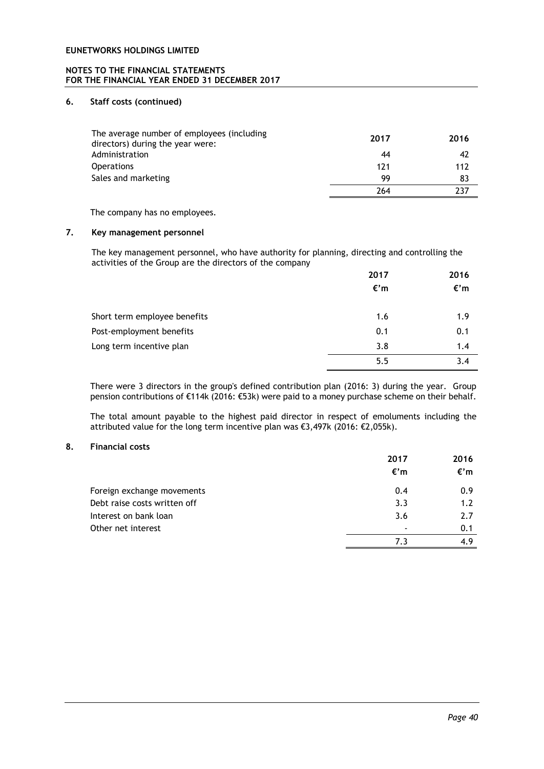## 6. Staff costs (continued)

| The average number of employees (including directors) during the year were: | 2017 | 2016 |
|---|---|---|
| Administration | 44 | 42 |
| Operations | 121 | 112 |
| Sales and marketing | 99 | 83 |
| | 264 | 237 |

The company has no employees.

## 7. Key management personnel

The key management personnel, who have authority for planning, directing and controlling the activities of the Group are the directors of the company

| | 2017 €'m | 2016 €'m |
|---|---|---|
| Short term employee benefits | 1.6 | 1.9 |
| Post-employment benefits | 0.1 | 0.1 |
| Long term incentive plan | 3.8 | 1.4 |
| | 5.5 | 3.4 |

There were 3 directors in the group's defined contribution plan (2016: 3) during the year. Group pension contributions of €114k (2016: €53k) were paid to a money purchase scheme on their behalf.

The total amount payable to the highest paid director in respect of emoluments including the attributed value for the long term incentive plan was €3,497k (2016: €2,055k).

## 8. Financial costs

| | 2017 €'m | 2016 €'m |
|---|---|---|
| Foreign exchange movements | 0.4 | 0.9 |
| Debt raise costs written off | 3.3 | 1.2 |
| Interest on bank loan | 3.6 | 2.7 |
| Other net interest | - | 0.1 |
| | 7.3 | 4.9 |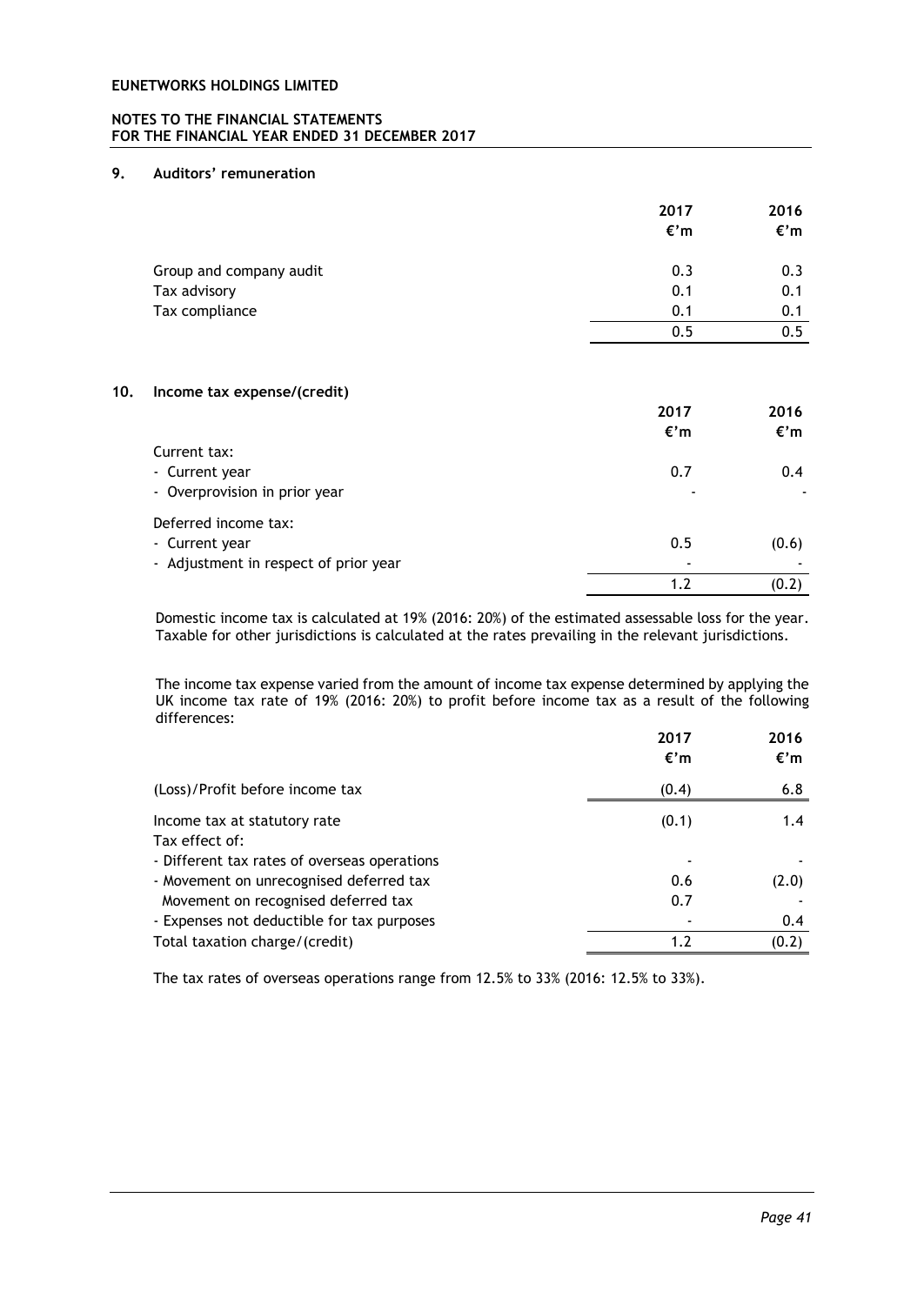## 9. Auditors' remuneration

| | 2017 €'m | 2016 €'m |
|---|---|---|
| Group and company audit | 0.3 | 0.3 |
| Tax advisory | 0.1 | 0.1 |
| Tax compliance | 0.1 | 0.1 |
| | 0.5 | 0.5 |

## 10. Income tax expense/(credit)

| | 2017 €'m | 2016 €'m |
|---|---|---|
| Current tax: | | |
| - Current year | 0.7 | 0.4 |
| - Overprovision in prior year | - | - |
| Deferred income tax: | | |
| - Current year | 0.5 | (0.6) |
| - Adjustment in respect of prior year | - | - |
| | 1.2 | (0.2) |

Domestic income tax is calculated at 19% (2016: 20%) of the estimated assessable loss for the year. Taxable for other jurisdictions is calculated at the rates prevailing in the relevant jurisdictions.

The income tax expense varied from the amount of income tax expense determined by applying the UK income tax rate of 19% (2016: 20%) to profit before income tax as a result of the following differences:

| | 2017 €'m | 2016 €'m |
|---|---|---|
| (Loss)/Profit before income tax | (0.4) | 6.8 |
| Income tax at statutory rate | (0.1) | 1.4 |
| Tax effect of: | | |
| - Different tax rates of overseas operations | - | - |
| - Movement on unrecognised deferred tax | 0.6 | (2.0) |
| Movement on recognised deferred tax | 0.7 | - |
| - Expenses not deductible for tax purposes | - | 0.4 |
| Total taxation charge/(credit) | 1.2 | (0.2) |

The tax rates of overseas operations range from 12.5% to 33% (2016: 12.5% to 33%).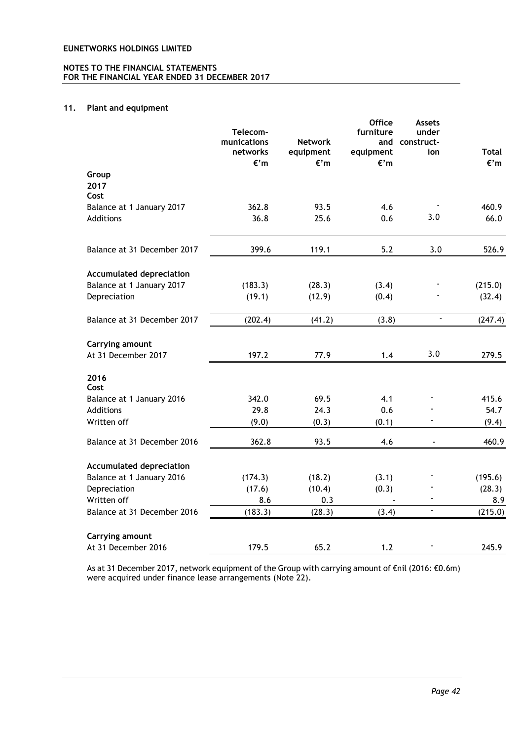## 11. Plant and equipment

| | Telecom-munications networks €'m | Network equipment €'m | Office furniture and equipment €'m | Assets under construct-ion | Total €'m |
|---|---|---|---|---|---|
| **Group** | | | | | |
| **2017** | | | | | |
| **Cost** | | | | | |
| Balance at 1 January 2017 | 362.8 | 93.5 | 4.6 | - | 460.9 |
| Additions | 36.8 | 25.6 | 0.6 | 3.0 | 66.0 |
| Balance at 31 December 2017 | 399.6 | 119.1 | 5.2 | 3.0 | 526.9 |
| **Accumulated depreciation** | | | | | |
| Balance at 1 January 2017 | (183.3) | (28.3) | (3.4) | - | (215.0) |
| Depreciation | (19.1) | (12.9) | (0.4) | - | (32.4) |
| Balance at 31 December 2017 | (202.4) | (41.2) | (3.8) | - | (247.4) |
| **Carrying amount** | | | | | |
| At 31 December 2017 | 197.2 | 77.9 | 1.4 | 3.0 | 279.5 |
| **2016** | | | | | |
| **Cost** | | | | | |
| Balance at 1 January 2016 | 342.0 | 69.5 | 4.1 | - | 415.6 |
| Additions | 29.8 | 24.3 | 0.6 | - | 54.7 |
| Written off | (9.0) | (0.3) | (0.1) | - | (9.4) |
| Balance at 31 December 2016 | 362.8 | 93.5 | 4.6 | - | 460.9 |
| **Accumulated depreciation** | | | | | |
| Balance at 1 January 2016 | (174.3) | (18.2) | (3.1) | - | (195.6) |
| Depreciation | (17.6) | (10.4) | (0.3) | - | (28.3) |
| Written off | 8.6 | 0.3 | - | - | 8.9 |
| Balance at 31 December 2016 | (183.3) | (28.3) | (3.4) | - | (215.0) |
| **Carrying amount** | | | | | |
| At 31 December 2016 | 179.5 | 65.2 | 1.2 | - | 245.9 |

As at 31 December 2017, network equipment of the Group with carrying amount of €nil (2016: €0.6m) were acquired under finance lease arrangements (Note 22).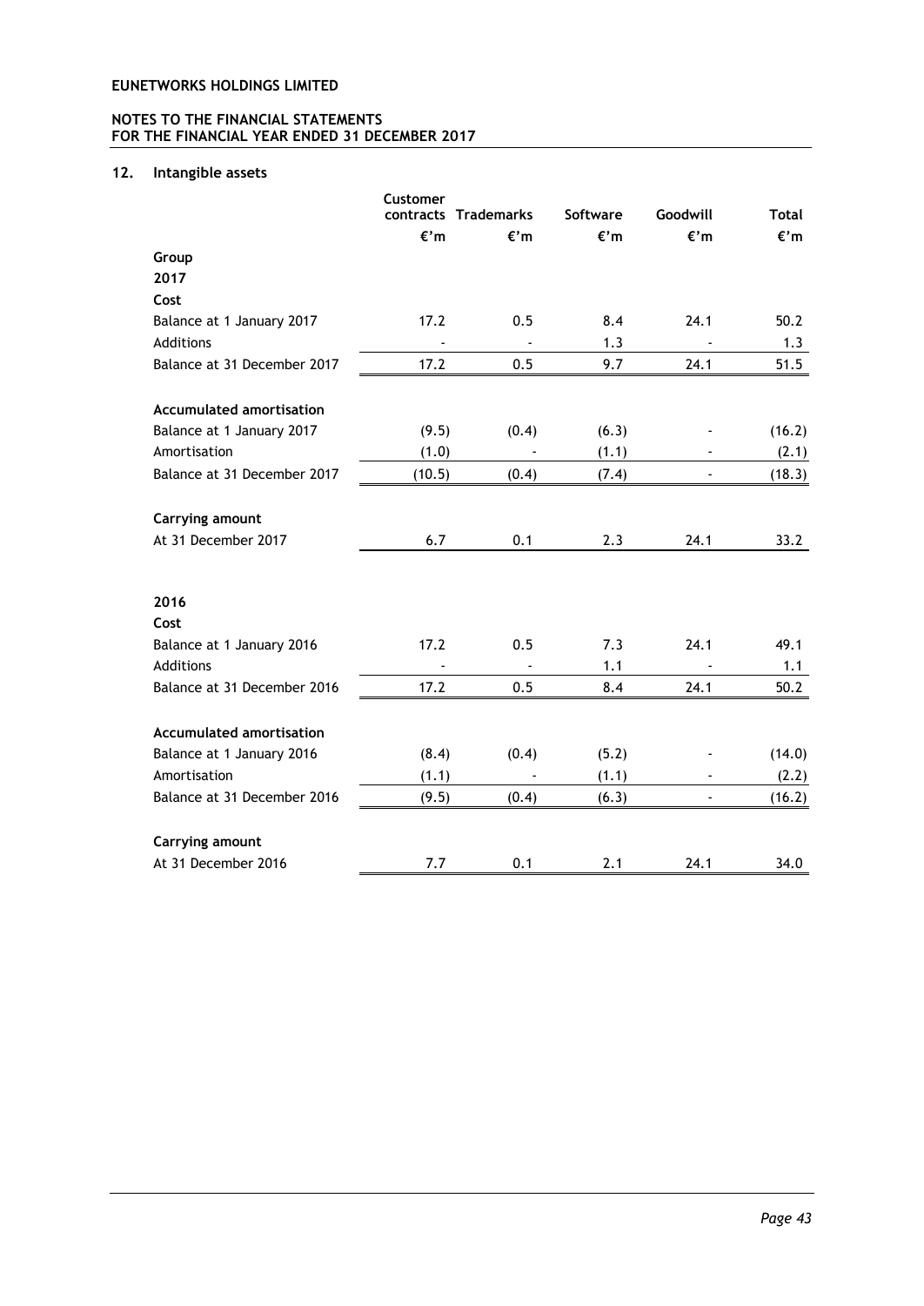**EUNETWORKS HOLDINGS LIMITED**

**NOTES TO THE FINANCIAL STATEMENTS**
**FOR THE FINANCIAL YEAR ENDED 31 DECEMBER 2017**

## 12. Intangible assets

| | Customer contracts | Trademarks | Software | Goodwill | Total |
|---|---|---|---|---|---|
| | €'m | €'m | €'m | €'m | €'m |
| **Group** | | | | | |
| **2017** | | | | | |
| **Cost** | | | | | |
| Balance at 1 January 2017 | 17.2 | 0.5 | 8.4 | 24.1 | 50.2 |
| Additions | - | - | 1.3 | - | 1.3 |
| Balance at 31 December 2017 | 17.2 | 0.5 | 9.7 | 24.1 | 51.5 |
| | | | | | |
| **Accumulated amortisation** | | | | | |
| Balance at 1 January 2017 | (9.5) | (0.4) | (6.3) | - | (16.2) |
| Amortisation | (1.0) | - | (1.1) | - | (2.1) |
| Balance at 31 December 2017 | (10.5) | (0.4) | (7.4) | - | (18.3) |
| | | | | | |
| **Carrying amount** | | | | | |
| At 31 December 2017 | 6.7 | 0.1 | 2.3 | 24.1 | 33.2 |
| | | | | | |
| **2016** | | | | | |
| **Cost** | | | | | |
| Balance at 1 January 2016 | 17.2 | 0.5 | 7.3 | 24.1 | 49.1 |
| Additions | - | - | 1.1 | - | 1.1 |
| Balance at 31 December 2016 | 17.2 | 0.5 | 8.4 | 24.1 | 50.2 |
| | | | | | |
| **Accumulated amortisation** | | | | | |
| Balance at 1 January 2016 | (8.4) | (0.4) | (5.2) | - | (14.0) |
| Amortisation | (1.1) | - | (1.1) | - | (2.2) |
| Balance at 31 December 2016 | (9.5) | (0.4) | (6.3) | - | (16.2) |
| | | | | | |
| **Carrying amount** | | | | | |
| At 31 December 2016 | 7.7 | 0.1 | 2.1 | 24.1 | 34.0 |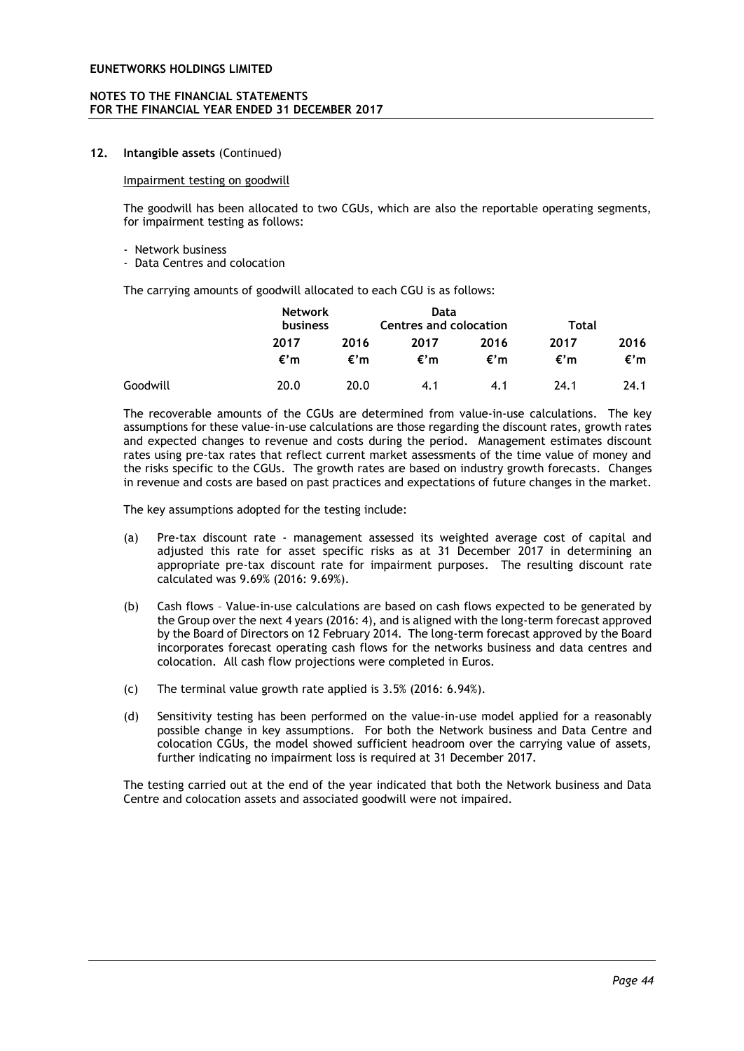## 12. Intangible assets (Continued)

Impairment testing on goodwill

The goodwill has been allocated to two CGUs, which are also the reportable operating segments, for impairment testing as follows:

- Network business
- Data Centres and colocation

The carrying amounts of goodwill allocated to each CGU is as follows:

| | Network business | | Data Centres and colocation | | Total | |
|---|---|---|---|---|---|---|
| | 2017 | 2016 | 2017 | 2016 | 2017 | 2016 |
| | €'m | €'m | €'m | €'m | €'m | €'m |
| Goodwill | 20.0 | 20.0 | 4.1 | 4.1 | 24.1 | 24.1 |

The recoverable amounts of the CGUs are determined from value-in-use calculations. The key assumptions for these value-in-use calculations are those regarding the discount rates, growth rates and expected changes to revenue and costs during the period. Management estimates discount rates using pre-tax rates that reflect current market assessments of the time value of money and the risks specific to the CGUs. The growth rates are based on industry growth forecasts. Changes in revenue and costs are based on past practices and expectations of future changes in the market.

The key assumptions adopted for the testing include:

(a) Pre-tax discount rate - management assessed its weighted average cost of capital and adjusted this rate for asset specific risks as at 31 December 2017 in determining an appropriate pre-tax discount rate for impairment purposes. The resulting discount rate calculated was 9.69% (2016: 9.69%).

(b) Cash flows – Value-in-use calculations are based on cash flows expected to be generated by the Group over the next 4 years (2016: 4), and is aligned with the long-term forecast approved by the Board of Directors on 12 February 2014. The long-term forecast approved by the Board incorporates forecast operating cash flows for the networks business and data centres and colocation. All cash flow projections were completed in Euros.

(c) The terminal value growth rate applied is 3.5% (2016: 6.94%).

(d) Sensitivity testing has been performed on the value-in-use model applied for a reasonably possible change in key assumptions. For both the Network business and Data Centre and colocation CGUs, the model showed sufficient headroom over the carrying value of assets, further indicating no impairment loss is required at 31 December 2017.

The testing carried out at the end of the year indicated that both the Network business and Data Centre and colocation assets and associated goodwill were not impaired.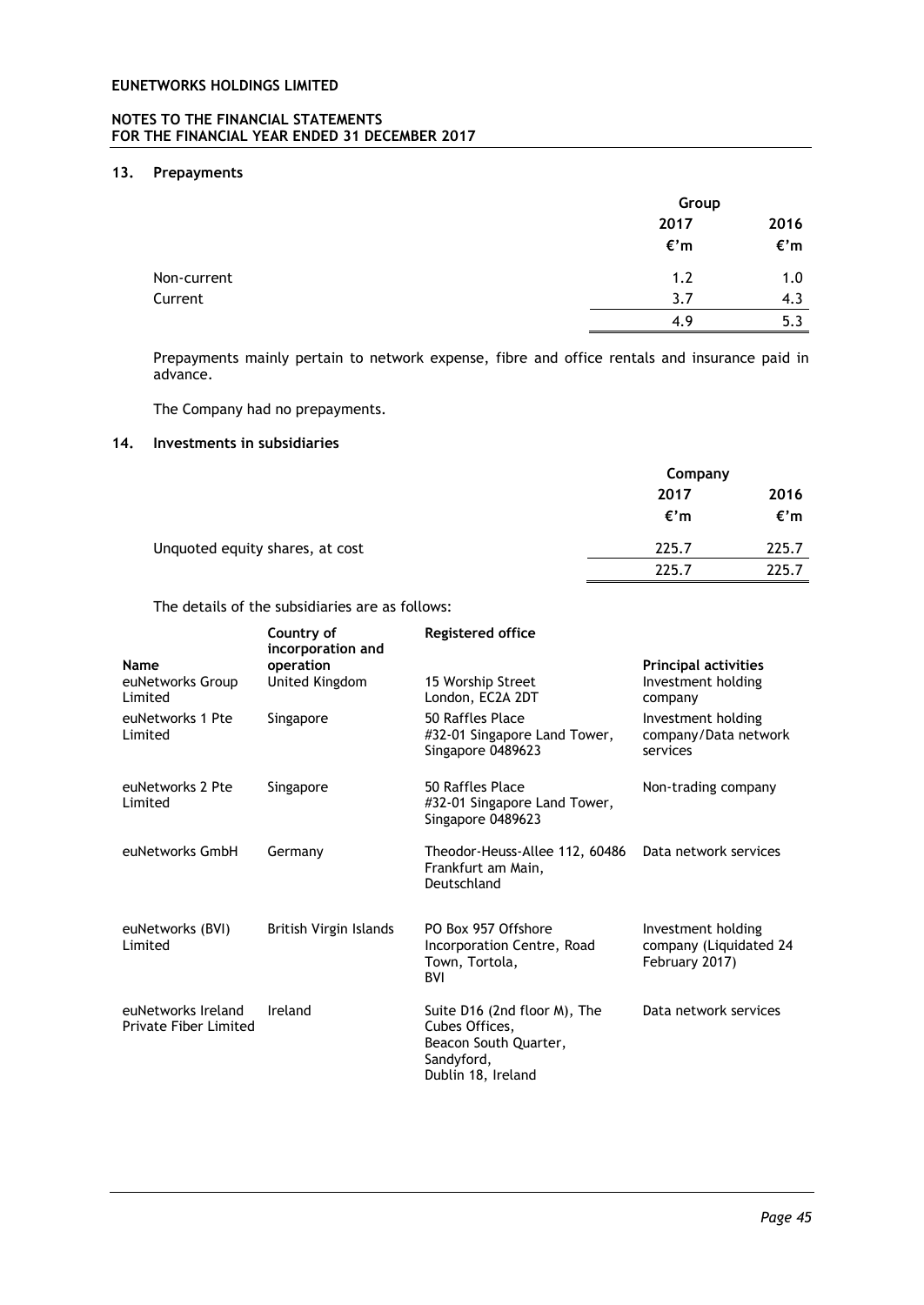# EUNETWORKS HOLDINGS LIMITED

## NOTES TO THE FINANCIAL STATEMENTS FOR THE FINANCIAL YEAR ENDED 31 DECEMBER 2017

### 13. Prepayments

| | Group | |
|---|---|---|
| | 2017 | 2016 |
| | €'m | €'m |
| Non-current | 1.2 | 1.0 |
| Current | 3.7 | 4.3 |
| | 4.9 | 5.3 |

Prepayments mainly pertain to network expense, fibre and office rentals and insurance paid in advance.

The Company had no prepayments.

### 14. Investments in subsidiaries

| | Company | |
|---|---|---|
| | 2017 | 2016 |
| | €'m | €'m |
| Unquoted equity shares, at cost | 225.7 | 225.7 |
| | 225.7 | 225.7 |

The details of the subsidiaries are as follows:

| Name | Country of incorporation and operation | Registered office | Principal activities |
|---|---|---|---|
| euNetworks Group Limited | United Kingdom | 15 Worship Street London, EC2A 2DT | Investment holding company |
| euNetworks 1 Pte Limited | Singapore | 50 Raffles Place #32-01 Singapore Land Tower, Singapore 0489623 | Investment holding company/Data network services |
| euNetworks 2 Pte Limited | Singapore | 50 Raffles Place #32-01 Singapore Land Tower, Singapore 0489623 | Non-trading company |
| euNetworks GmbH | Germany | Theodor-Heuss-Allee 112, 60486 Frankfurt am Main, Deutschland | Data network services |
| euNetworks (BVI) Limited | British Virgin Islands | PO Box 957 Offshore Incorporation Centre, Road Town, Tortola, BVI | Investment holding company (Liquidated 24 February 2017) |
| euNetworks Ireland Private Fiber Limited | Ireland | Suite D16 (2nd floor M), The Cubes Offices, Beacon South Quarter, Sandyford, Dublin 18, Ireland | Data network services |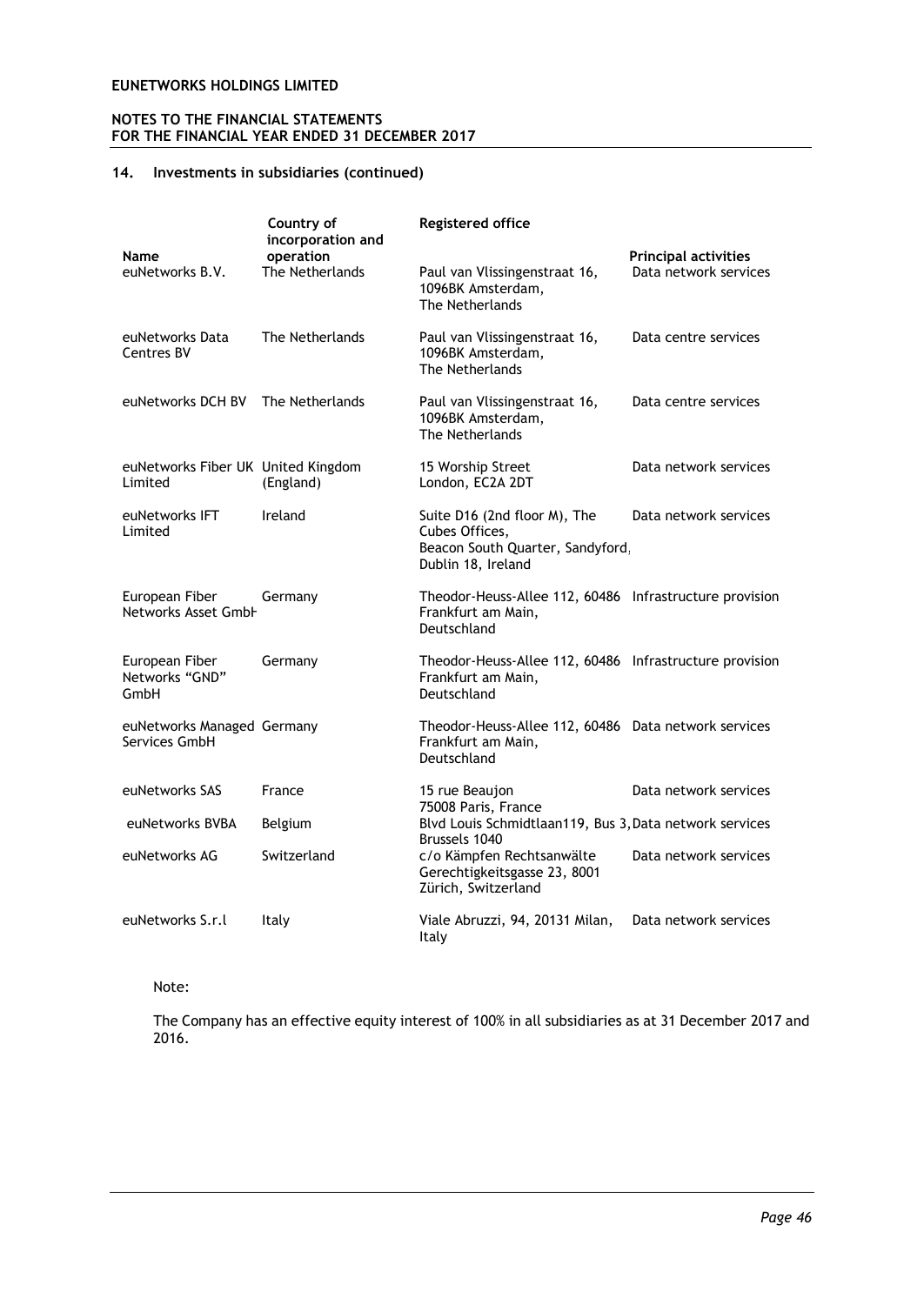# EUNETWORKS HOLDINGS LIMITED

## NOTES TO THE FINANCIAL STATEMENTS
## FOR THE FINANCIAL YEAR ENDED 31 DECEMBER 2017

### 14. Investments in subsidiaries (continued)

| Name | Country of incorporation and operation | Registered office | Principal activities |
|---|---|---|---|
| euNetworks B.V. | The Netherlands | Paul van Vlissingenstraat 16, 1096BK Amsterdam, The Netherlands | Data network services |
| euNetworks Data Centres BV | The Netherlands | Paul van Vlissingenstraat 16, 1096BK Amsterdam, The Netherlands | Data centre services |
| euNetworks DCH BV | The Netherlands | Paul van Vlissingenstraat 16, 1096BK Amsterdam, The Netherlands | Data centre services |
| euNetworks Fiber UK Limited | United Kingdom (England) | 15 Worship Street London, EC2A 2DT | Data network services |
| euNetworks IFT Limited | Ireland | Suite D16 (2nd floor M), The Cubes Offices, Beacon South Quarter, Sandyford, Dublin 18, Ireland | Data network services |
| European Fiber Networks Asset GmbH | Germany | Theodor-Heuss-Allee 112, 60486 Frankfurt am Main, Deutschland | Infrastructure provision |
| European Fiber Networks "GND" GmbH | Germany | Theodor-Heuss-Allee 112, 60486 Frankfurt am Main, Deutschland | Infrastructure provision |
| euNetworks Managed Services GmbH | Germany | Theodor-Heuss-Allee 112, 60486 Frankfurt am Main, Deutschland | Data network services |
| euNetworks SAS | France | 15 rue Beaujon 75008 Paris, France | Data network services |
| euNetworks BVBA | Belgium | Blvd Louis Schmidtlaan119, Bus 3, Brussels 1040 | Data network services |
| euNetworks AG | Switzerland | c/o Kämpfen Rechtsanwälte Gerechtigkeitsgasse 23, 8001 Zürich, Switzerland | Data network services |
| euNetworks S.r.l | Italy | Viale Abruzzi, 94, 20131 Milan, Italy | Data network services |

Note:

The Company has an effective equity interest of 100% in all subsidiaries as at 31 December 2017 and 2016.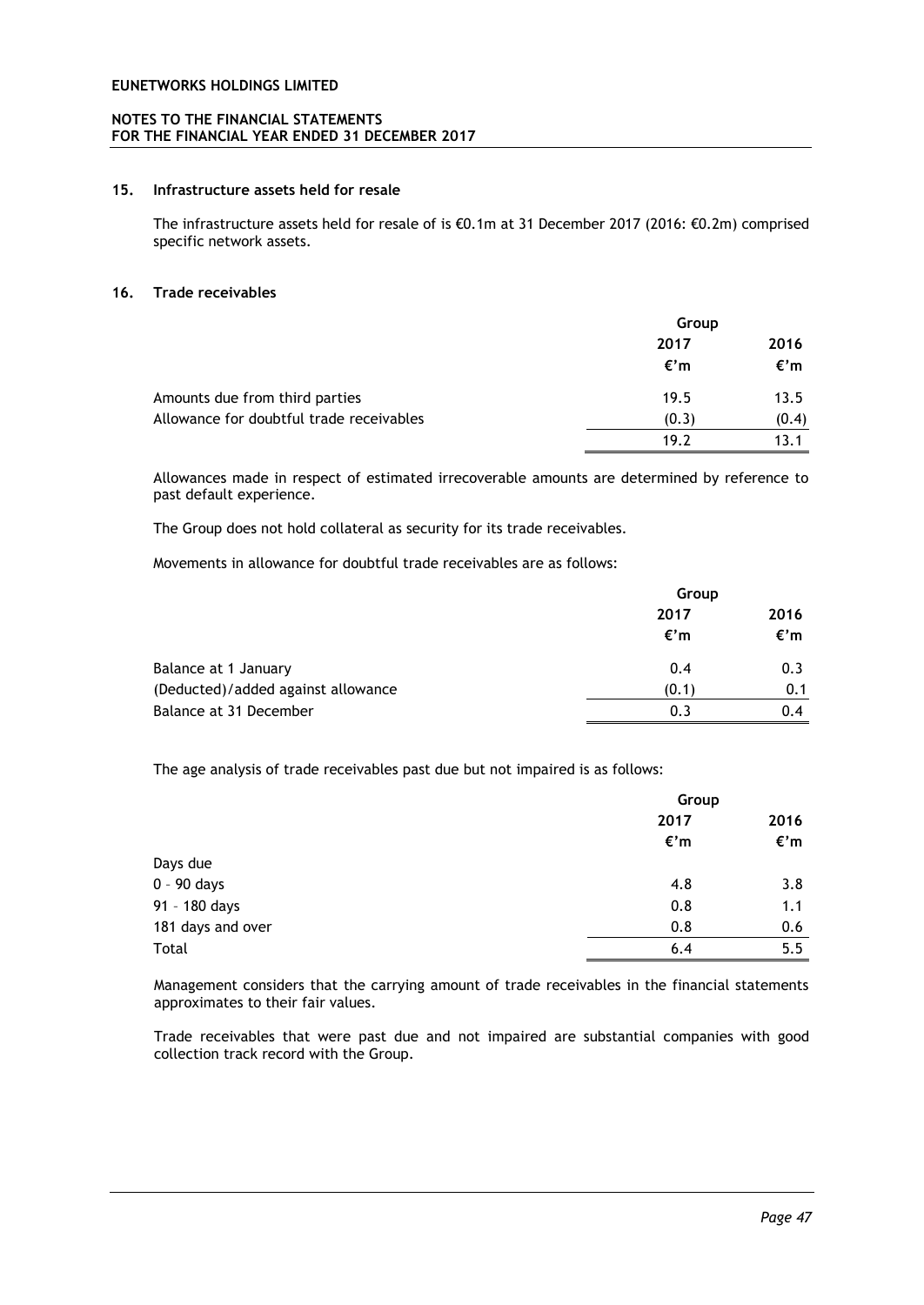## 15. Infrastructure assets held for resale

The infrastructure assets held for resale of is €0.1m at 31 December 2017 (2016: €0.2m) comprised specific network assets.

## 16. Trade receivables

| | Group | |
|---|---|---|
| | 2017 | 2016 |
| | €'m | €'m |
| Amounts due from third parties | 19.5 | 13.5 |
| Allowance for doubtful trade receivables | (0.3) | (0.4) |
| | 19.2 | 13.1 |

Allowances made in respect of estimated irrecoverable amounts are determined by reference to past default experience.

The Group does not hold collateral as security for its trade receivables.

Movements in allowance for doubtful trade receivables are as follows:

| | Group | |
|---|---|---|
| | 2017 | 2016 |
| | €'m | €'m |
| Balance at 1 January | 0.4 | 0.3 |
| (Deducted)/added against allowance | (0.1) | 0.1 |
| Balance at 31 December | 0.3 | 0.4 |

The age analysis of trade receivables past due but not impaired is as follows:

| | Group | |
|---|---|---|
| | 2017 | 2016 |
| | €'m | €'m |
| Days due | | |
| 0 – 90 days | 4.8 | 3.8 |
| 91 – 180 days | 0.8 | 1.1 |
| 181 days and over | 0.8 | 0.6 |
| Total | 6.4 | 5.5 |

Management considers that the carrying amount of trade receivables in the financial statements approximates to their fair values.

Trade receivables that were past due and not impaired are substantial companies with good collection track record with the Group.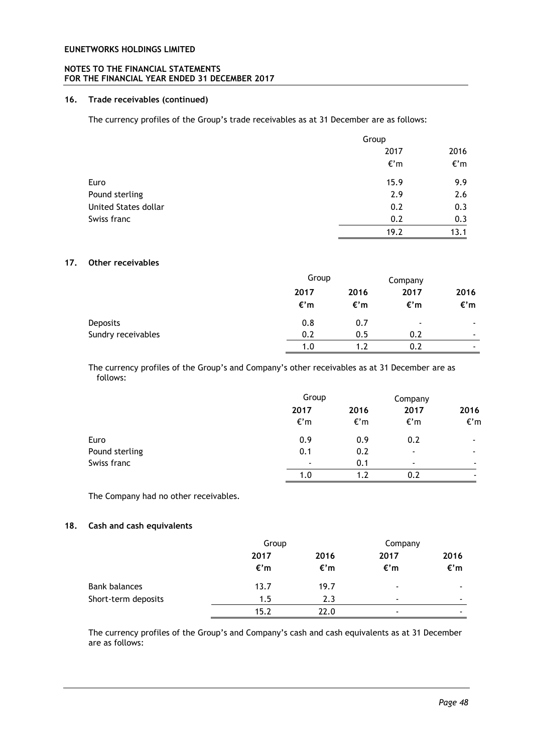## 16. Trade receivables (continued)

The currency profiles of the Group's trade receivables as at 31 December are as follows:

| | Group | |
|---|---|---|
| | 2017 | 2016 |
| | €'m | €'m |
| Euro | 15.9 | 9.9 |
| Pound sterling | 2.9 | 2.6 |
| United States dollar | 0.2 | 0.3 |
| Swiss franc | 0.2 | 0.3 |
| | 19.2 | 13.1 |

## 17. Other receivables

| | Group | | Company | |
|---|---|---|---|---|
| | **2017** | **2016** | **2017** | **2016** |
| | **€'m** | **€'m** | **€'m** | **€'m** |
| Deposits | 0.8 | 0.7 | - | - |
| Sundry receivables | 0.2 | 0.5 | 0.2 | - |
| | 1.0 | 1.2 | 0.2 | - |

The currency profiles of the Group's and Company's other receivables as at 31 December are as follows:

| | Group | | Company | |
|---|---|---|---|---|
| | **2017** | **2016** | **2017** | **2016** |
| | €'m | €'m | €'m | €'m |
| Euro | 0.9 | 0.9 | 0.2 | - |
| Pound sterling | 0.1 | 0.2 | - | - |
| Swiss franc | - | 0.1 | - | - |
| | 1.0 | 1.2 | 0.2 | - |

The Company had no other receivables.

## 18. Cash and cash equivalents

| | Group | | Company | |
|---|---|---|---|---|
| | **2017** | **2016** | **2017** | **2016** |
| | **€'m** | **€'m** | **€'m** | **€'m** |
| Bank balances | 13.7 | 19.7 | - | - |
| Short-term deposits | 1.5 | 2.3 | - | - |
| | 15.2 | 22.0 | - | - |

The currency profiles of the Group's and Company's cash and cash equivalents as at 31 December are as follows: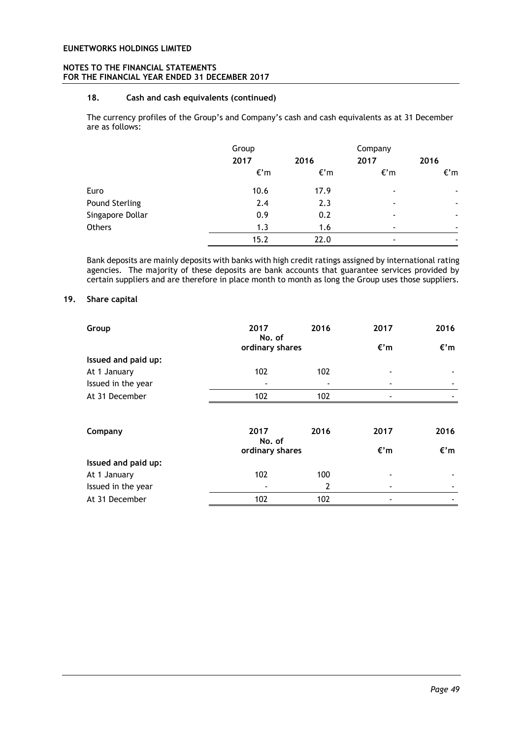### 18. Cash and cash equivalents (continued)

The currency profiles of the Group's and Company's cash and cash equivalents as at 31 December are as follows:

| | Group | | Company | |
|---|---|---|---|---|
| | 2017 | 2016 | 2017 | 2016 |
| | €'m | €'m | €'m | €'m |
| Euro | 10.6 | 17.9 | - | - |
| Pound Sterling | 2.4 | 2.3 | - | - |
| Singapore Dollar | 0.9 | 0.2 | - | - |
| Others | 1.3 | 1.6 | - | - |
| | 15.2 | 22.0 | - | - |

Bank deposits are mainly deposits with banks with high credit ratings assigned by international rating agencies. The majority of these deposits are bank accounts that guarantee services provided by certain suppliers and are therefore in place month to month as long the Group uses those suppliers.

## 19. Share capital

| Group | 2017 | 2016 | 2017 | 2016 |
|---|---|---|---|---|
| | No. of ordinary shares | | €'m | €'m |
| **Issued and paid up:** | | | | |
| At 1 January | 102 | 102 | - | - |
| Issued in the year | - | - | - | - |
| At 31 December | 102 | 102 | - | - |

| Company | 2017 | 2016 | 2017 | 2016 |
|---|---|---|---|---|
| | No. of ordinary shares | | €'m | €'m |
| **Issued and paid up:** | | | | |
| At 1 January | 102 | 100 | - | - |
| Issued in the year | - | 2 | - | - |
| At 31 December | 102 | 102 | - | - |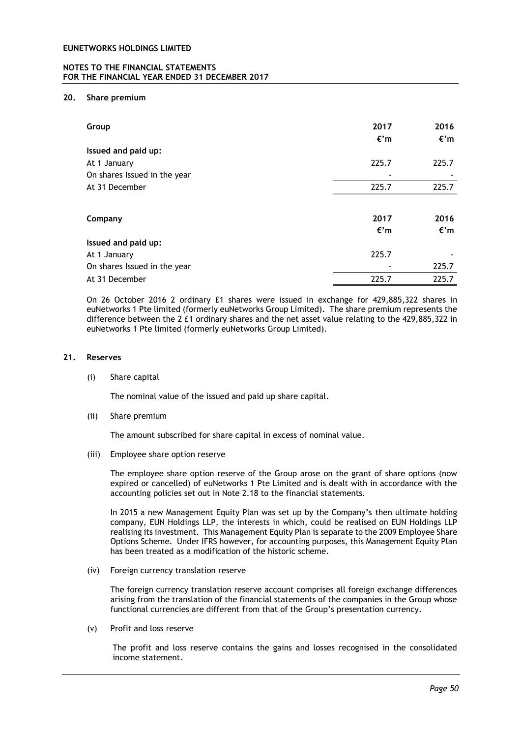## 20. Share premium

| Group | 2017 | 2016 |
|---|---|---|
| | €'m | €'m |
| **Issued and paid up:** | | |
| At 1 January | 225.7 | 225.7 |
| On shares Issued in the year | - | - |
| At 31 December | 225.7 | 225.7 |

| Company | 2017 | 2016 |
|---|---|---|
| | €'m | €'m |
| **Issued and paid up:** | | |
| At 1 January | 225.7 | - |
| On shares Issued in the year | - | 225.7 |
| At 31 December | 225.7 | 225.7 |

On 26 October 2016 2 ordinary £1 shares were issued in exchange for 429,885,322 shares in euNetworks 1 Pte limited (formerly euNetworks Group Limited). The share premium represents the difference between the 2 £1 ordinary shares and the net asset value relating to the 429,885,322 in euNetworks 1 Pte limited (formerly euNetworks Group Limited).

## 21. Reserves

(i) Share capital

The nominal value of the issued and paid up share capital.

(ii) Share premium

The amount subscribed for share capital in excess of nominal value.

(iii) Employee share option reserve

The employee share option reserve of the Group arose on the grant of share options (now expired or cancelled) of euNetworks 1 Pte Limited and is dealt with in accordance with the accounting policies set out in Note 2.18 to the financial statements.

In 2015 a new Management Equity Plan was set up by the Company's then ultimate holding company, EUN Holdings LLP, the interests in which, could be realised on EUN Holdings LLP realising its investment. This Management Equity Plan is separate to the 2009 Employee Share Options Scheme. Under IFRS however, for accounting purposes, this Management Equity Plan has been treated as a modification of the historic scheme.

(iv) Foreign currency translation reserve

The foreign currency translation reserve account comprises all foreign exchange differences arising from the translation of the financial statements of the companies in the Group whose functional currencies are different from that of the Group's presentation currency.

(v) Profit and loss reserve

The profit and loss reserve contains the gains and losses recognised in the consolidated income statement.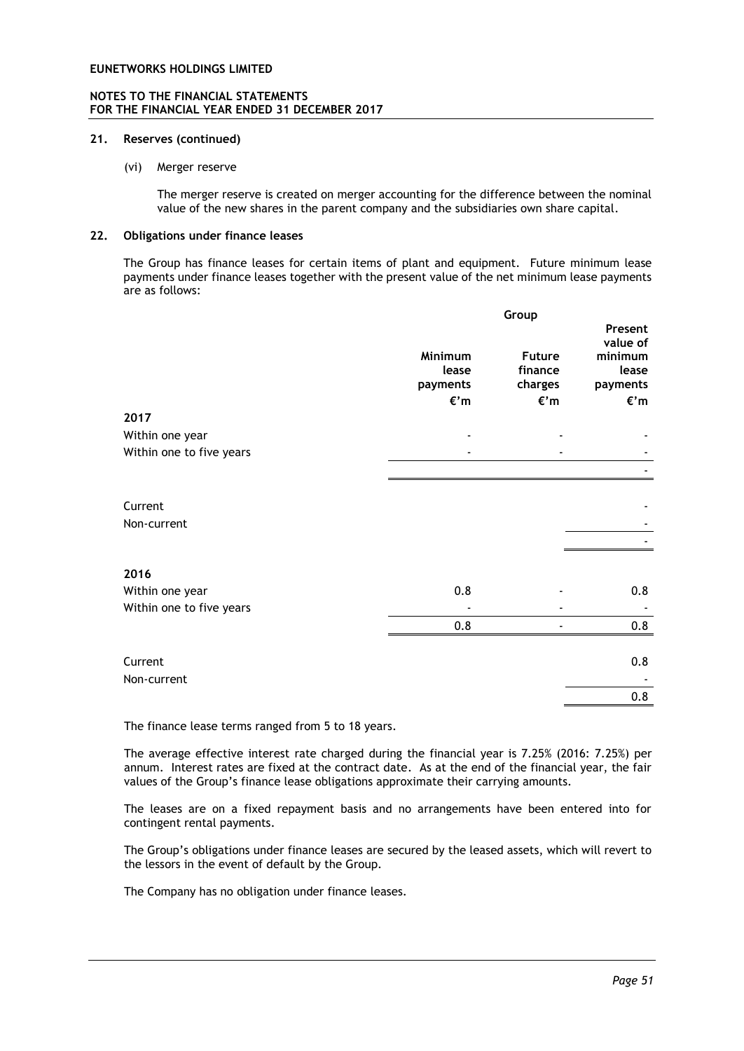## 21. Reserves (continued)

(vi) Merger reserve

The merger reserve is created on merger accounting for the difference between the nominal value of the new shares in the parent company and the subsidiaries own share capital.

## 22. Obligations under finance leases

The Group has finance leases for certain items of plant and equipment. Future minimum lease payments under finance leases together with the present value of the net minimum lease payments are as follows:

| | Group | | |
|---|---|---|---|
| | Minimum lease payments | Future finance charges | Present value of minimum lease payments |
| | €'m | €'m | €'m |
| **2017** | | | |
| Within one year | - | - | - |
| Within one to five years | - | - | - |
| | | | - |
| Current | | | - |
| Non-current | | | - |
| | | | - |
| **2016** | | | |
| Within one year | 0.8 | - | 0.8 |
| Within one to five years | - | - | - |
| | 0.8 | - | 0.8 |
| Current | | | 0.8 |
| Non-current | | | - |
| | | | 0.8 |

The finance lease terms ranged from 5 to 18 years.

The average effective interest rate charged during the financial year is 7.25% (2016: 7.25%) per annum. Interest rates are fixed at the contract date. As at the end of the financial year, the fair values of the Group's finance lease obligations approximate their carrying amounts.

The leases are on a fixed repayment basis and no arrangements have been entered into for contingent rental payments.

The Group's obligations under finance leases are secured by the leased assets, which will revert to the lessors in the event of default by the Group.

The Company has no obligation under finance leases.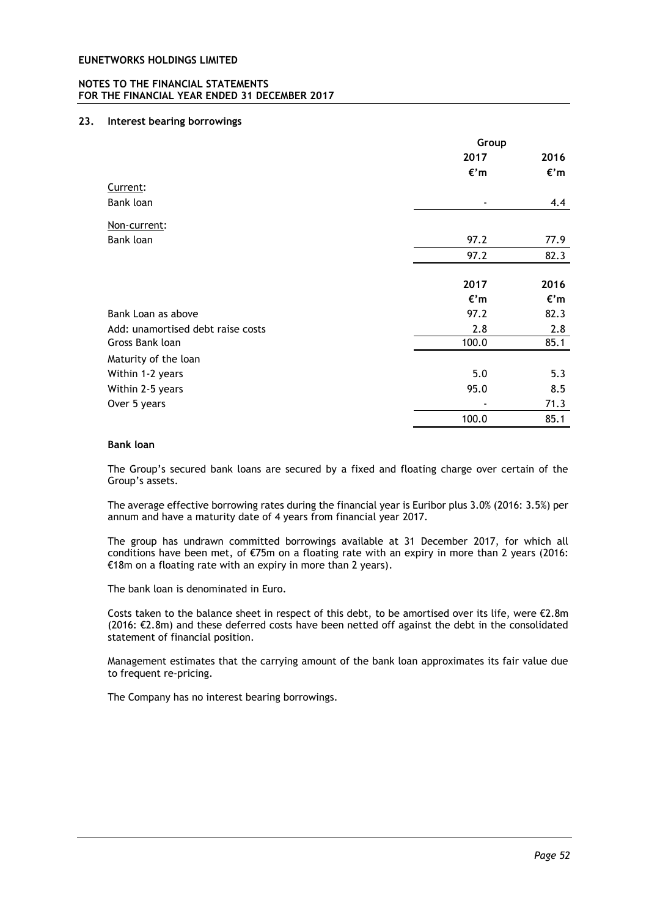## 23. Interest bearing borrowings

| | Group | |
|---|---|---|
| | 2017 | 2016 |
| | €'m | €'m |
| Current: | | |
| Bank loan | - | 4.4 |
| Non-current: | | |
| Bank loan | 97.2 | 77.9 |
| | 97.2 | 82.3 |

| | 2017 | 2016 |
|---|---|---|
| | €'m | €'m |
| Bank Loan as above | 97.2 | 82.3 |
| Add: unamortised debt raise costs | 2.8 | 2.8 |
| Gross Bank loan | 100.0 | 85.1 |
| Maturity of the loan | | |
| Within 1-2 years | 5.0 | 5.3 |
| Within 2-5 years | 95.0 | 8.5 |
| Over 5 years | - | 71.3 |
| | 100.0 | 85.1 |

**Bank loan**

The Group's secured bank loans are secured by a fixed and floating charge over certain of the Group's assets.

The average effective borrowing rates during the financial year is Euribor plus 3.0% (2016: 3.5%) per annum and have a maturity date of 4 years from financial year 2017.

The group has undrawn committed borrowings available at 31 December 2017, for which all conditions have been met, of €75m on a floating rate with an expiry in more than 2 years (2016: €18m on a floating rate with an expiry in more than 2 years).

The bank loan is denominated in Euro.

Costs taken to the balance sheet in respect of this debt, to be amortised over its life, were €2.8m (2016: €2.8m) and these deferred costs have been netted off against the debt in the consolidated statement of financial position.

Management estimates that the carrying amount of the bank loan approximates its fair value due to frequent re-pricing.

The Company has no interest bearing borrowings.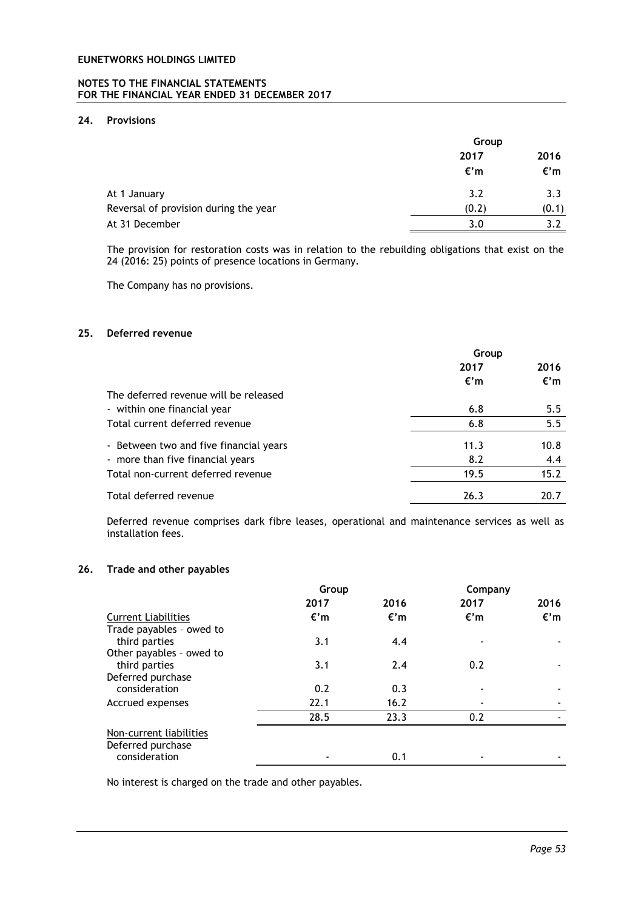## 24. Provisions

| | Group | |
|---|---|---|
| | 2017 | 2016 |
| | €'m | €'m |
| At 1 January | 3.2 | 3.3 |
| Reversal of provision during the year | (0.2) | (0.1) |
| At 31 December | 3.0 | 3.2 |

The provision for restoration costs was in relation to the rebuilding obligations that exist on the 24 (2016: 25) points of presence locations in Germany.

The Company has no provisions.

## 25. Deferred revenue

| | Group | |
|---|---|---|
| | 2017 | 2016 |
| | €'m | €'m |
| The deferred revenue will be released | | |
| - within one financial year | 6.8 | 5.5 |
| Total current deferred revenue | 6.8 | 5.5 |
| - Between two and five financial years | 11.3 | 10.8 |
| - more than five financial years | 8.2 | 4.4 |
| Total non-current deferred revenue | 19.5 | 15.2 |
| Total deferred revenue | 26.3 | 20.7 |

Deferred revenue comprises dark fibre leases, operational and maintenance services as well as installation fees.

## 26. Trade and other payables

| | Group | | Company | |
|---|---|---|---|---|
| | 2017 | 2016 | 2017 | 2016 |
| Current Liabilities | €'m | €'m | €'m | €'m |
| Trade payables – owed to third parties | 3.1 | 4.4 | - | - |
| Other payables – owed to third parties | 3.1 | 2.4 | 0.2 | - |
| Deferred purchase consideration | 0.2 | 0.3 | - | - |
| Accrued expenses | 22.1 | 16.2 | - | - |
| | 28.5 | 23.3 | 0.2 | - |
| Non-current liabilities | | | | |
| Deferred purchase consideration | - | 0.1 | - | - |

No interest is charged on the trade and other payables.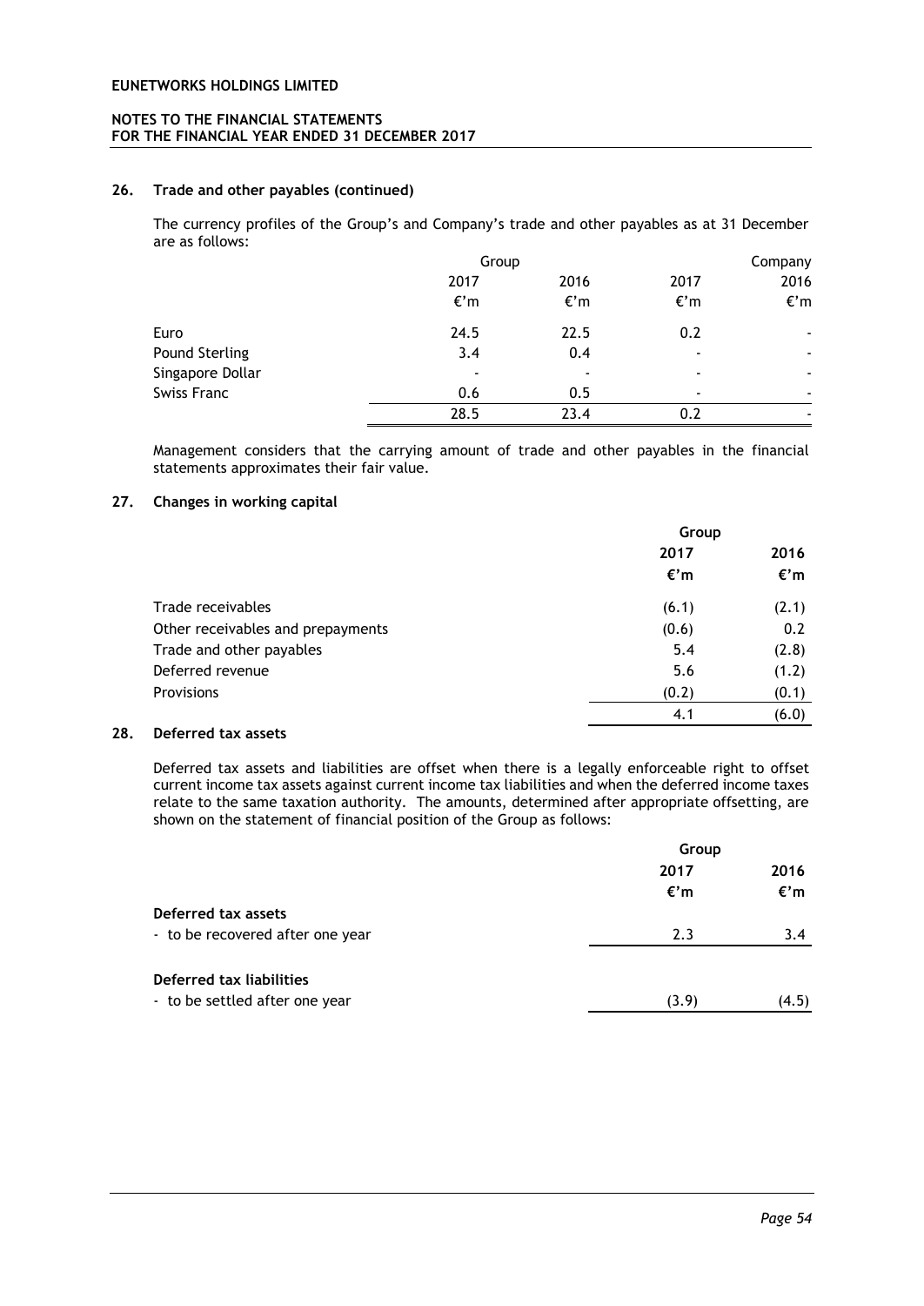## 26. Trade and other payables (continued)

The currency profiles of the Group's and Company's trade and other payables as at 31 December are as follows:

| | Group | | Company | |
|---|---|---|---|---|
| | 2017 | 2016 | 2017 | 2016 |
| | €'m | €'m | €'m | €'m |
| Euro | 24.5 | 22.5 | 0.2 | - |
| Pound Sterling | 3.4 | 0.4 | - | - |
| Singapore Dollar | - | - | - | - |
| Swiss Franc | 0.6 | 0.5 | - | - |
| | 28.5 | 23.4 | 0.2 | - |

Management considers that the carrying amount of trade and other payables in the financial statements approximates their fair value.

## 27. Changes in working capital

| | Group | |
|---|---|---|
| | 2017 | 2016 |
| | €'m | €'m |
| Trade receivables | (6.1) | (2.1) |
| Other receivables and prepayments | (0.6) | 0.2 |
| Trade and other payables | 5.4 | (2.8) |
| Deferred revenue | 5.6 | (1.2) |
| Provisions | (0.2) | (0.1) |
| | 4.1 | (6.0) |

## 28. Deferred tax assets

Deferred tax assets and liabilities are offset when there is a legally enforceable right to offset current income tax assets against current income tax liabilities and when the deferred income taxes relate to the same taxation authority. The amounts, determined after appropriate offsetting, are shown on the statement of financial position of the Group as follows:

| | Group | |
|---|---|---|
| | 2017 | 2016 |
| | €'m | €'m |
| **Deferred tax assets** | | |
| - to be recovered after one year | 2.3 | 3.4 |
| **Deferred tax liabilities** | | |
| - to be settled after one year | (3.9) | (4.5) |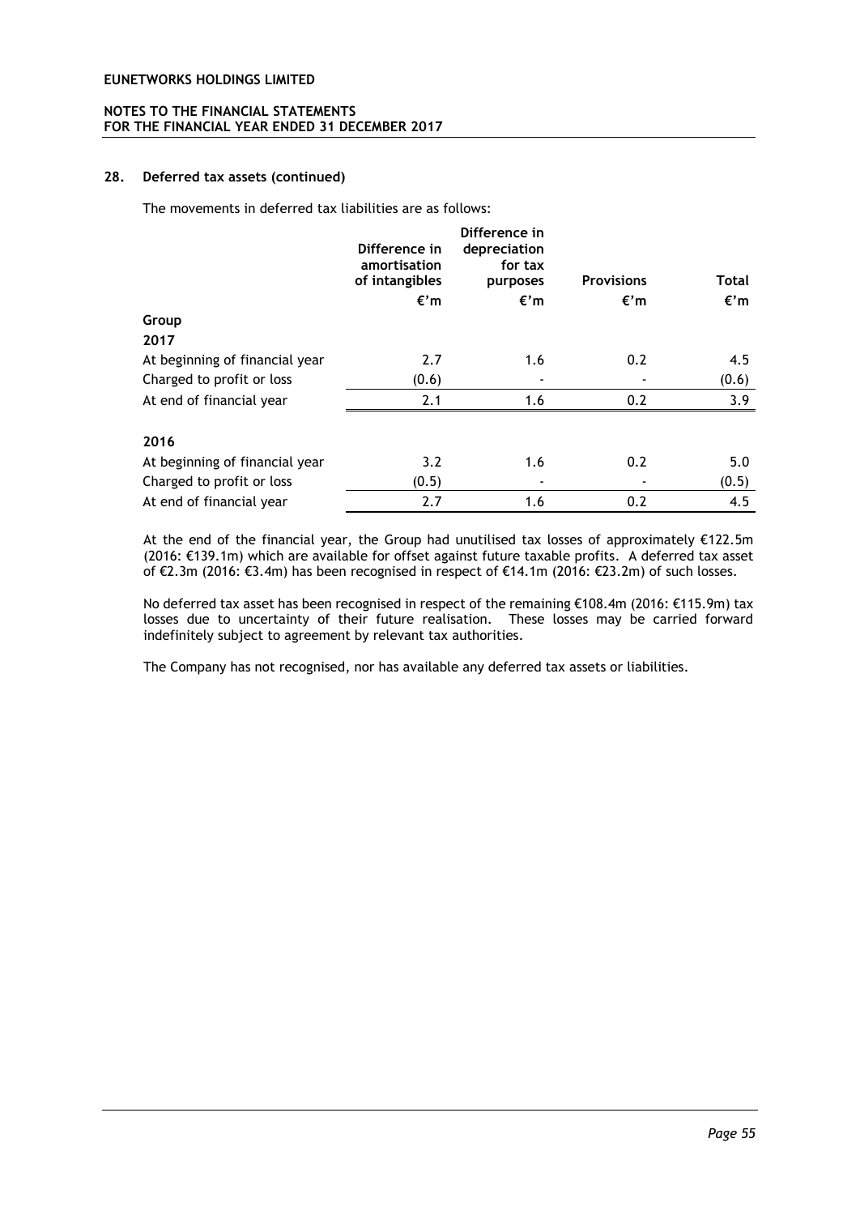## 28. Deferred tax assets (continued)

The movements in deferred tax liabilities are as follows:

| | Difference in amortisation of intangibles | Difference in depreciation for tax purposes | Provisions | Total |
|---|---|---|---|---|
| | €'m | €'m | €'m | €'m |
| **Group** | | | | |
| **2017** | | | | |
| At beginning of financial year | 2.7 | 1.6 | 0.2 | 4.5 |
| Charged to profit or loss | (0.6) | - | - | (0.6) |
| At end of financial year | 2.1 | 1.6 | 0.2 | 3.9 |
| | | | | |
| **2016** | | | | |
| At beginning of financial year | 3.2 | 1.6 | 0.2 | 5.0 |
| Charged to profit or loss | (0.5) | - | - | (0.5) |
| At end of financial year | 2.7 | 1.6 | 0.2 | 4.5 |

At the end of the financial year, the Group had unutilised tax losses of approximately €122.5m (2016: €139.1m) which are available for offset against future taxable profits. A deferred tax asset of €2.3m (2016: €3.4m) has been recognised in respect of €14.1m (2016: €23.2m) of such losses.

No deferred tax asset has been recognised in respect of the remaining €108.4m (2016: €115.9m) tax losses due to uncertainty of their future realisation. These losses may be carried forward indefinitely subject to agreement by relevant tax authorities.

The Company has not recognised, nor has available any deferred tax assets or liabilities.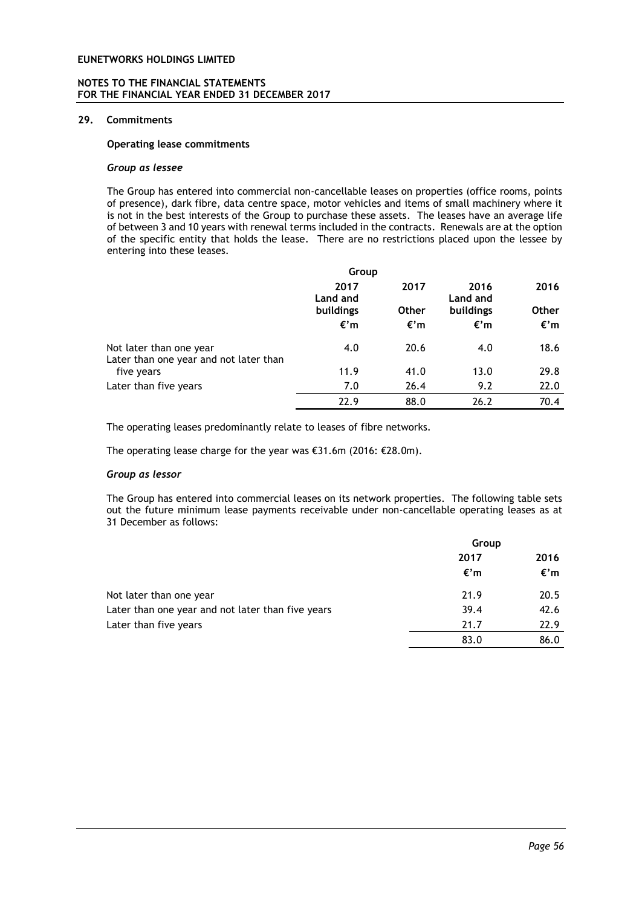## 29. Commitments

### Operating lease commitments

#### *Group as lessee*

The Group has entered into commercial non-cancellable leases on properties (office rooms, points of presence), dark fibre, data centre space, motor vehicles and items of small machinery where it is not in the best interests of the Group to purchase these assets. The leases have an average life of between 3 and 10 years with renewal terms included in the contracts. Renewals are at the option of the specific entity that holds the lease. There are no restrictions placed upon the lessee by entering into these leases.

| | Group | | | |
|---|---|---|---|---|
| | 2017 Land and buildings | 2017 Other | 2016 Land and buildings | 2016 Other |
| | €'m | €'m | €'m | €'m |
| Not later than one year | 4.0 | 20.6 | 4.0 | 18.6 |
| Later than one year and not later than five years | 11.9 | 41.0 | 13.0 | 29.8 |
| Later than five years | 7.0 | 26.4 | 9.2 | 22.0 |
| | 22.9 | 88.0 | 26.2 | 70.4 |

The operating leases predominantly relate to leases of fibre networks.

The operating lease charge for the year was €31.6m (2016: €28.0m).

#### *Group as lessor*

The Group has entered into commercial leases on its network properties. The following table sets out the future minimum lease payments receivable under non-cancellable operating leases as at 31 December as follows:

| | Group | |
|---|---|---|
| | 2017 | 2016 |
| | €'m | €'m |
| Not later than one year | 21.9 | 20.5 |
| Later than one year and not later than five years | 39.4 | 42.6 |
| Later than five years | 21.7 | 22.9 |
| | 83.0 | 86.0 |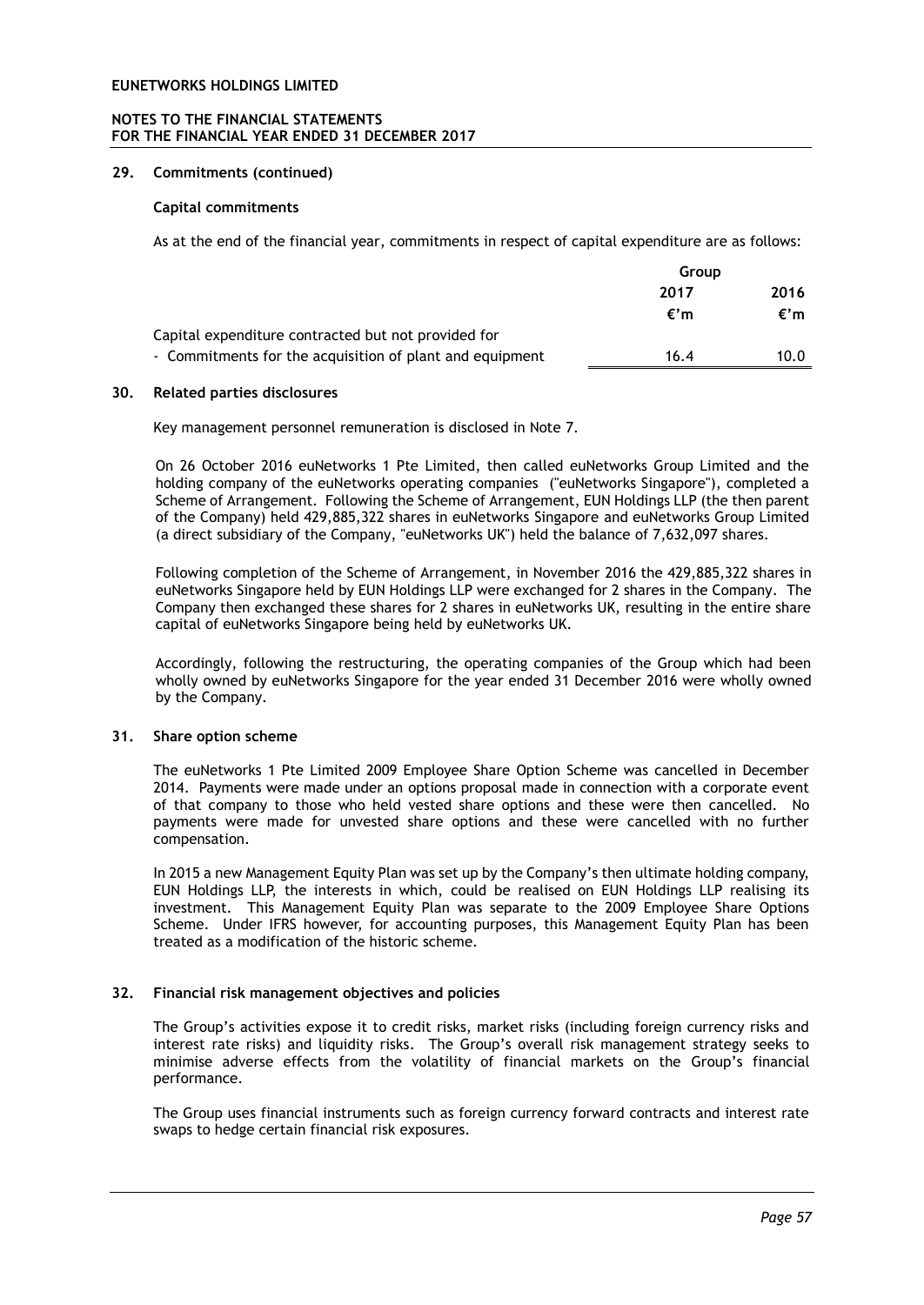## 29. Commitments (continued)

### Capital commitments

As at the end of the financial year, commitments in respect of capital expenditure are as follows:

| | Group | |
|---|---|---|
| | 2017 | 2016 |
| | €'m | €'m |
| Capital expenditure contracted but not provided for | | |
| - Commitments for the acquisition of plant and equipment | 16.4 | 10.0 |

## 30. Related parties disclosures

Key management personnel remuneration is disclosed in Note 7.

On 26 October 2016 euNetworks 1 Pte Limited, then called euNetworks Group Limited and the holding company of the euNetworks operating companies ("euNetworks Singapore"), completed a Scheme of Arrangement. Following the Scheme of Arrangement, EUN Holdings LLP (the then parent of the Company) held 429,885,322 shares in euNetworks Singapore and euNetworks Group Limited (a direct subsidiary of the Company, "euNetworks UK") held the balance of 7,632,097 shares.

Following completion of the Scheme of Arrangement, in November 2016 the 429,885,322 shares in euNetworks Singapore held by EUN Holdings LLP were exchanged for 2 shares in the Company. The Company then exchanged these shares for 2 shares in euNetworks UK, resulting in the entire share capital of euNetworks Singapore being held by euNetworks UK.

Accordingly, following the restructuring, the operating companies of the Group which had been wholly owned by euNetworks Singapore for the year ended 31 December 2016 were wholly owned by the Company.

## 31. Share option scheme

The euNetworks 1 Pte Limited 2009 Employee Share Option Scheme was cancelled in December 2014. Payments were made under an options proposal made in connection with a corporate event of that company to those who held vested share options and these were then cancelled. No payments were made for unvested share options and these were cancelled with no further compensation.

In 2015 a new Management Equity Plan was set up by the Company's then ultimate holding company, EUN Holdings LLP, the interests in which, could be realised on EUN Holdings LLP realising its investment. This Management Equity Plan was separate to the 2009 Employee Share Options Scheme. Under IFRS however, for accounting purposes, this Management Equity Plan has been treated as a modification of the historic scheme.

## 32. Financial risk management objectives and policies

The Group's activities expose it to credit risks, market risks (including foreign currency risks and interest rate risks) and liquidity risks. The Group's overall risk management strategy seeks to minimise adverse effects from the volatility of financial markets on the Group's financial performance.

The Group uses financial instruments such as foreign currency forward contracts and interest rate swaps to hedge certain financial risk exposures.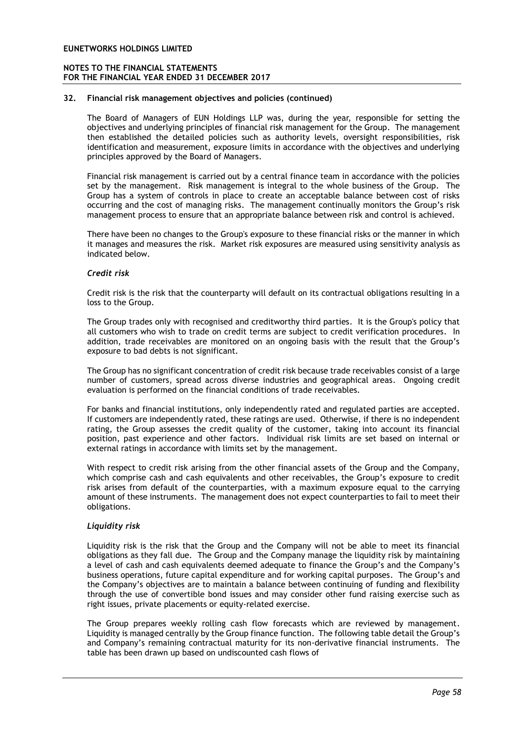## 32. Financial risk management objectives and policies (continued)

The Board of Managers of EUN Holdings LLP was, during the year, responsible for setting the objectives and underlying principles of financial risk management for the Group. The management then established the detailed policies such as authority levels, oversight responsibilities, risk identification and measurement, exposure limits in accordance with the objectives and underlying principles approved by the Board of Managers.

Financial risk management is carried out by a central finance team in accordance with the policies set by the management. Risk management is integral to the whole business of the Group. The Group has a system of controls in place to create an acceptable balance between cost of risks occurring and the cost of managing risks. The management continually monitors the Group's risk management process to ensure that an appropriate balance between risk and control is achieved.

There have been no changes to the Group's exposure to these financial risks or the manner in which it manages and measures the risk. Market risk exposures are measured using sensitivity analysis as indicated below.

### *Credit risk*

Credit risk is the risk that the counterparty will default on its contractual obligations resulting in a loss to the Group.

The Group trades only with recognised and creditworthy third parties. It is the Group's policy that all customers who wish to trade on credit terms are subject to credit verification procedures. In addition, trade receivables are monitored on an ongoing basis with the result that the Group's exposure to bad debts is not significant.

The Group has no significant concentration of credit risk because trade receivables consist of a large number of customers, spread across diverse industries and geographical areas. Ongoing credit evaluation is performed on the financial conditions of trade receivables.

For banks and financial institutions, only independently rated and regulated parties are accepted. If customers are independently rated, these ratings are used. Otherwise, if there is no independent rating, the Group assesses the credit quality of the customer, taking into account its financial position, past experience and other factors. Individual risk limits are set based on internal or external ratings in accordance with limits set by the management.

With respect to credit risk arising from the other financial assets of the Group and the Company, which comprise cash and cash equivalents and other receivables, the Group's exposure to credit risk arises from default of the counterparties, with a maximum exposure equal to the carrying amount of these instruments. The management does not expect counterparties to fail to meet their obligations.

### *Liquidity risk*

Liquidity risk is the risk that the Group and the Company will not be able to meet its financial obligations as they fall due. The Group and the Company manage the liquidity risk by maintaining a level of cash and cash equivalents deemed adequate to finance the Group's and the Company's business operations, future capital expenditure and for working capital purposes. The Group's and the Company's objectives are to maintain a balance between continuing of funding and flexibility through the use of convertible bond issues and may consider other fund raising exercise such as right issues, private placements or equity-related exercise.

The Group prepares weekly rolling cash flow forecasts which are reviewed by management. Liquidity is managed centrally by the Group finance function. The following table detail the Group's and Company's remaining contractual maturity for its non-derivative financial instruments. The table has been drawn up based on undiscounted cash flows of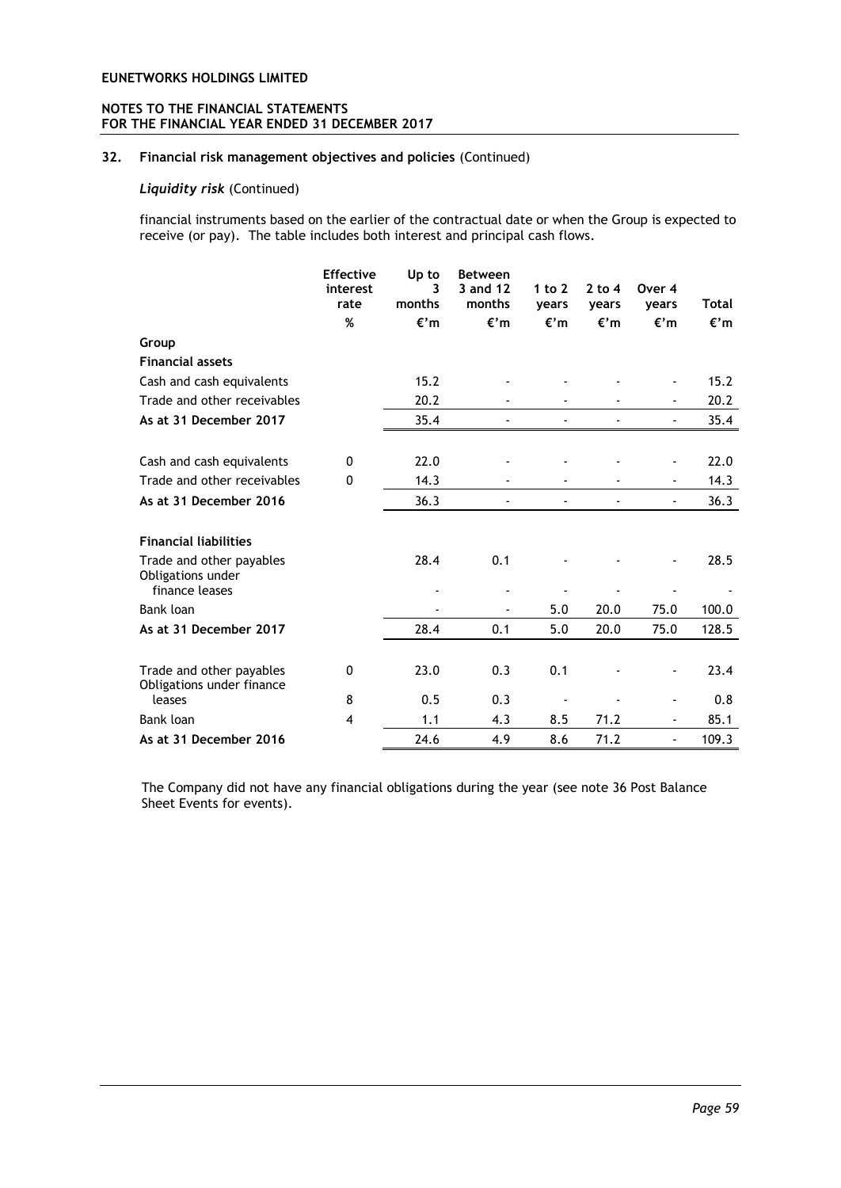**EUNETWORKS HOLDINGS LIMITED**

**NOTES TO THE FINANCIAL STATEMENTS**
**FOR THE FINANCIAL YEAR ENDED 31 DECEMBER 2017**

## 32. Financial risk management objectives and policies (Continued)

### *Liquidity risk* (Continued)

financial instruments based on the earlier of the contractual date or when the Group is expected to receive (or pay). The table includes both interest and principal cash flows.

| | Effective interest rate | Up to 3 months | Between 3 and 12 months | 1 to 2 years | 2 to 4 years | Over 4 years | Total |
|---|---|---|---|---|---|---|---|
| | % | €'m | €'m | €'m | €'m | €'m | €'m |
| **Group** | | | | | | | |
| **Financial assets** | | | | | | | |
| Cash and cash equivalents | | 15.2 | - | - | - | - | 15.2 |
| Trade and other receivables | | 20.2 | - | - | - | - | 20.2 |
| **As at 31 December 2017** | | 35.4 | - | - | - | - | 35.4 |
| Cash and cash equivalents | 0 | 22.0 | - | - | - | - | 22.0 |
| Trade and other receivables | 0 | 14.3 | - | - | - | - | 14.3 |
| **As at 31 December 2016** | | 36.3 | - | - | - | - | 36.3 |
| **Financial liabilities** | | | | | | | |
| Trade and other payables | | 28.4 | 0.1 | - | - | - | 28.5 |
| Obligations under finance leases | | - | - | - | - | - | - |
| Bank loan | | - | - | 5.0 | 20.0 | 75.0 | 100.0 |
| **As at 31 December 2017** | | 28.4 | 0.1 | 5.0 | 20.0 | 75.0 | 128.5 |
| Trade and other payables | 0 | 23.0 | 0.3 | 0.1 | - | - | 23.4 |
| Obligations under finance leases | 8 | 0.5 | 0.3 | - | - | - | 0.8 |
| Bank loan | 4 | 1.1 | 4.3 | 8.5 | 71.2 | - | 85.1 |
| **As at 31 December 2016** | | 24.6 | 4.9 | 8.6 | 71.2 | - | 109.3 |

The Company did not have any financial obligations during the year (see note 36 Post Balance Sheet Events for events).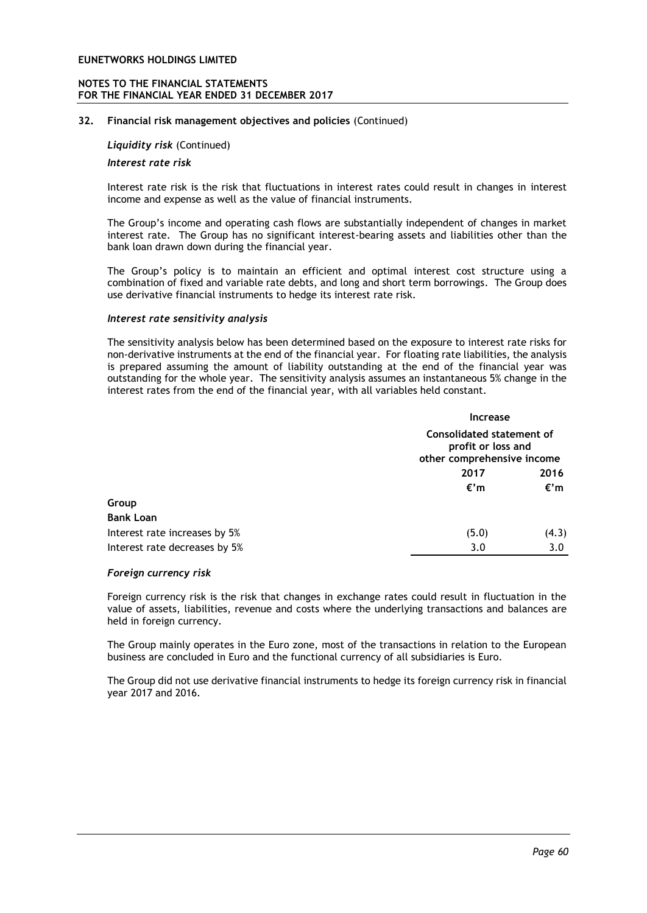## 32. Financial risk management objectives and policies (Continued)

***Liquidity risk*** (Continued)

***Interest rate risk***

Interest rate risk is the risk that fluctuations in interest rates could result in changes in interest income and expense as well as the value of financial instruments.

The Group's income and operating cash flows are substantially independent of changes in market interest rate. The Group has no significant interest-bearing assets and liabilities other than the bank loan drawn down during the financial year.

The Group's policy is to maintain an efficient and optimal interest cost structure using a combination of fixed and variable rate debts, and long and short term borrowings. The Group does use derivative financial instruments to hedge its interest rate risk.

***Interest rate sensitivity analysis***

The sensitivity analysis below has been determined based on the exposure to interest rate risks for non-derivative instruments at the end of the financial year. For floating rate liabilities, the analysis is prepared assuming the amount of liability outstanding at the end of the financial year was outstanding for the whole year. The sensitivity analysis assumes an instantaneous 5% change in the interest rates from the end of the financial year, with all variables held constant.

| | **Increase** | |
|---|---|---|
| | **Consolidated statement of profit or loss and other comprehensive income** | |
| | **2017** | **2016** |
| | **€'m** | **€'m** |
| **Group** | | |
| **Bank Loan** | | |
| Interest rate increases by 5% | (5.0) | (4.3) |
| Interest rate decreases by 5% | 3.0 | 3.0 |

***Foreign currency risk***

Foreign currency risk is the risk that changes in exchange rates could result in fluctuation in the value of assets, liabilities, revenue and costs where the underlying transactions and balances are held in foreign currency.

The Group mainly operates in the Euro zone, most of the transactions in relation to the European business are concluded in Euro and the functional currency of all subsidiaries is Euro.

The Group did not use derivative financial instruments to hedge its foreign currency risk in financial year 2017 and 2016.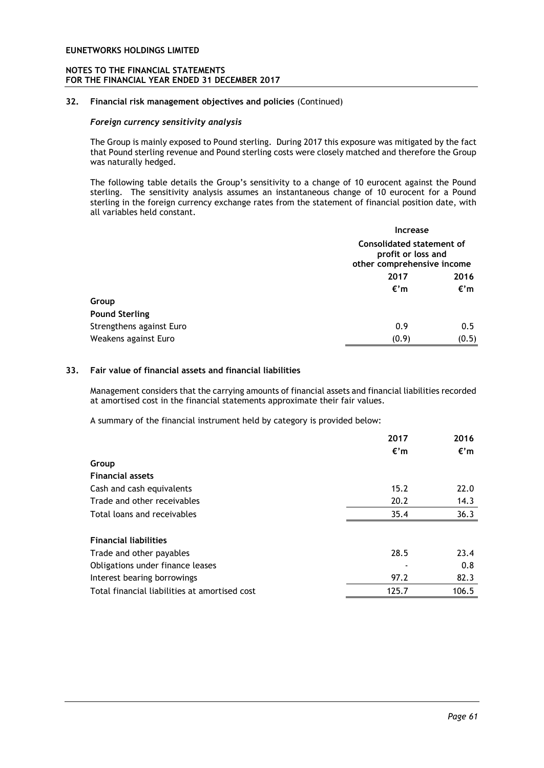**32. Financial risk management objectives and policies** (Continued)

***Foreign currency sensitivity analysis***

The Group is mainly exposed to Pound sterling. During 2017 this exposure was mitigated by the fact that Pound sterling revenue and Pound sterling costs were closely matched and therefore the Group was naturally hedged.

The following table details the Group's sensitivity to a change of 10 eurocent against the Pound sterling. The sensitivity analysis assumes an instantaneous change of 10 eurocent for a Pound sterling in the foreign currency exchange rates from the statement of financial position date, with all variables held constant.

| | Increase | |
|---|---|---|
| | Consolidated statement of profit or loss and other comprehensive income | |
| | 2017 | 2016 |
| | €'m | €'m |
| **Group** | | |
| **Pound Sterling** | | |
| Strengthens against Euro | 0.9 | 0.5 |
| Weakens against Euro | (0.9) | (0.5) |

**33. Fair value of financial assets and financial liabilities**

Management considers that the carrying amounts of financial assets and financial liabilities recorded at amortised cost in the financial statements approximate their fair values.

A summary of the financial instrument held by category is provided below:

| | 2017 | 2016 |
|---|---|---|
| | €'m | €'m |
| **Group** | | |
| **Financial assets** | | |
| Cash and cash equivalents | 15.2 | 22.0 |
| Trade and other receivables | 20.2 | 14.3 |
| Total loans and receivables | 35.4 | 36.3 |
| | | |
| **Financial liabilities** | | |
| Trade and other payables | 28.5 | 23.4 |
| Obligations under finance leases | - | 0.8 |
| Interest bearing borrowings | 97.2 | 82.3 |
| Total financial liabilities at amortised cost | 125.7 | 106.5 |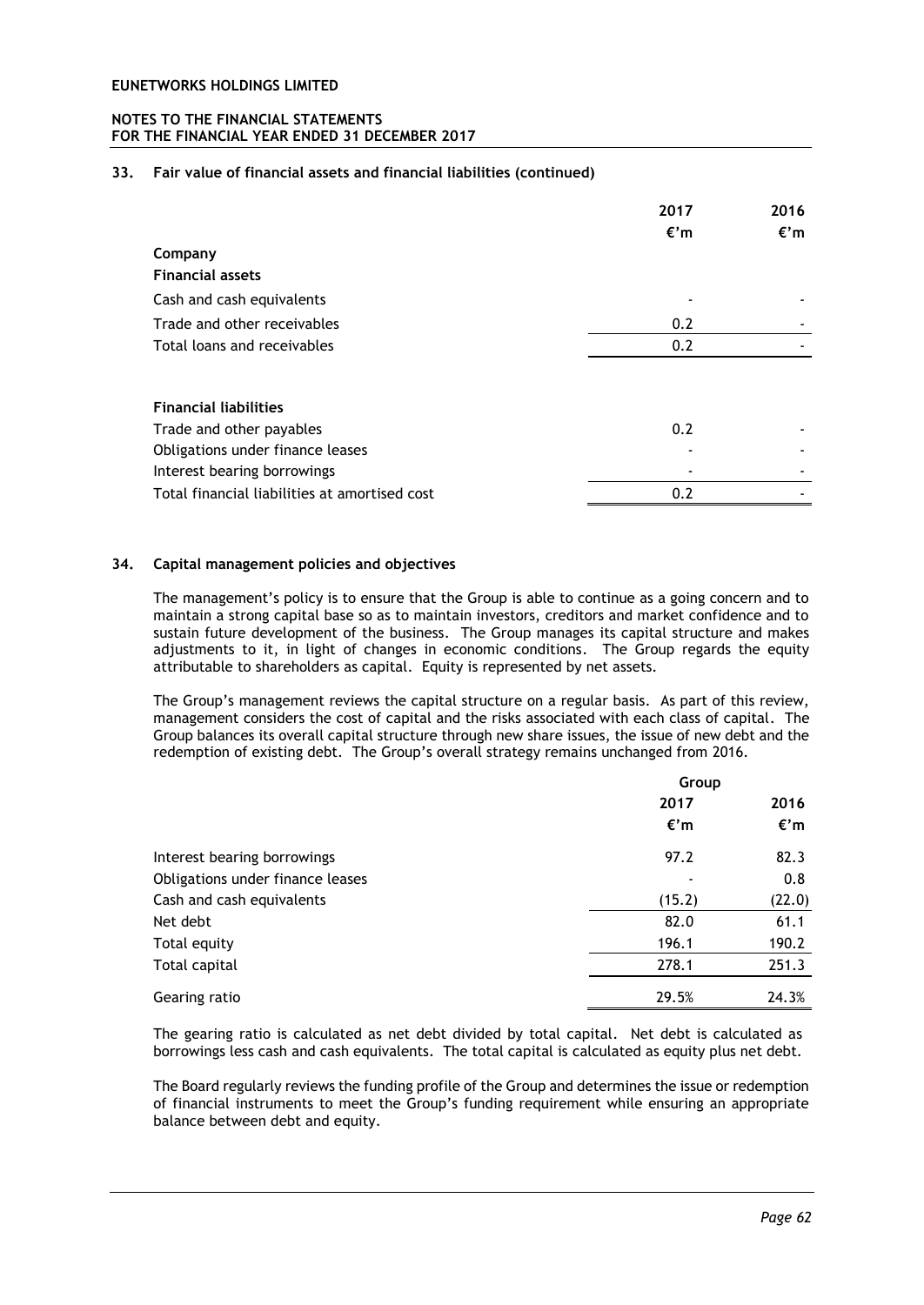## 33. Fair value of financial assets and financial liabilities (continued)

| | 2017 | 2016 |
|---|---|---|
| | €'m | €'m |
| **Company** | | |
| **Financial assets** | | |
| Cash and cash equivalents | - | - |
| Trade and other receivables | 0.2 | - |
| Total loans and receivables | 0.2 | - |
| | | |
| **Financial liabilities** | | |
| Trade and other payables | 0.2 | - |
| Obligations under finance leases | - | - |
| Interest bearing borrowings | - | - |
| Total financial liabilities at amortised cost | 0.2 | - |

## 34. Capital management policies and objectives

The management's policy is to ensure that the Group is able to continue as a going concern and to maintain a strong capital base so as to maintain investors, creditors and market confidence and to sustain future development of the business. The Group manages its capital structure and makes adjustments to it, in light of changes in economic conditions. The Group regards the equity attributable to shareholders as capital. Equity is represented by net assets.

The Group's management reviews the capital structure on a regular basis. As part of this review, management considers the cost of capital and the risks associated with each class of capital. The Group balances its overall capital structure through new share issues, the issue of new debt and the redemption of existing debt. The Group's overall strategy remains unchanged from 2016.

| | Group | |
|---|---|---|
| | 2017 | 2016 |
| | €'m | €'m |
| Interest bearing borrowings | 97.2 | 82.3 |
| Obligations under finance leases | - | 0.8 |
| Cash and cash equivalents | (15.2) | (22.0) |
| Net debt | 82.0 | 61.1 |
| Total equity | 196.1 | 190.2 |
| Total capital | 278.1 | 251.3 |
| Gearing ratio | 29.5% | 24.3% |

The gearing ratio is calculated as net debt divided by total capital. Net debt is calculated as borrowings less cash and cash equivalents. The total capital is calculated as equity plus net debt.

The Board regularly reviews the funding profile of the Group and determines the issue or redemption of financial instruments to meet the Group's funding requirement while ensuring an appropriate balance between debt and equity.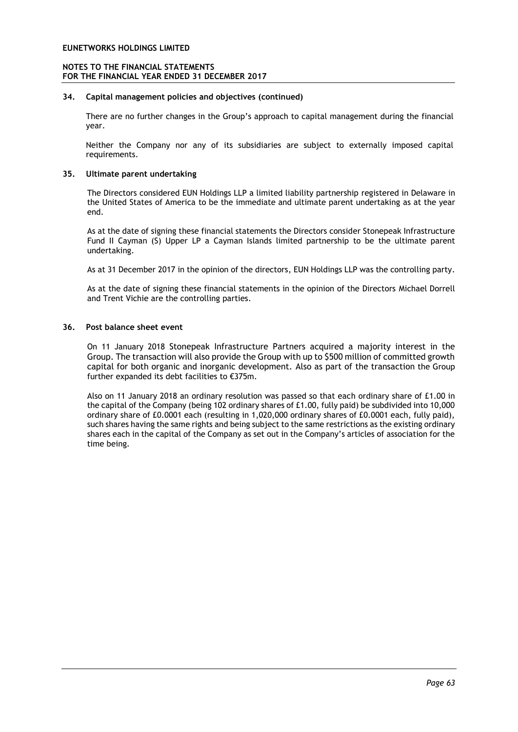## 34. Capital management policies and objectives (continued)

There are no further changes in the Group's approach to capital management during the financial year.

Neither the Company nor any of its subsidiaries are subject to externally imposed capital requirements.

## 35. Ultimate parent undertaking

The Directors considered EUN Holdings LLP a limited liability partnership registered in Delaware in the United States of America to be the immediate and ultimate parent undertaking as at the year end.

As at the date of signing these financial statements the Directors consider Stonepeak Infrastructure Fund II Cayman (S) Upper LP a Cayman Islands limited partnership to be the ultimate parent undertaking.

As at 31 December 2017 in the opinion of the directors, EUN Holdings LLP was the controlling party.

As at the date of signing these financial statements in the opinion of the Directors Michael Dorrell and Trent Vichie are the controlling parties.

## 36. Post balance sheet event

On 11 January 2018 Stonepeak Infrastructure Partners acquired a majority interest in the Group. The transaction will also provide the Group with up to $500 million of committed growth capital for both organic and inorganic development. Also as part of the transaction the Group further expanded its debt facilities to €375m.

Also on 11 January 2018 an ordinary resolution was passed so that each ordinary share of £1.00 in the capital of the Company (being 102 ordinary shares of £1.00, fully paid) be subdivided into 10,000 ordinary share of £0.0001 each (resulting in 1,020,000 ordinary shares of £0.0001 each, fully paid), such shares having the same rights and being subject to the same restrictions as the existing ordinary shares each in the capital of the Company as set out in the Company's articles of association for the time being.